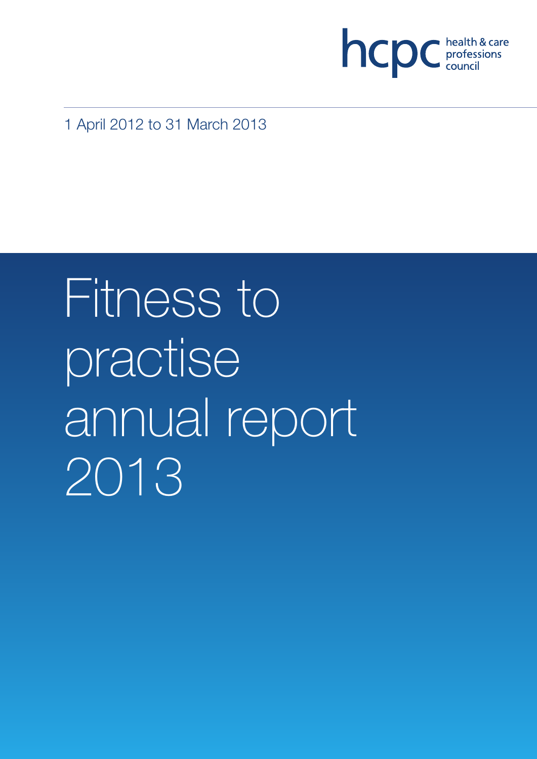hcpc health & care professions council

1 April 2012 to 31 March 2013

# Fitness to practise annual report 2013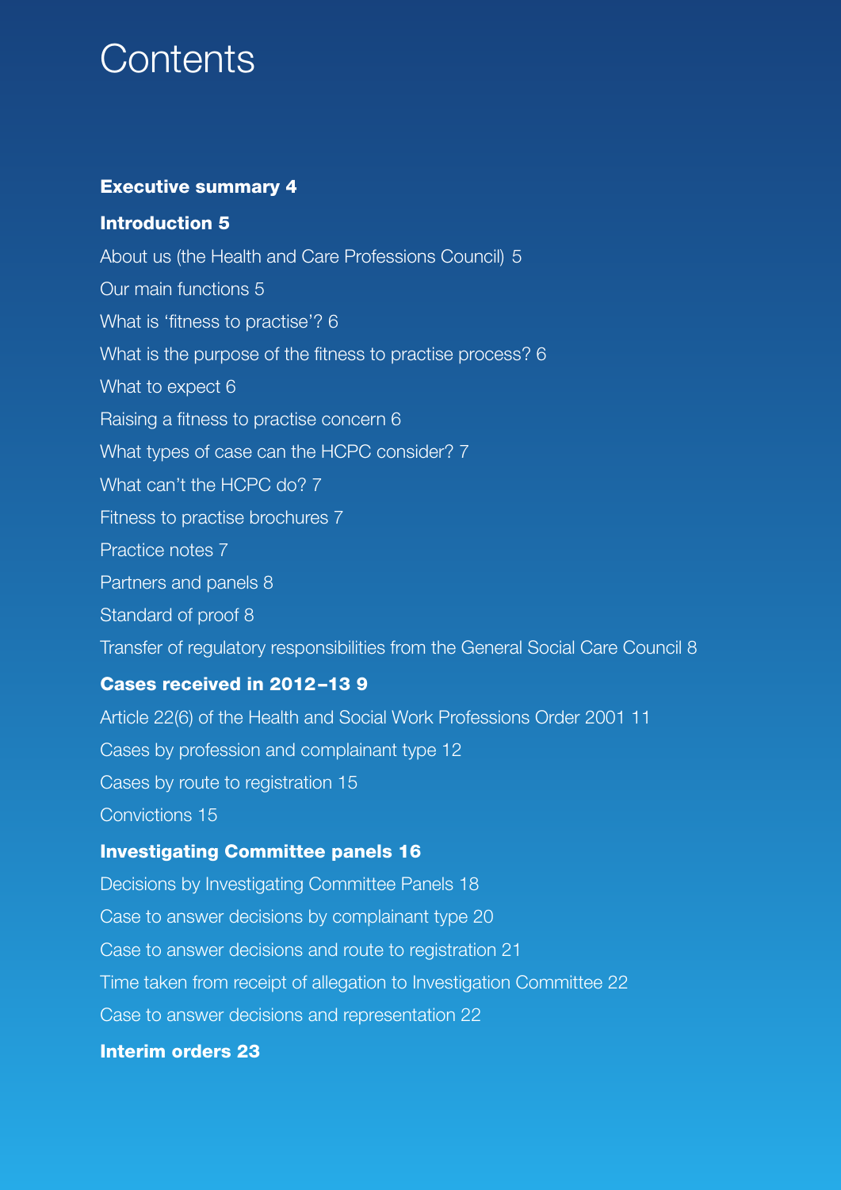# Contents

**Executive summary 4**

**Introduction 5**

About us (the Health and Care Professions Council) 5

Our main functions 5

What is 'fitness to practise'? 6

What is the purpose of the fitness to practise process? 6

What to expect 6

Raising a fitness to practise concern 6

What types of case can the HCPC consider? 7

What can't the HCPC do? 7

Fitness to practise brochures 7

Practice notes 7

Partners and panels 8

Standard of proof 8

Transfer of regulatory responsibilities from the General Social Care Council 8

**Cases received in 2012–13 9**

Article 22(6) of the Health and Social Work Professions Order 2001 11

Cases by profession and complainant type 12

Cases by route to registration 15

Convictions 15

**Investigating Committee panels 16**

Decisions by Investigating Committee Panels 18

Case to answer decisions by complainant type 20

Case to answer decisions and route to registration 21

Time taken from receipt of allegation to Investigation Committee 22

Case to answer decisions and representation 22

**Interim orders 23**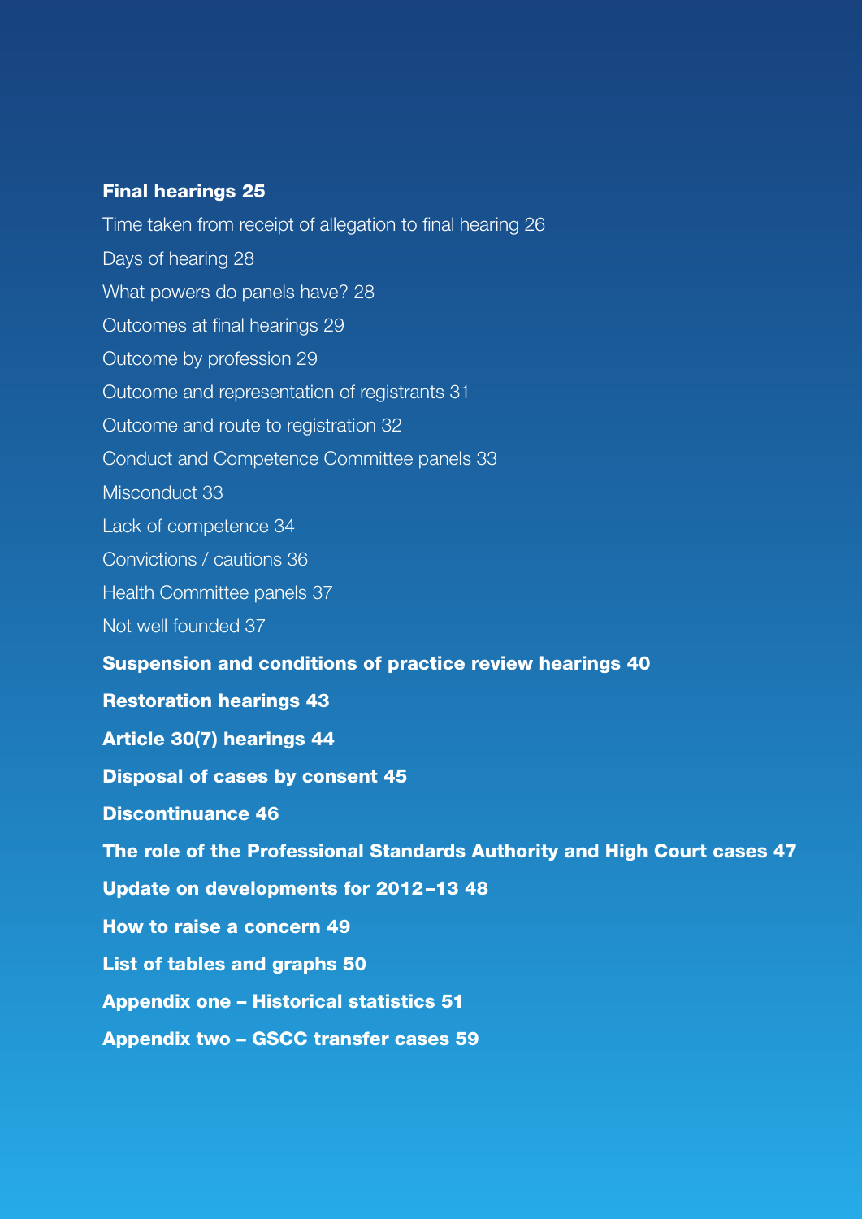**Final hearings 25**

Time taken from receipt of allegation to final hearing 26

Days of hearing 28

What powers do panels have? 28

Outcomes at final hearings 29

Outcome by profession 29

Outcome and representation of registrants 31

Outcome and route to registration 32

Conduct and Competence Committee panels 33

Misconduct 33

Lack of competence 34

Convictions / cautions 36

Health Committee panels 37

Not well founded 37

**Suspension and conditions of practice review hearings 40**

**Restoration hearings 43**

**Article 30(7) hearings 44**

**Disposal of cases by consent 45**

**Discontinuance 46**

**The role of the Professional Standards Authority and High Court cases 47**

**Update on developments for 2012–13 48**

**How to raise a concern 49**

**List of tables and graphs 50**

**Appendix one – Historical statistics 51**

**Appendix two – GSCC transfer cases 59**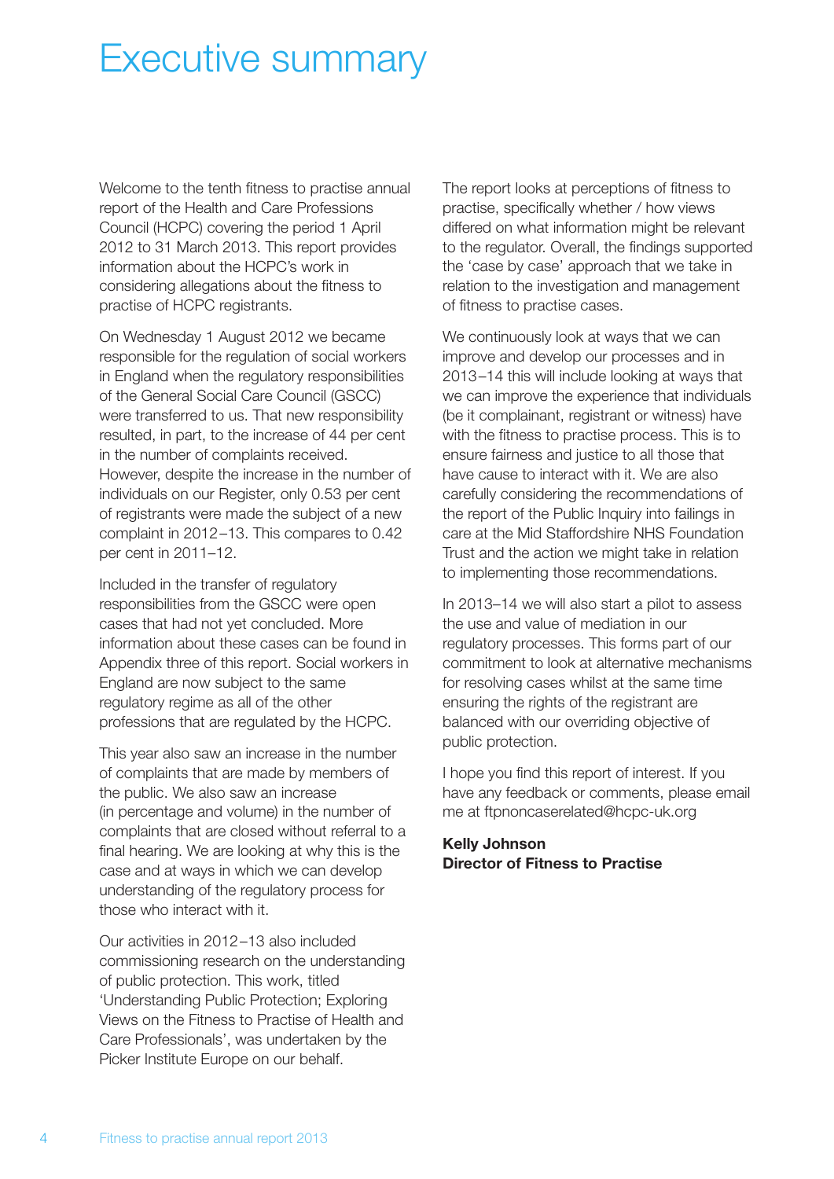# Executive summary

Welcome to the tenth fitness to practise annual report of the Health and Care Professions Council (HCPC) covering the period 1 April 2012 to 31 March 2013. This report provides information about the HCPC's work in considering allegations about the fitness to practise of HCPC registrants.

On Wednesday 1 August 2012 we became responsible for the regulation of social workers in England when the regulatory responsibilities of the General Social Care Council (GSCC) were transferred to us. That new responsibility resulted, in part, to the increase of 44 per cent in the number of complaints received. However, despite the increase in the number of individuals on our Register, only 0.53 per cent of registrants were made the subject of a new complaint in 2012–13. This compares to 0.42 per cent in 2011–12.

Included in the transfer of regulatory responsibilities from the GSCC were open cases that had not yet concluded. More information about these cases can be found in Appendix three of this report. Social workers in England are now subject to the same regulatory regime as all of the other professions that are regulated by the HCPC.

This year also saw an increase in the number of complaints that are made by members of the public. We also saw an increase (in percentage and volume) in the number of complaints that are closed without referral to a final hearing. We are looking at why this is the case and at ways in which we can develop understanding of the regulatory process for those who interact with it.

Our activities in 2012–13 also included commissioning research on the understanding of public protection. This work, titled 'Understanding Public Protection; Exploring Views on the Fitness to Practise of Health and Care Professionals', was undertaken by the Picker Institute Europe on our behalf.

The report looks at perceptions of fitness to practise, specifically whether / how views differed on what information might be relevant to the regulator. Overall, the findings supported the 'case by case' approach that we take in relation to the investigation and management of fitness to practise cases.

We continuously look at ways that we can improve and develop our processes and in 2013–14 this will include looking at ways that we can improve the experience that individuals (be it complainant, registrant or witness) have with the fitness to practise process. This is to ensure fairness and justice to all those that have cause to interact with it. We are also carefully considering the recommendations of the report of the Public Inquiry into failings in care at the Mid Staffordshire NHS Foundation Trust and the action we might take in relation to implementing those recommendations.

In 2013–14 we will also start a pilot to assess the use and value of mediation in our regulatory processes. This forms part of our commitment to look at alternative mechanisms for resolving cases whilst at the same time ensuring the rights of the registrant are balanced with our overriding objective of public protection.

I hope you find this report of interest. If you have any feedback or comments, please email me at ftpnoncaserelated@hcpc-uk.org

**Kelly Johnson**
**Director of Fitness to Practise**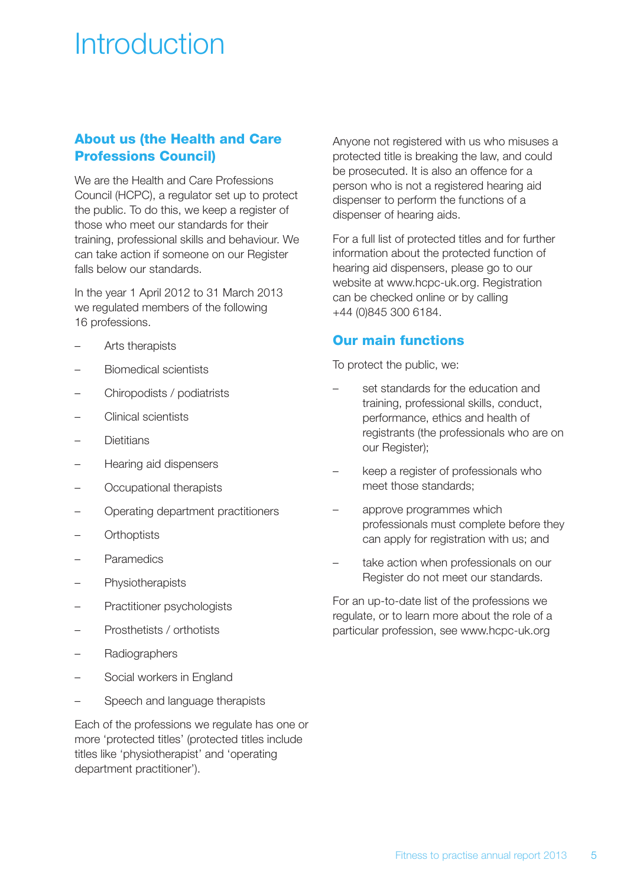# Introduction

## About us (the Health and Care Professions Council)

We are the Health and Care Professions Council (HCPC), a regulator set up to protect the public. To do this, we keep a register of those who meet our standards for their training, professional skills and behaviour. We can take action if someone on our Register falls below our standards.

In the year 1 April 2012 to 31 March 2013 we regulated members of the following 16 professions.

- Arts therapists
- Biomedical scientists
- Chiropodists / podiatrists
- Clinical scientists
- Dietitians
- Hearing aid dispensers
- Occupational therapists
- Operating department practitioners
- Orthoptists
- Paramedics
- Physiotherapists
- Practitioner psychologists
- Prosthetists / orthotists
- Radiographers
- Social workers in England
- Speech and language therapists

Each of the professions we regulate has one or more 'protected titles' (protected titles include titles like 'physiotherapist' and 'operating department practitioner').

Anyone not registered with us who misuses a protected title is breaking the law, and could be prosecuted. It is also an offence for a person who is not a registered hearing aid dispenser to perform the functions of a dispenser of hearing aids.

For a full list of protected titles and for further information about the protected function of hearing aid dispensers, please go to our website at www.hcpc-uk.org. Registration can be checked online or by calling +44 (0)845 300 6184.

## Our main functions

To protect the public, we:

- set standards for the education and training, professional skills, conduct, performance, ethics and health of registrants (the professionals who are on our Register);
- keep a register of professionals who meet those standards;
- approve programmes which professionals must complete before they can apply for registration with us; and
- take action when professionals on our Register do not meet our standards.

For an up-to-date list of the professions we regulate, or to learn more about the role of a particular profession, see www.hcpc-uk.org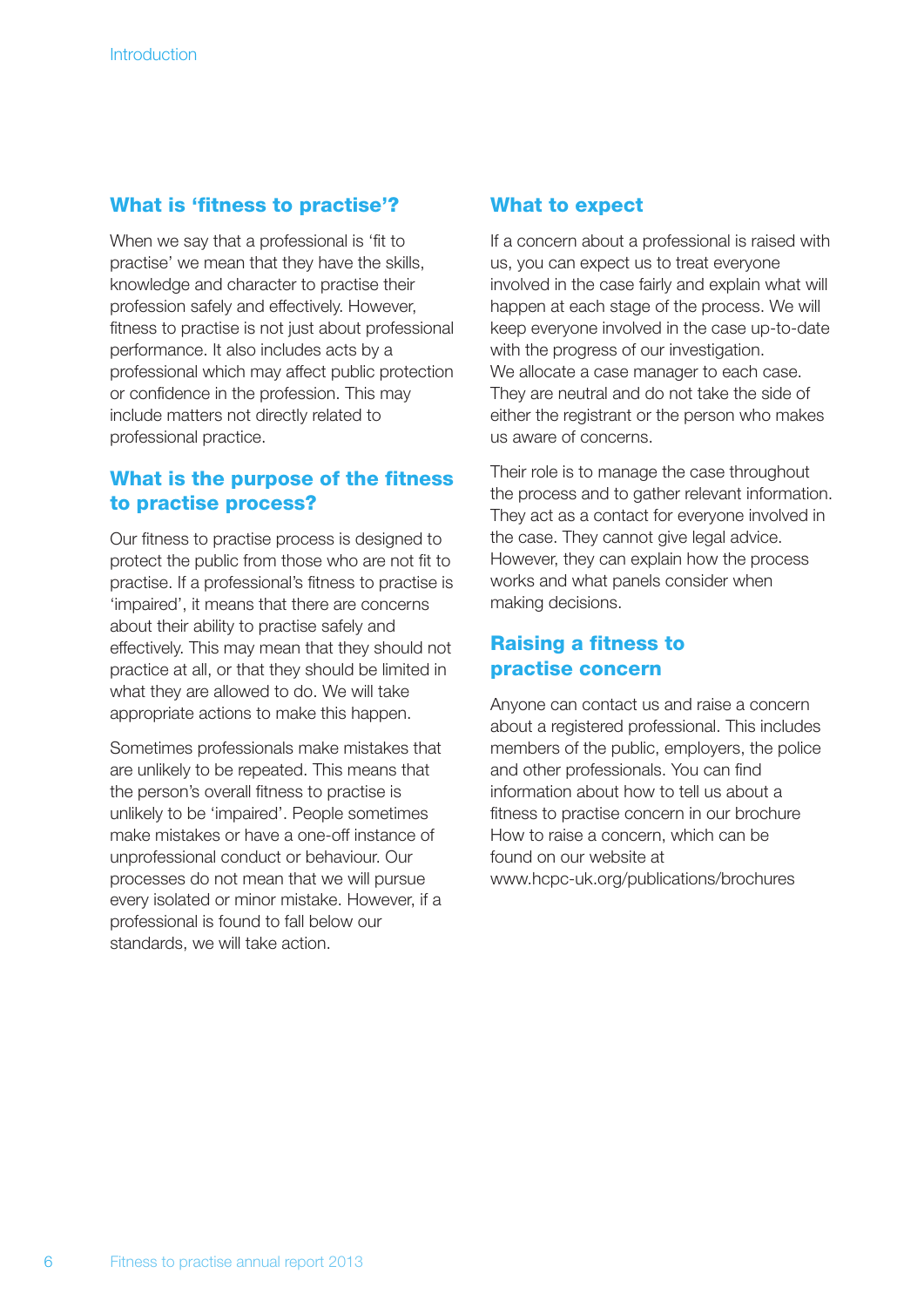## What is 'fitness to practise'?

When we say that a professional is 'fit to practise' we mean that they have the skills, knowledge and character to practise their profession safely and effectively. However, fitness to practise is not just about professional performance. It also includes acts by a professional which may affect public protection or confidence in the profession. This may include matters not directly related to professional practice.

## What is the purpose of the fitness to practise process?

Our fitness to practise process is designed to protect the public from those who are not fit to practise. If a professional's fitness to practise is 'impaired', it means that there are concerns about their ability to practise safely and effectively. This may mean that they should not practice at all, or that they should be limited in what they are allowed to do. We will take appropriate actions to make this happen.

Sometimes professionals make mistakes that are unlikely to be repeated. This means that the person's overall fitness to practise is unlikely to be 'impaired'. People sometimes make mistakes or have a one-off instance of unprofessional conduct or behaviour. Our processes do not mean that we will pursue every isolated or minor mistake. However, if a professional is found to fall below our standards, we will take action.

## What to expect

If a concern about a professional is raised with us, you can expect us to treat everyone involved in the case fairly and explain what will happen at each stage of the process. We will keep everyone involved in the case up-to-date with the progress of our investigation. We allocate a case manager to each case. They are neutral and do not take the side of either the registrant or the person who makes us aware of concerns.

Their role is to manage the case throughout the process and to gather relevant information. They act as a contact for everyone involved in the case. They cannot give legal advice. However, they can explain how the process works and what panels consider when making decisions.

## Raising a fitness to practise concern

Anyone can contact us and raise a concern about a registered professional. This includes members of the public, employers, the police and other professionals. You can find information about how to tell us about a fitness to practise concern in our brochure How to raise a concern, which can be found on our website at www.hcpc-uk.org/publications/brochures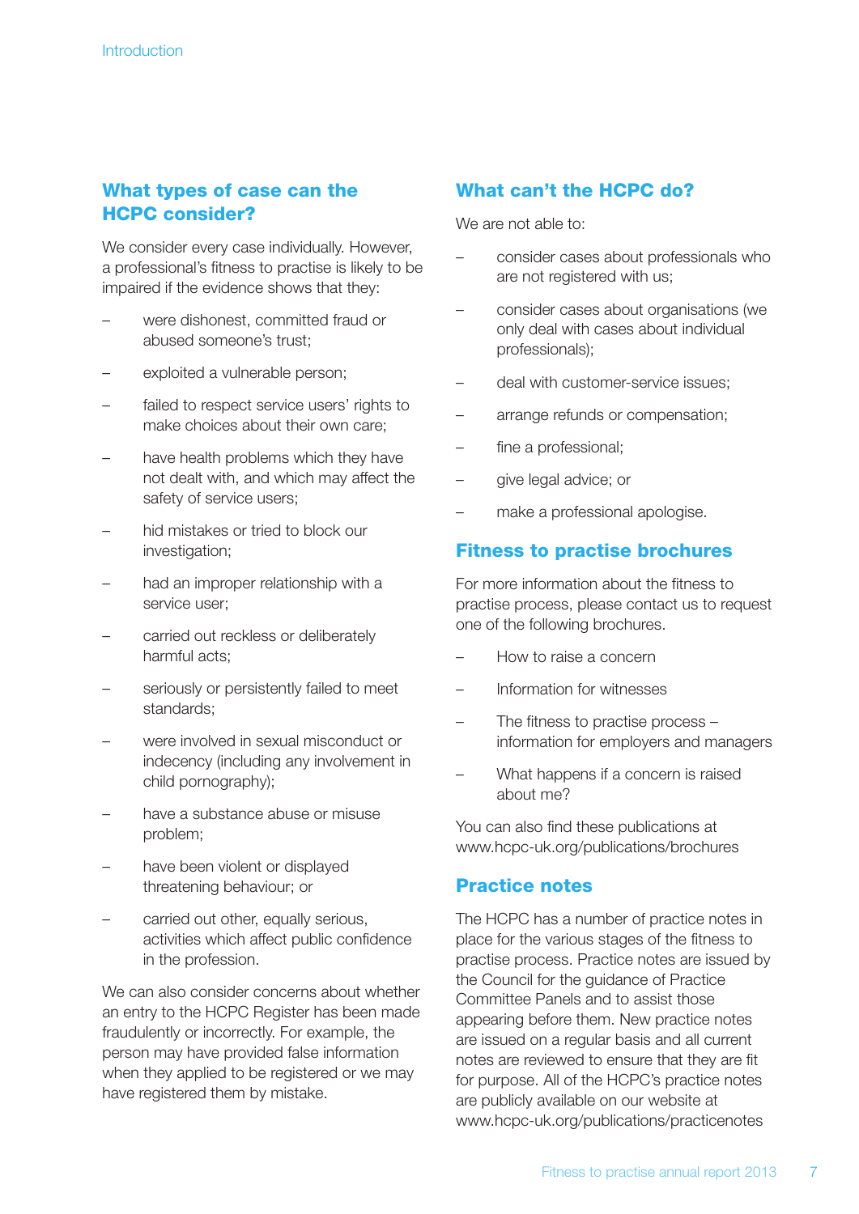## What types of case can the HCPC consider?

We consider every case individually. However, a professional's fitness to practise is likely to be impaired if the evidence shows that they:

- were dishonest, committed fraud or abused someone's trust;
- exploited a vulnerable person;
- failed to respect service users' rights to make choices about their own care;
- have health problems which they have not dealt with, and which may affect the safety of service users;
- hid mistakes or tried to block our investigation;
- had an improper relationship with a service user;
- carried out reckless or deliberately harmful acts;
- seriously or persistently failed to meet standards;
- were involved in sexual misconduct or indecency (including any involvement in child pornography);
- have a substance abuse or misuse problem;
- have been violent or displayed threatening behaviour; or
- carried out other, equally serious, activities which affect public confidence in the profession.

We can also consider concerns about whether an entry to the HCPC Register has been made fraudulently or incorrectly. For example, the person may have provided false information when they applied to be registered or we may have registered them by mistake.

## What can't the HCPC do?

We are not able to:

- consider cases about professionals who are not registered with us;
- consider cases about organisations (we only deal with cases about individual professionals);
- deal with customer-service issues;
- arrange refunds or compensation;
- fine a professional;
- give legal advice; or
- make a professional apologise.

## Fitness to practise brochures

For more information about the fitness to practise process, please contact us to request one of the following brochures.

- How to raise a concern
- Information for witnesses
- The fitness to practise process – information for employers and managers
- What happens if a concern is raised about me?

You can also find these publications at www.hcpc-uk.org/publications/brochures

## Practice notes

The HCPC has a number of practice notes in place for the various stages of the fitness to practise process. Practice notes are issued by the Council for the guidance of Practice Committee Panels and to assist those appearing before them. New practice notes are issued on a regular basis and all current notes are reviewed to ensure that they are fit for purpose. All of the HCPC's practice notes are publicly available on our website at www.hcpc-uk.org/publications/practicenotes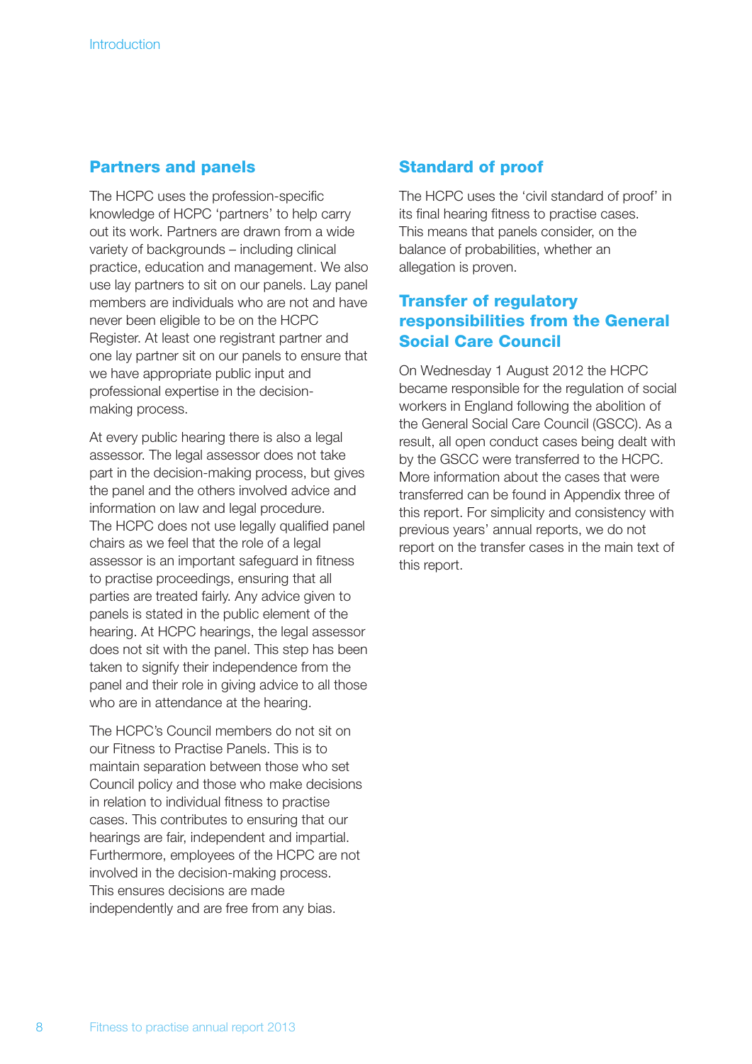## Partners and panels

The HCPC uses the profession-specific knowledge of HCPC 'partners' to help carry out its work. Partners are drawn from a wide variety of backgrounds – including clinical practice, education and management. We also use lay partners to sit on our panels. Lay panel members are individuals who are not and have never been eligible to be on the HCPC Register. At least one registrant partner and one lay partner sit on our panels to ensure that we have appropriate public input and professional expertise in the decision-making process.

At every public hearing there is also a legal assessor. The legal assessor does not take part in the decision-making process, but gives the panel and the others involved advice and information on law and legal procedure. The HCPC does not use legally qualified panel chairs as we feel that the role of a legal assessor is an important safeguard in fitness to practise proceedings, ensuring that all parties are treated fairly. Any advice given to panels is stated in the public element of the hearing. At HCPC hearings, the legal assessor does not sit with the panel. This step has been taken to signify their independence from the panel and their role in giving advice to all those who are in attendance at the hearing.

The HCPC's Council members do not sit on our Fitness to Practise Panels. This is to maintain separation between those who set Council policy and those who make decisions in relation to individual fitness to practise cases. This contributes to ensuring that our hearings are fair, independent and impartial. Furthermore, employees of the HCPC are not involved in the decision-making process. This ensures decisions are made independently and are free from any bias.

## Standard of proof

The HCPC uses the 'civil standard of proof' in its final hearing fitness to practise cases. This means that panels consider, on the balance of probabilities, whether an allegation is proven.

## Transfer of regulatory responsibilities from the General Social Care Council

On Wednesday 1 August 2012 the HCPC became responsible for the regulation of social workers in England following the abolition of the General Social Care Council (GSCC). As a result, all open conduct cases being dealt with by the GSCC were transferred to the HCPC. More information about the cases that were transferred can be found in Appendix three of this report. For simplicity and consistency with previous years' annual reports, we do not report on the transfer cases in the main text of this report.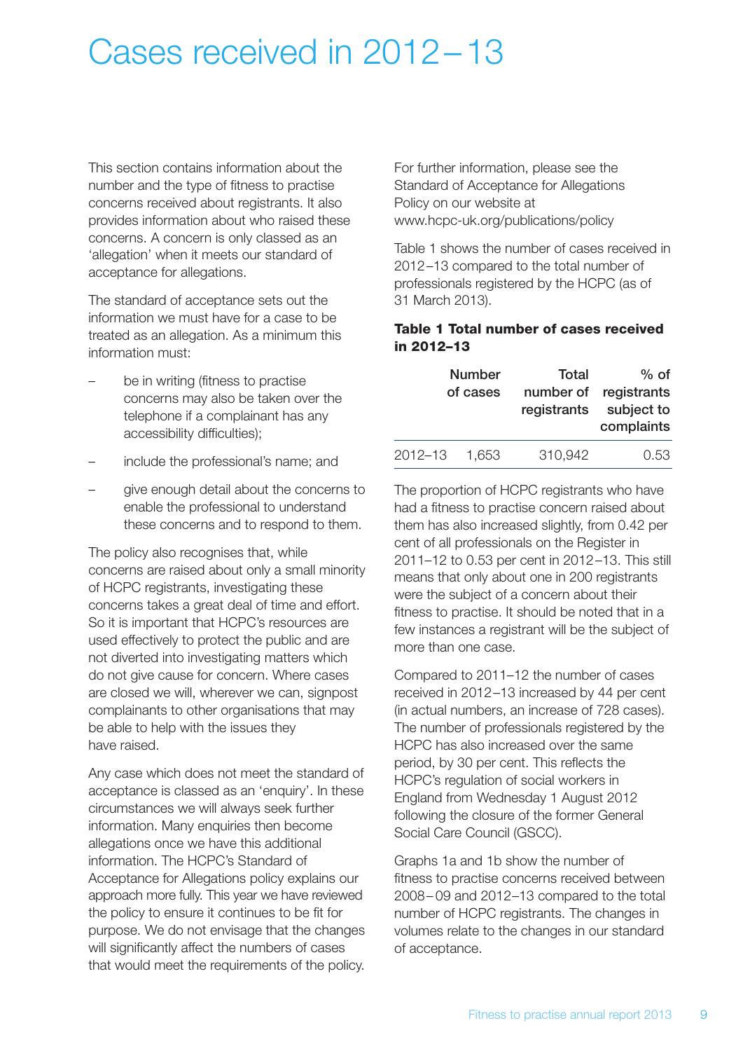# Cases received in 2012–13

This section contains information about the number and the type of fitness to practise concerns received about registrants. It also provides information about who raised these concerns. A concern is only classed as an 'allegation' when it meets our standard of acceptance for allegations.

The standard of acceptance sets out the information we must have for a case to be treated as an allegation. As a minimum this information must:

- be in writing (fitness to practise concerns may also be taken over the telephone if a complainant has any accessibility difficulties);
- include the professional's name; and
- give enough detail about the concerns to enable the professional to understand these concerns and to respond to them.

The policy also recognises that, while concerns are raised about only a small minority of HCPC registrants, investigating these concerns takes a great deal of time and effort. So it is important that HCPC's resources are used effectively to protect the public and are not diverted into investigating matters which do not give cause for concern. Where cases are closed we will, wherever we can, signpost complainants to other organisations that may be able to help with the issues they have raised.

Any case which does not meet the standard of acceptance is classed as an 'enquiry'. In these circumstances we will always seek further information. Many enquiries then become allegations once we have this additional information. The HCPC's Standard of Acceptance for Allegations policy explains our approach more fully. This year we have reviewed the policy to ensure it continues to be fit for purpose. We do not envisage that the changes will significantly affect the numbers of cases that would meet the requirements of the policy.

For further information, please see the Standard of Acceptance for Allegations Policy on our website at www.hcpc-uk.org/publications/policy

Table 1 shows the number of cases received in 2012–13 compared to the total number of professionals registered by the HCPC (as of 31 March 2013).

**Table 1 Total number of cases received in 2012–13**

| | Number of cases | Total number of registrants | % of registrants subject to complaints |
|---|---|---|---|
| 2012–13 | 1,653 | 310,942 | 0.53 |

The proportion of HCPC registrants who have had a fitness to practise concern raised about them has also increased slightly, from 0.42 per cent of all professionals on the Register in 2011–12 to 0.53 per cent in 2012–13. This still means that only about one in 200 registrants were the subject of a concern about their fitness to practise. It should be noted that in a few instances a registrant will be the subject of more than one case.

Compared to 2011–12 the number of cases received in 2012–13 increased by 44 per cent (in actual numbers, an increase of 728 cases). The number of professionals registered by the HCPC has also increased over the same period, by 30 per cent. This reflects the HCPC's regulation of social workers in England from Wednesday 1 August 2012 following the closure of the former General Social Care Council (GSCC).

Graphs 1a and 1b show the number of fitness to practise concerns received between 2008–09 and 2012–13 compared to the total number of HCPC registrants. The changes in volumes relate to the changes in our standard of acceptance.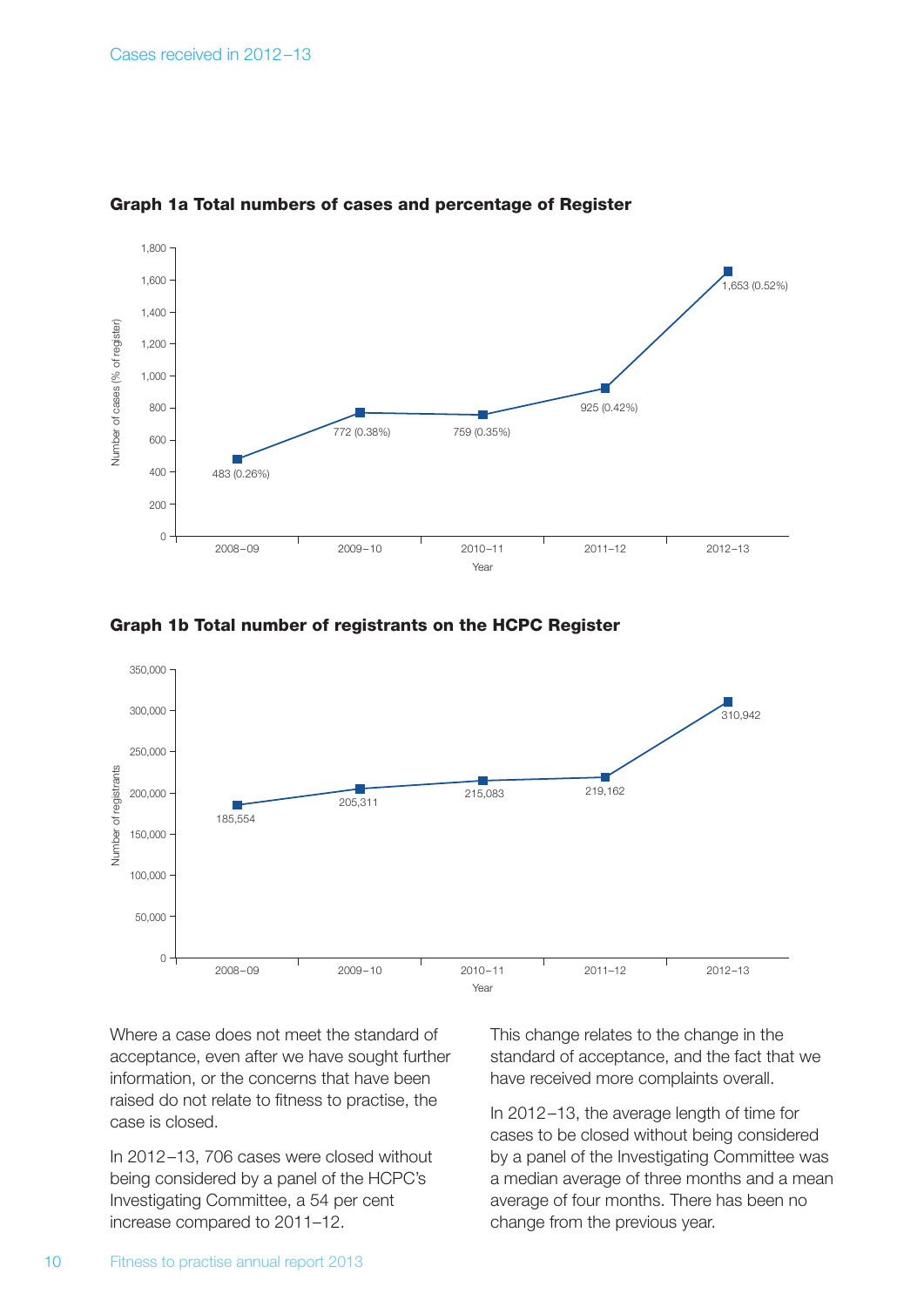**Graph 1a Total numbers of cases and percentage of Register**

| Year | Number of cases (% of register) |
| --- | --- |
| 2008–09 | 483 (0.26%) |
| 2009–10 | 772 (0.38%) |
| 2010–11 | 759 (0.35%) |
| 2011–12 | 925 (0.42%) |
| 2012–13 | 1,653 (0.52%) |

**Graph 1b Total number of registrants on the HCPC Register**

| Year | Number of registrants |
| --- | --- |
| 2008–09 | 185,554 |
| 2009–10 | 205,311 |
| 2010–11 | 215,083 |
| 2011–12 | 219,162 |
| 2012–13 | 310,942 |

Where a case does not meet the standard of acceptance, even after we have sought further information, or the concerns that have been raised do not relate to fitness to practise, the case is closed.

In 2012–13, 706 cases were closed without being considered by a panel of the HCPC's Investigating Committee, a 54 per cent increase compared to 2011–12.

This change relates to the change in the standard of acceptance, and the fact that we have received more complaints overall.

In 2012–13, the average length of time for cases to be closed without being considered by a panel of the Investigating Committee was a median average of three months and a mean average of four months. There has been no change from the previous year.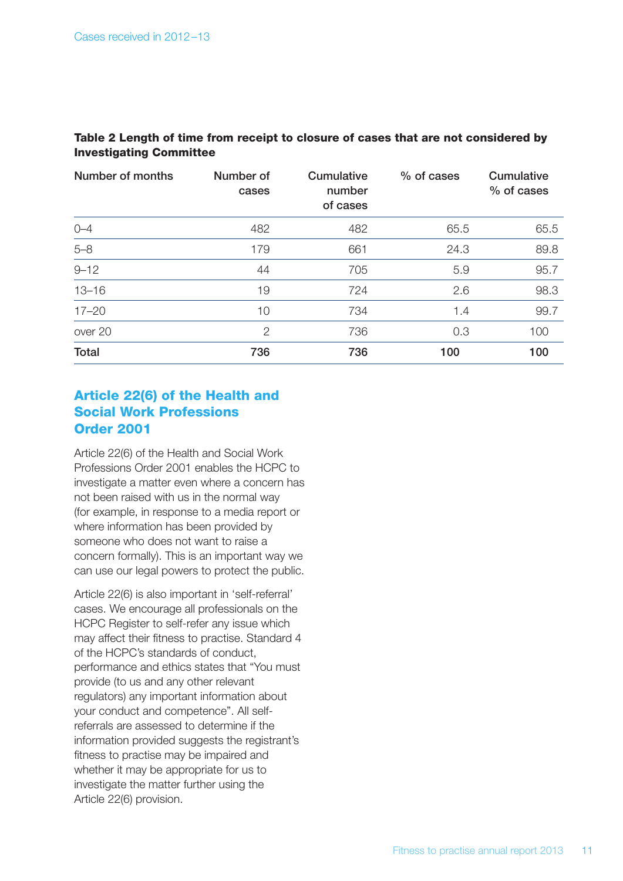**Table 2 Length of time from receipt to closure of cases that are not considered by Investigating Committee**

| Number of months | Number of cases | Cumulative number of cases | % of cases | Cumulative % of cases |
|---|---|---|---|---|
| 0–4 | 482 | 482 | 65.5 | 65.5 |
| 5–8 | 179 | 661 | 24.3 | 89.8 |
| 9–12 | 44 | 705 | 5.9 | 95.7 |
| 13–16 | 19 | 724 | 2.6 | 98.3 |
| 17–20 | 10 | 734 | 1.4 | 99.7 |
| over 20 | 2 | 736 | 0.3 | 100 |
| **Total** | **736** | **736** | **100** | **100** |

## Article 22(6) of the Health and Social Work Professions Order 2001

Article 22(6) of the Health and Social Work Professions Order 2001 enables the HCPC to investigate a matter even where a concern has not been raised with us in the normal way (for example, in response to a media report or where information has been provided by someone who does not want to raise a concern formally). This is an important way we can use our legal powers to protect the public.

Article 22(6) is also important in 'self-referral' cases. We encourage all professionals on the HCPC Register to self-refer any issue which may affect their fitness to practise. Standard 4 of the HCPC's standards of conduct, performance and ethics states that "You must provide (to us and any other relevant regulators) any important information about your conduct and competence". All self-referrals are assessed to determine if the information provided suggests the registrant's fitness to practise may be impaired and whether it may be appropriate for us to investigate the matter further using the Article 22(6) provision.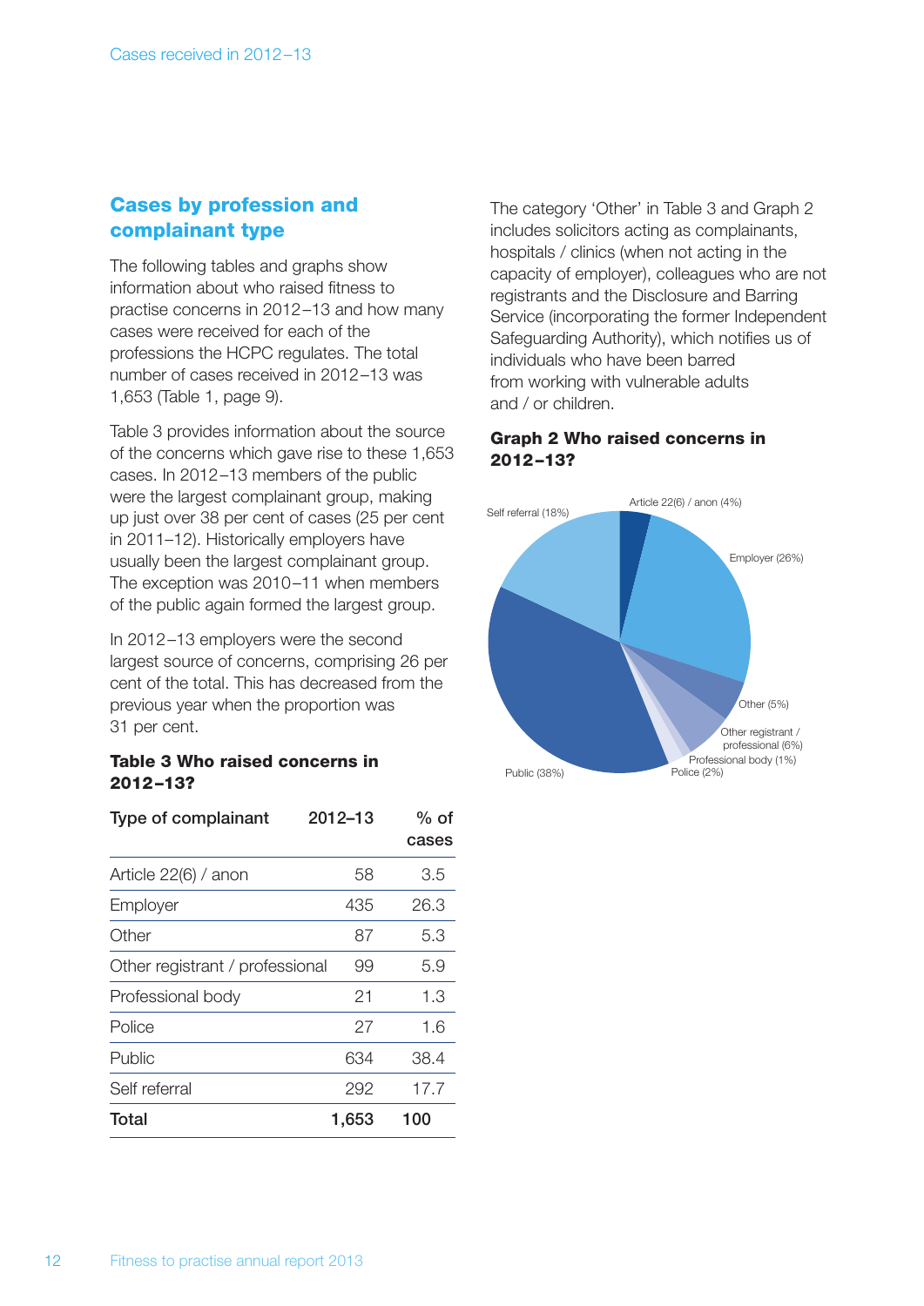## Cases by profession and complainant type

The following tables and graphs show information about who raised fitness to practise concerns in 2012–13 and how many cases were received for each of the professions the HCPC regulates. The total number of cases received in 2012–13 was 1,653 (Table 1, page 9).

Table 3 provides information about the source of the concerns which gave rise to these 1,653 cases. In 2012–13 members of the public were the largest complainant group, making up just over 38 per cent of cases (25 per cent in 2011–12). Historically employers have usually been the largest complainant group. The exception was 2010–11 when members of the public again formed the largest group.

In 2012–13 employers were the second largest source of concerns, comprising 26 per cent of the total. This has decreased from the previous year when the proportion was 31 per cent.

### Table 3 Who raised concerns in 2012–13?

| Type of complainant | 2012–13 | % of cases |
|---|---|---|
| Article 22(6) / anon | 58 | 3.5 |
| Employer | 435 | 26.3 |
| Other | 87 | 5.3 |
| Other registrant / professional | 99 | 5.9 |
| Professional body | 21 | 1.3 |
| Police | 27 | 1.6 |
| Public | 634 | 38.4 |
| Self referral | 292 | 17.7 |
| **Total** | **1,653** | **100** |

The category 'Other' in Table 3 and Graph 2 includes solicitors acting as complainants, hospitals / clinics (when not acting in the capacity of employer), colleagues who are not registrants and the Disclosure and Barring Service (incorporating the former Independent Safeguarding Authority), which notifies us of individuals who have been barred from working with vulnerable adults and / or children.

### Graph 2 Who raised concerns in 2012–13?

Article 22(6) / anon (4%)
Employer (26%)
Other (5%)
Other registrant / professional (6%)
Professional body (1%)
Police (2%)
Public (38%)
Self referral (18%)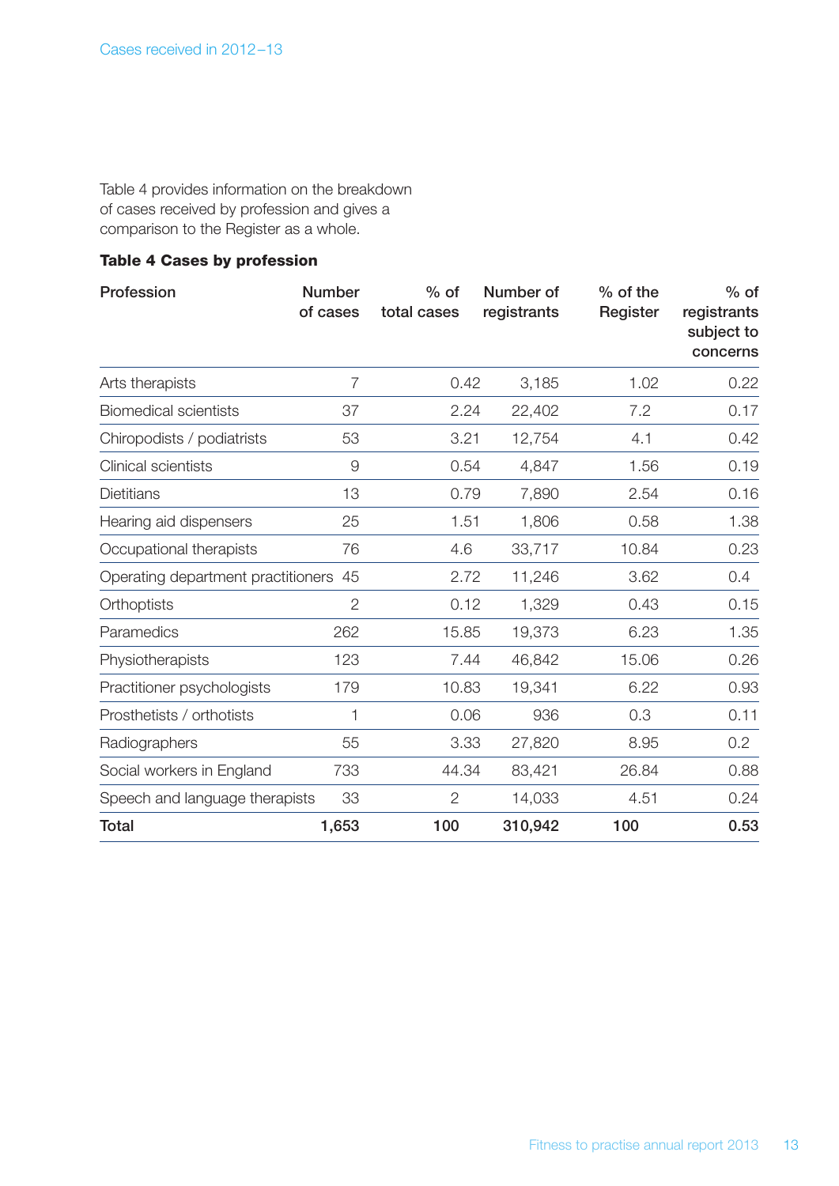Table 4 provides information on the breakdown of cases received by profession and gives a comparison to the Register as a whole.

**Table 4 Cases by profession**

| Profession | Number of cases | % of total cases | Number of registrants | % of the Register | % of registrants subject to concerns |
|---|---|---|---|---|---|
| Arts therapists | 7 | 0.42 | 3,185 | 1.02 | 0.22 |
| Biomedical scientists | 37 | 2.24 | 22,402 | 7.2 | 0.17 |
| Chiropodists / podiatrists | 53 | 3.21 | 12,754 | 4.1 | 0.42 |
| Clinical scientists | 9 | 0.54 | 4,847 | 1.56 | 0.19 |
| Dietitians | 13 | 0.79 | 7,890 | 2.54 | 0.16 |
| Hearing aid dispensers | 25 | 1.51 | 1,806 | 0.58 | 1.38 |
| Occupational therapists | 76 | 4.6 | 33,717 | 10.84 | 0.23 |
| Operating department practitioners | 45 | 2.72 | 11,246 | 3.62 | 0.4 |
| Orthoptists | 2 | 0.12 | 1,329 | 0.43 | 0.15 |
| Paramedics | 262 | 15.85 | 19,373 | 6.23 | 1.35 |
| Physiotherapists | 123 | 7.44 | 46,842 | 15.06 | 0.26 |
| Practitioner psychologists | 179 | 10.83 | 19,341 | 6.22 | 0.93 |
| Prosthetists / orthotists | 1 | 0.06 | 936 | 0.3 | 0.11 |
| Radiographers | 55 | 3.33 | 27,820 | 8.95 | 0.2 |
| Social workers in England | 733 | 44.34 | 83,421 | 26.84 | 0.88 |
| Speech and language therapists | 33 | 2 | 14,033 | 4.51 | 0.24 |
| **Total** | **1,653** | **100** | **310,942** | **100** | **0.53** |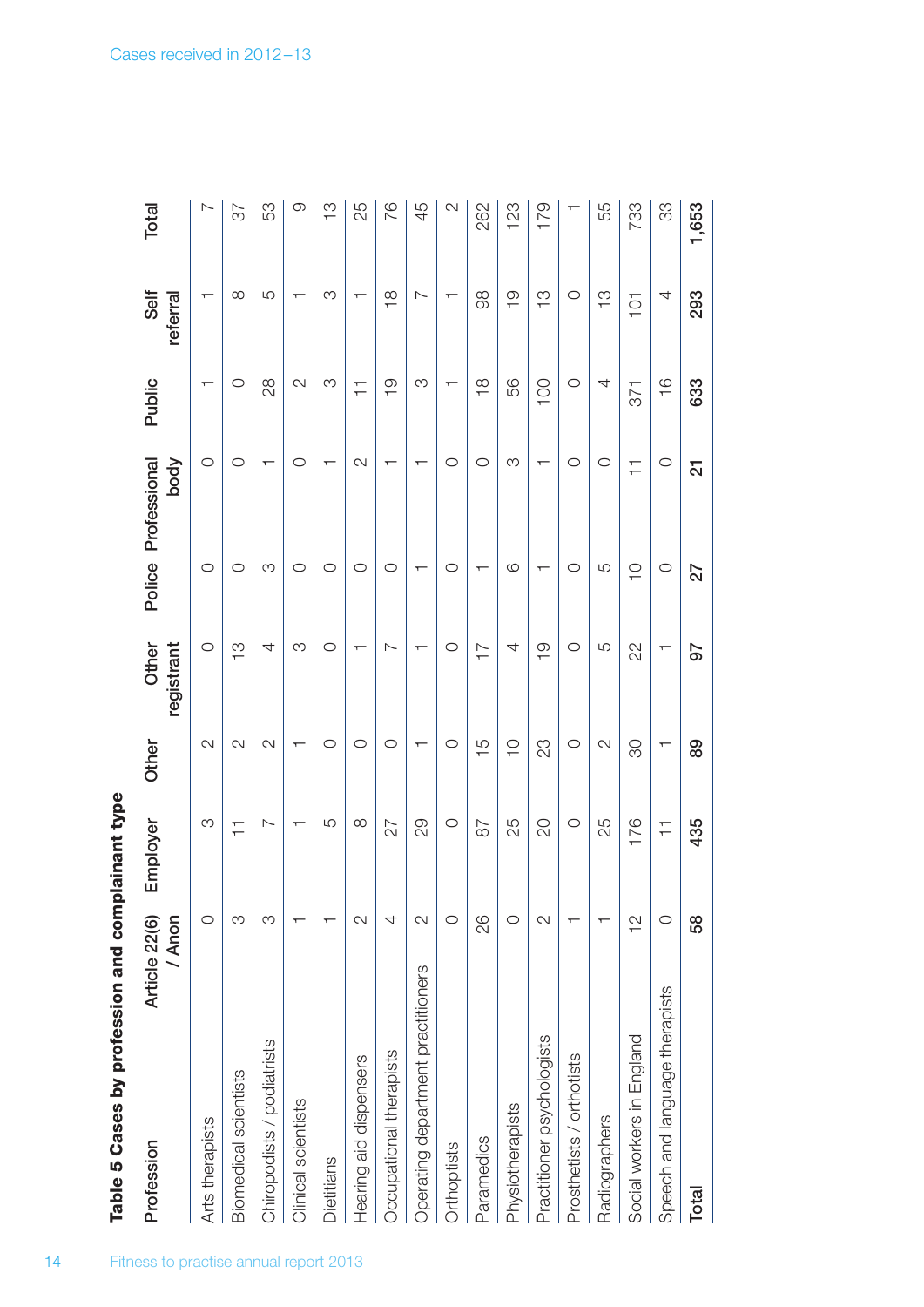**Table 5 Cases by profession and complainant type**

| Profession | Article 22(6) / Anon | Employer | Other | Other registrant | Police | Professional body | Public | Self referral | Total |
|---|---|---|---|---|---|---|---|---|---|
| Arts therapists | 0 | 3 | 2 | 0 | 0 | 0 | 1 | 1 | 7 |
| Biomedical scientists | 3 | 11 | 2 | 13 | 0 | 0 | 0 | 8 | 37 |
| Chiropodists / podiatrists | 3 | 7 | 2 | 4 | 3 | 1 | 28 | 5 | 53 |
| Clinical scientists | 1 | 1 | 1 | 3 | 0 | 0 | 2 | 1 | 9 |
| Dietitians | 1 | 5 | 0 | 0 | 0 | 1 | 3 | 3 | 13 |
| Hearing aid dispensers | 2 | 8 | 0 | 1 | 0 | 2 | 11 | 1 | 25 |
| Occupational therapists | 4 | 27 | 0 | 7 | 0 | 1 | 19 | 18 | 76 |
| Operating department practitioners | 2 | 29 | 1 | 1 | 1 | 1 | 3 | 7 | 45 |
| Orthoptists | 0 | 0 | 0 | 0 | 0 | 0 | 1 | 1 | 2 |
| Paramedics | 26 | 87 | 15 | 17 | 1 | 0 | 18 | 98 | 262 |
| Physiotherapists | 0 | 25 | 10 | 4 | 6 | 3 | 56 | 19 | 123 |
| Practitioner psychologists | 2 | 20 | 23 | 19 | 1 | 1 | 100 | 13 | 179 |
| Prosthetists / orthotists | 1 | 0 | 0 | 0 | 0 | 0 | 0 | 0 | 1 |
| Radiographers | 1 | 25 | 2 | 5 | 5 | 0 | 4 | 13 | 55 |
| Social workers in England | 12 | 176 | 30 | 22 | 10 | 11 | 371 | 101 | 733 |
| Speech and language therapists | 0 | 11 | 1 | 1 | 0 | 0 | 16 | 4 | 33 |
| **Total** | **58** | **435** | **89** | **97** | **27** | **21** | **633** | **293** | **1,653** |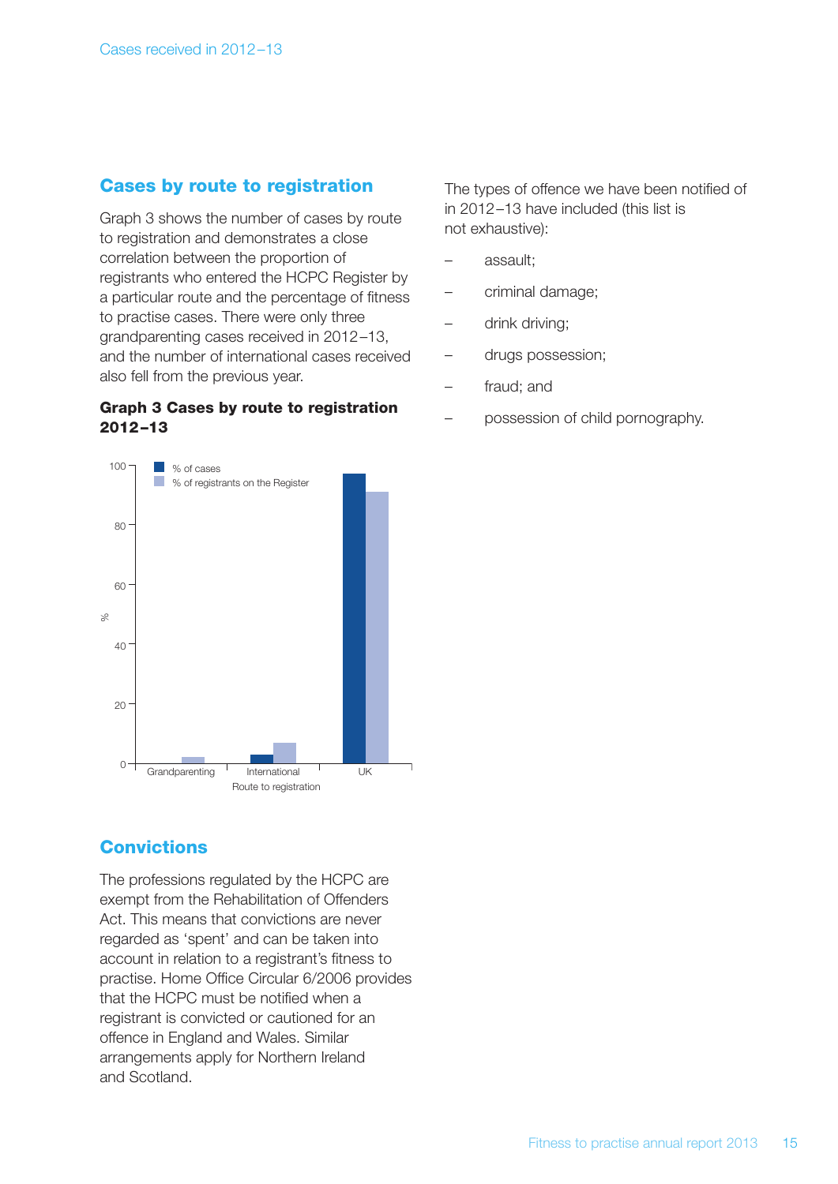## Cases by route to registration

Graph 3 shows the number of cases by route to registration and demonstrates a close correlation between the proportion of registrants who entered the HCPC Register by a particular route and the percentage of fitness to practise cases. There were only three grandparenting cases received in 2012–13, and the number of international cases received also fell from the previous year.

**Graph 3 Cases by route to registration 2012–13**

## Convictions

The professions regulated by the HCPC are exempt from the Rehabilitation of Offenders Act. This means that convictions are never regarded as 'spent' and can be taken into account in relation to a registrant's fitness to practise. Home Office Circular 6/2006 provides that the HCPC must be notified when a registrant is convicted or cautioned for an offence in England and Wales. Similar arrangements apply for Northern Ireland and Scotland.

The types of offence we have been notified of in 2012–13 have included (this list is not exhaustive):

- assault;
- criminal damage;
- drink driving;
- drugs possession;
- fraud; and
- possession of child pornography.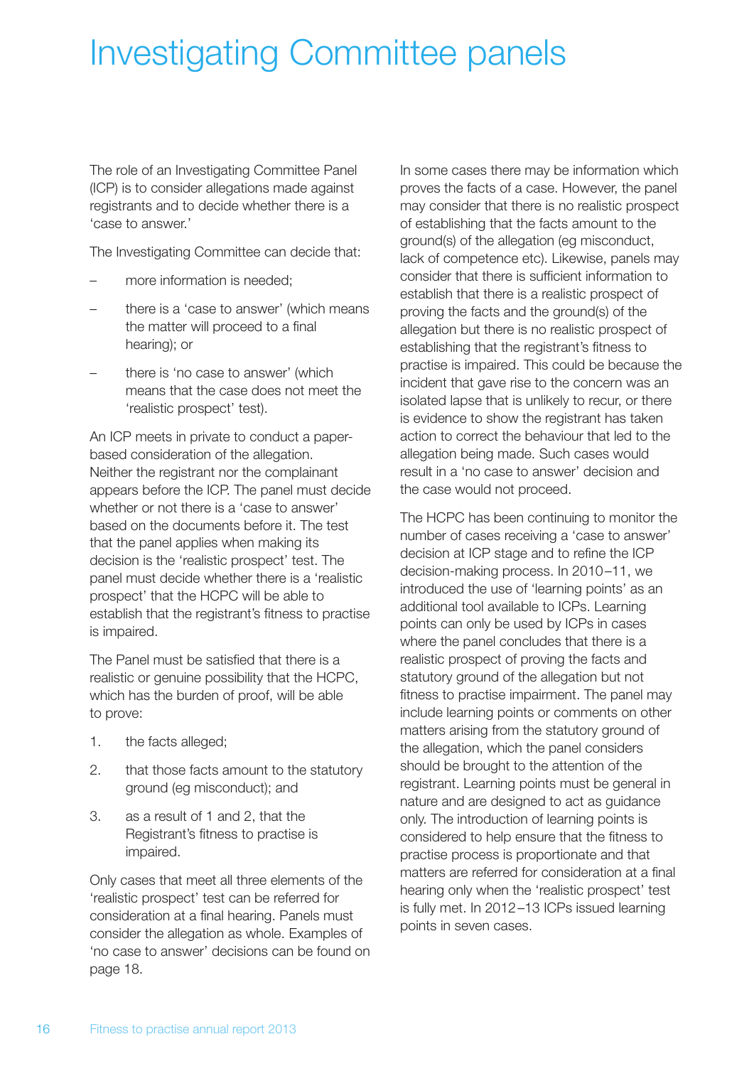# Investigating Committee panels

The role of an Investigating Committee Panel (ICP) is to consider allegations made against registrants and to decide whether there is a 'case to answer.'

The Investigating Committee can decide that:

- more information is needed;
- there is a 'case to answer' (which means the matter will proceed to a final hearing); or
- there is 'no case to answer' (which means that the case does not meet the 'realistic prospect' test).

An ICP meets in private to conduct a paper-based consideration of the allegation. Neither the registrant nor the complainant appears before the ICP. The panel must decide whether or not there is a 'case to answer' based on the documents before it. The test that the panel applies when making its decision is the 'realistic prospect' test. The panel must decide whether there is a 'realistic prospect' that the HCPC will be able to establish that the registrant's fitness to practise is impaired.

The Panel must be satisfied that there is a realistic or genuine possibility that the HCPC, which has the burden of proof, will be able to prove:

1. the facts alleged;
2. that those facts amount to the statutory ground (eg misconduct); and
3. as a result of 1 and 2, that the Registrant's fitness to practise is impaired.

Only cases that meet all three elements of the 'realistic prospect' test can be referred for consideration at a final hearing. Panels must consider the allegation as whole. Examples of 'no case to answer' decisions can be found on page 18.

In some cases there may be information which proves the facts of a case. However, the panel may consider that there is no realistic prospect of establishing that the facts amount to the ground(s) of the allegation (eg misconduct, lack of competence etc). Likewise, panels may consider that there is sufficient information to establish that there is a realistic prospect of proving the facts and the ground(s) of the allegation but there is no realistic prospect of establishing that the registrant's fitness to practise is impaired. This could be because the incident that gave rise to the concern was an isolated lapse that is unlikely to recur, or there is evidence to show the registrant has taken action to correct the behaviour that led to the allegation being made. Such cases would result in a 'no case to answer' decision and the case would not proceed.

The HCPC has been continuing to monitor the number of cases receiving a 'case to answer' decision at ICP stage and to refine the ICP decision-making process. In 2010–11, we introduced the use of 'learning points' as an additional tool available to ICPs. Learning points can only be used by ICPs in cases where the panel concludes that there is a realistic prospect of proving the facts and statutory ground of the allegation but not fitness to practise impairment. The panel may include learning points or comments on other matters arising from the statutory ground of the allegation, which the panel considers should be brought to the attention of the registrant. Learning points must be general in nature and are designed to act as guidance only. The introduction of learning points is considered to help ensure that the fitness to practise process is proportionate and that matters are referred for consideration at a final hearing only when the 'realistic prospect' test is fully met. In 2012–13 ICPs issued learning points in seven cases.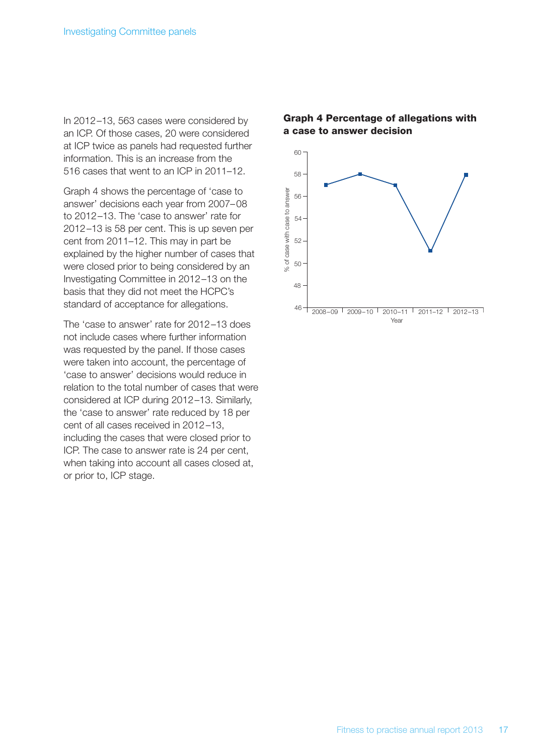In 2012–13, 563 cases were considered by an ICP. Of those cases, 20 were considered at ICP twice as panels had requested further information. This is an increase from the 516 cases that went to an ICP in 2011–12.

Graph 4 shows the percentage of 'case to answer' decisions each year from 2007–08 to 2012–13. The 'case to answer' rate for 2012–13 is 58 per cent. This is up seven per cent from 2011–12. This may in part be explained by the higher number of cases that were closed prior to being considered by an Investigating Committee in 2012–13 on the basis that they did not meet the HCPC's standard of acceptance for allegations.

The 'case to answer' rate for 2012–13 does not include cases where further information was requested by the panel. If those cases were taken into account, the percentage of 'case to answer' decisions would reduce in relation to the total number of cases that were considered at ICP during 2012–13. Similarly, the 'case to answer' rate reduced by 18 per cent of all cases received in 2012–13, including the cases that were closed prior to ICP. The case to answer rate is 24 per cent, when taking into account all cases closed at, or prior to, ICP stage.

**Graph 4 Percentage of allegations with a case to answer decision**

| Year | % of case with case to answer |
|---|---|
| 2008–09 | 57 |
| 2009–10 | 58 |
| 2010–11 | 57 |
| 2011–12 | 51 |
| 2012–13 | 58 |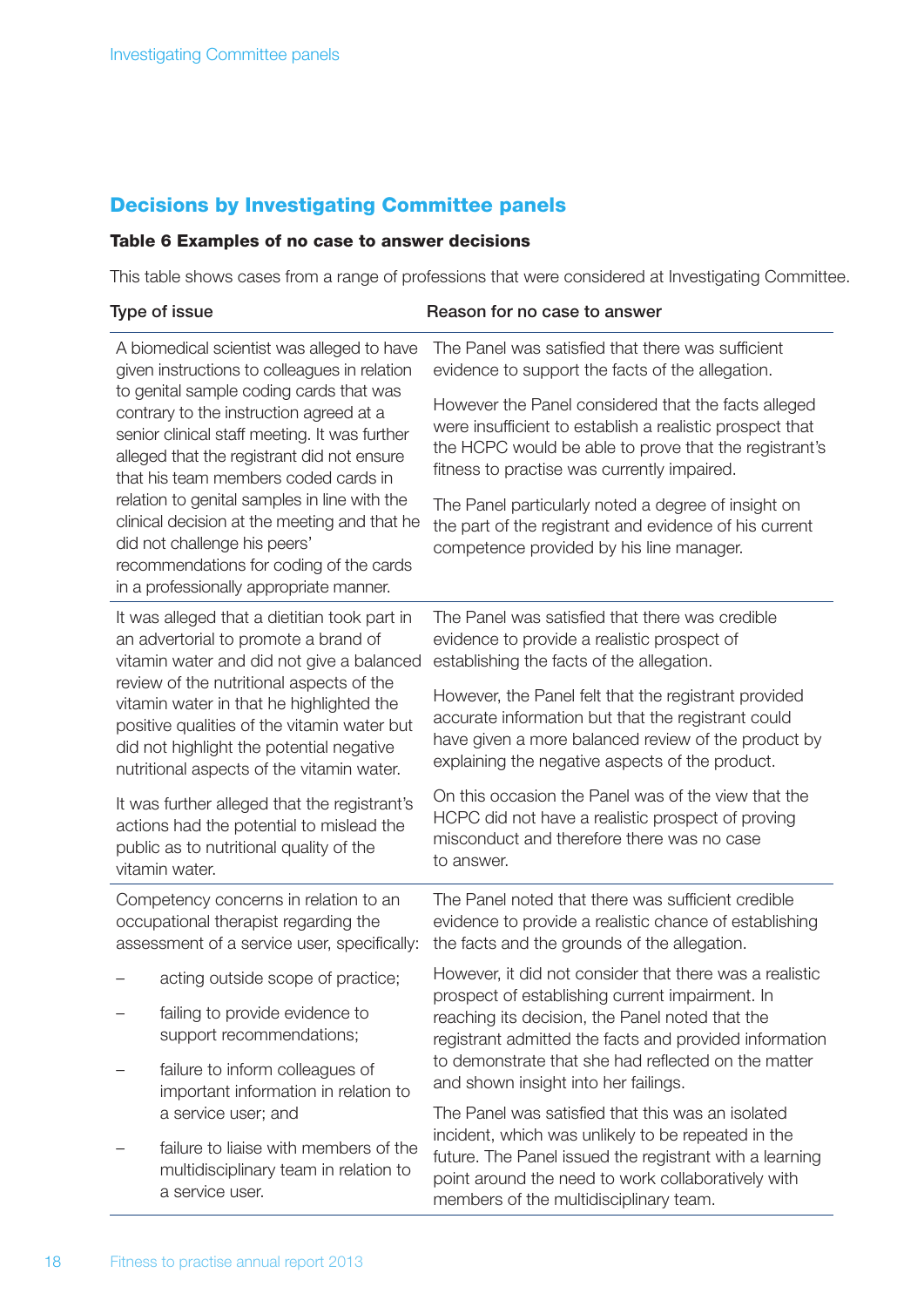## Decisions by Investigating Committee panels

**Table 6 Examples of no case to answer decisions**

This table shows cases from a range of professions that were considered at Investigating Committee.

| Type of issue | Reason for no case to answer |
|---|---|
| A biomedical scientist was alleged to have given instructions to colleagues in relation to genital sample coding cards that was contrary to the instruction agreed at a senior clinical staff meeting. It was further alleged that the registrant did not ensure that his team members coded cards in relation to genital samples in line with the clinical decision at the meeting and that he did not challenge his peers' recommendations for coding of the cards in a professionally appropriate manner. | The Panel was satisfied that there was sufficient evidence to support the facts of the allegation.<br><br>However the Panel considered that the facts alleged were insufficient to establish a realistic prospect that the HCPC would be able to prove that the registrant's fitness to practise was currently impaired.<br><br>The Panel particularly noted a degree of insight on the part of the registrant and evidence of his current competence provided by his line manager. |
| It was alleged that a dietitian took part in an advertorial to promote a brand of vitamin water and did not give a balanced review of the nutritional aspects of the vitamin water in that he highlighted the positive qualities of the vitamin water but did not highlight the potential negative nutritional aspects of the vitamin water.<br><br>It was further alleged that the registrant's actions had the potential to mislead the public as to nutritional quality of the vitamin water. | The Panel was satisfied that there was credible evidence to provide a realistic prospect of establishing the facts of the allegation.<br><br>However, the Panel felt that the registrant provided accurate information but that the registrant could have given a more balanced review of the product by explaining the negative aspects of the product.<br><br>On this occasion the Panel was of the view that the HCPC did not have a realistic prospect of proving misconduct and therefore there was no case to answer. |
| Competency concerns in relation to an occupational therapist regarding the assessment of a service user, specifically:<br>– acting outside scope of practice;<br>– failing to provide evidence to support recommendations;<br>– failure to inform colleagues of important information in relation to a service user; and<br>– failure to liaise with members of the multidisciplinary team in relation to a service user. | The Panel noted that there was sufficient credible evidence to provide a realistic chance of establishing the facts and the grounds of the allegation.<br><br>However, it did not consider that there was a realistic prospect of establishing current impairment. In reaching its decision, the Panel noted that the registrant admitted the facts and provided information to demonstrate that she had reflected on the matter and shown insight into her failings.<br><br>The Panel was satisfied that this was an isolated incident, which was unlikely to be repeated in the future. The Panel issued the registrant with a learning point around the need to work collaboratively with members of the multidisciplinary team. |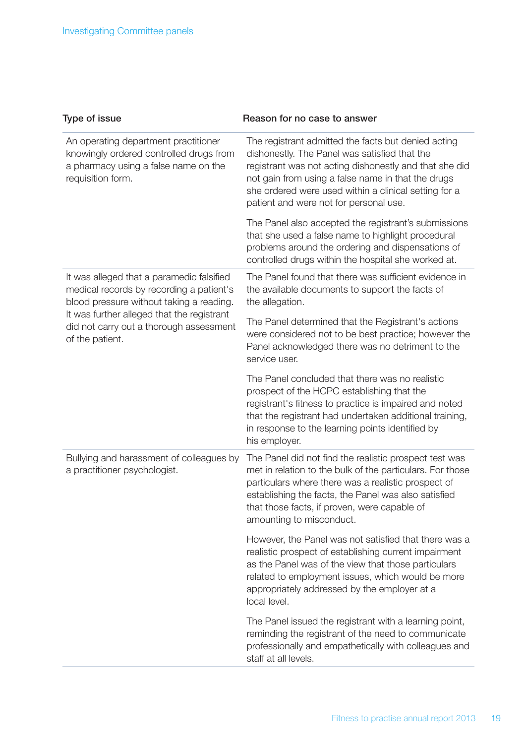| Type of issue | Reason for no case to answer |
|---|---|
| An operating department practitioner knowingly ordered controlled drugs from a pharmacy using a false name on the requisition form. | The registrant admitted the facts but denied acting dishonestly. The Panel was satisfied that the registrant was not acting dishonestly and that she did not gain from using a false name in that the drugs she ordered were used within a clinical setting for a patient and were not for personal use.<br><br>The Panel also accepted the registrant's submissions that she used a false name to highlight procedural problems around the ordering and dispensations of controlled drugs within the hospital she worked at. |
| It was alleged that a paramedic falsified medical records by recording a patient's blood pressure without taking a reading. It was further alleged that the registrant did not carry out a thorough assessment of the patient. | The Panel found that there was sufficient evidence in the available documents to support the facts of the allegation.<br><br>The Panel determined that the Registrant's actions were considered not to be best practice; however the Panel acknowledged there was no detriment to the service user.<br><br>The Panel concluded that there was no realistic prospect of the HCPC establishing that the registrant's fitness to practice is impaired and noted that the registrant had undertaken additional training, in response to the learning points identified by his employer. |
| Bullying and harassment of colleagues by a practitioner psychologist. | The Panel did not find the realistic prospect test was met in relation to the bulk of the particulars. For those particulars where there was a realistic prospect of establishing the facts, the Panel was also satisfied that those facts, if proven, were capable of amounting to misconduct.<br><br>However, the Panel was not satisfied that there was a realistic prospect of establishing current impairment as the Panel was of the view that those particulars related to employment issues, which would be more appropriately addressed by the employer at a local level.<br><br>The Panel issued the registrant with a learning point, reminding the registrant of the need to communicate professionally and empathetically with colleagues and staff at all levels. |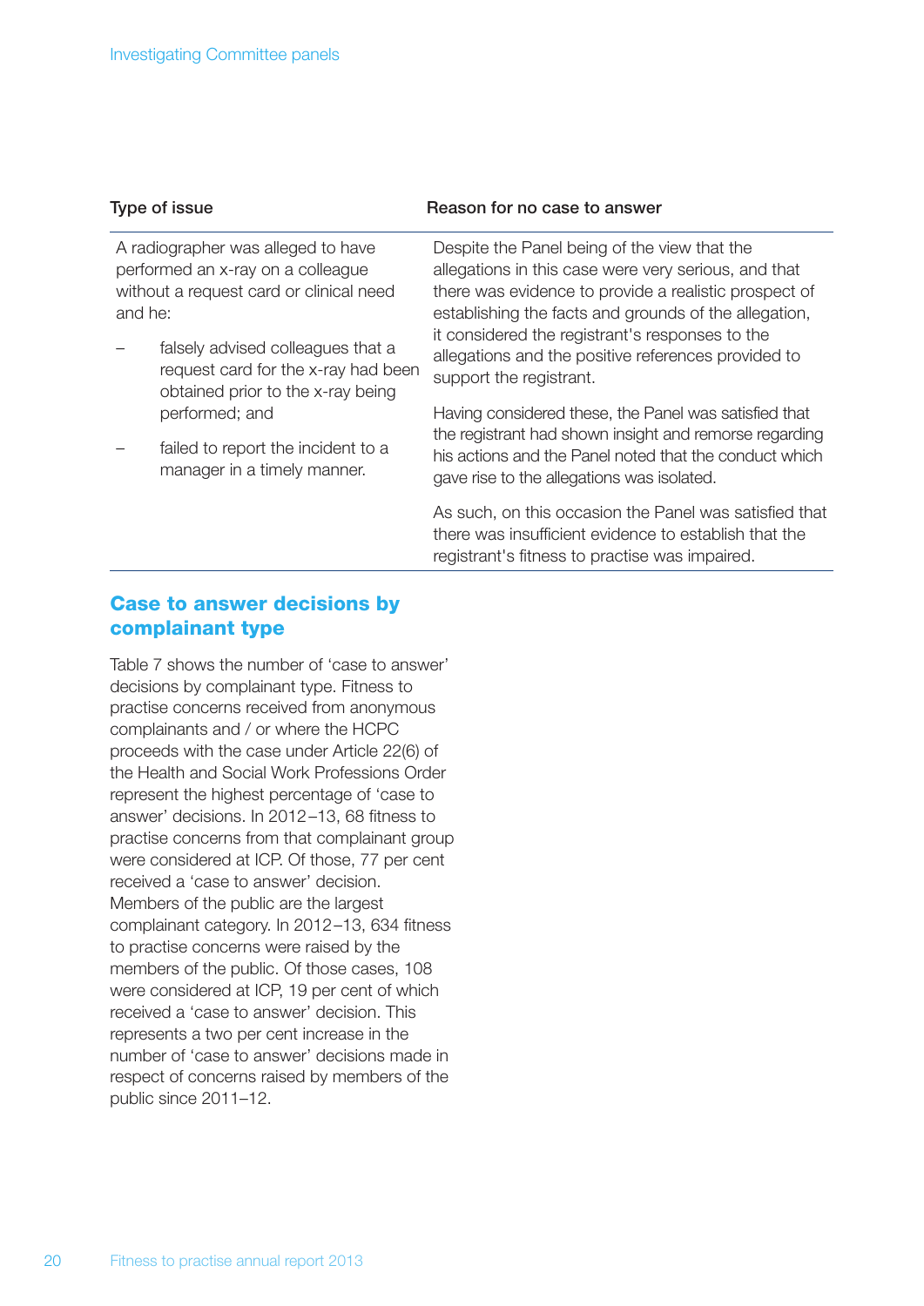| Type of issue | Reason for no case to answer |
|---|---|
| A radiographer was alleged to have performed an x-ray on a colleague without a request card or clinical need and he:<br>– falsely advised colleagues that a request card for the x-ray had been obtained prior to the x-ray being performed; and<br>– failed to report the incident to a manager in a timely manner. | Despite the Panel being of the view that the allegations in this case were very serious, and that there was evidence to provide a realistic prospect of establishing the facts and grounds of the allegation, it considered the registrant's responses to the allegations and the positive references provided to support the registrant.<br><br>Having considered these, the Panel was satisfied that the registrant had shown insight and remorse regarding his actions and the Panel noted that the conduct which gave rise to the allegations was isolated.<br><br>As such, on this occasion the Panel was satisfied that there was insufficient evidence to establish that the registrant's fitness to practise was impaired. |

## Case to answer decisions by complainant type

Table 7 shows the number of 'case to answer' decisions by complainant type. Fitness to practise concerns received from anonymous complainants and / or where the HCPC proceeds with the case under Article 22(6) of the Health and Social Work Professions Order represent the highest percentage of 'case to answer' decisions. In 2012–13, 68 fitness to practise concerns from that complainant group were considered at ICP. Of those, 77 per cent received a 'case to answer' decision. Members of the public are the largest complainant category. In 2012–13, 634 fitness to practise concerns were raised by the members of the public. Of those cases, 108 were considered at ICP, 19 per cent of which received a 'case to answer' decision. This represents a two per cent increase in the number of 'case to answer' decisions made in respect of concerns raised by members of the public since 2011–12.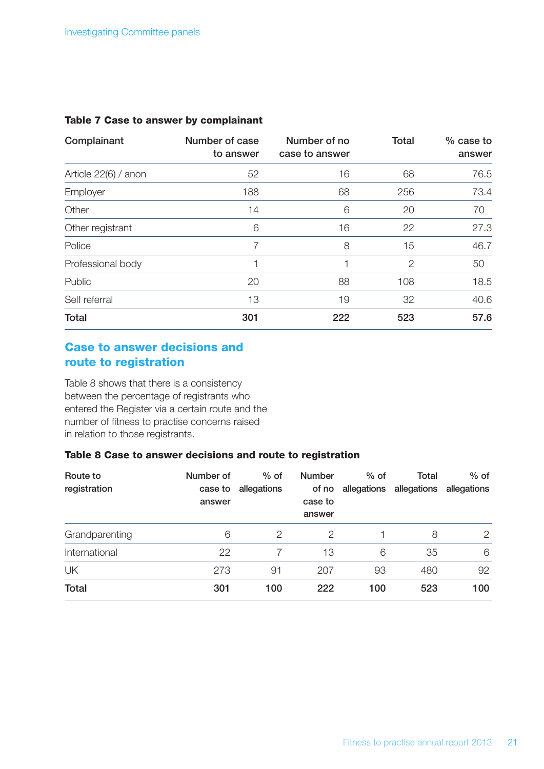**Table 7 Case to answer by complainant**

| Complainant | Number of case to answer | Number of no case to answer | Total | % case to answer |
|---|---|---|---|---|
| Article 22(6) / anon | 52 | 16 | 68 | 76.5 |
| Employer | 188 | 68 | 256 | 73.4 |
| Other | 14 | 6 | 20 | 70 |
| Other registrant | 6 | 16 | 22 | 27.3 |
| Police | 7 | 8 | 15 | 46.7 |
| Professional body | 1 | 1 | 2 | 50 |
| Public | 20 | 88 | 108 | 18.5 |
| Self referral | 13 | 19 | 32 | 40.6 |
| **Total** | **301** | **222** | **523** | **57.6** |

## Case to answer decisions and route to registration

Table 8 shows that there is a consistency between the percentage of registrants who entered the Register via a certain route and the number of fitness to practise concerns raised in relation to those registrants.

**Table 8 Case to answer decisions and route to registration**

| Route to registration | Number of case to answer | % of allegations | Number of no case to answer | % of allegations | Total allegations | % of allegations |
|---|---|---|---|---|---|---|
| Grandparenting | 6 | 2 | 2 | 1 | 8 | 2 |
| International | 22 | 7 | 13 | 6 | 35 | 6 |
| UK | 273 | 91 | 207 | 93 | 480 | 92 |
| **Total** | **301** | **100** | **222** | **100** | **523** | **100** |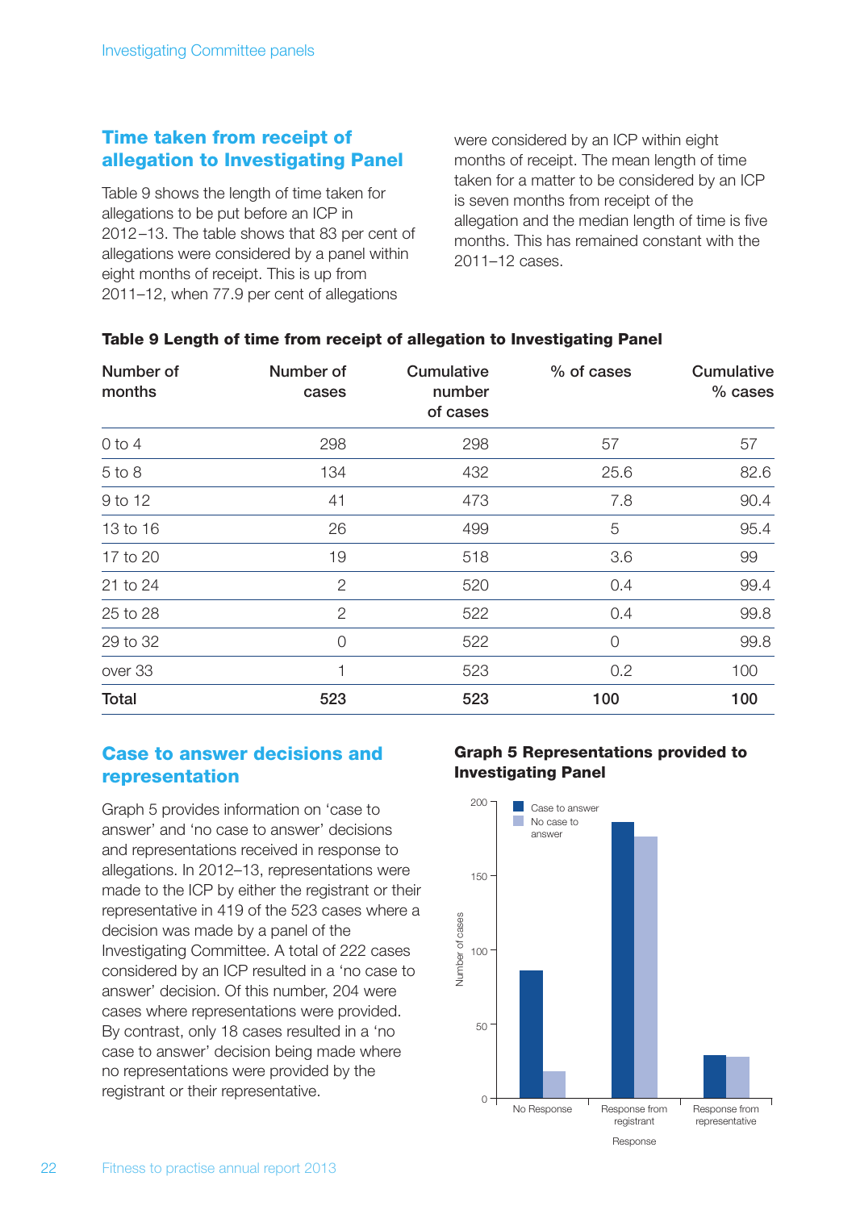## Time taken from receipt of allegation to Investigating Panel

Table 9 shows the length of time taken for allegations to be put before an ICP in 2012–13. The table shows that 83 per cent of allegations were considered by a panel within eight months of receipt. This is up from 2011–12, when 77.9 per cent of allegations were considered by an ICP within eight months of receipt. The mean length of time taken for a matter to be considered by an ICP is seven months from receipt of the allegation and the median length of time is five months. This has remained constant with the 2011–12 cases.

**Table 9 Length of time from receipt of allegation to Investigating Panel**

| Number of months | Number of cases | Cumulative number of cases | % of cases | Cumulative % cases |
|---|---|---|---|---|
| 0 to 4 | 298 | 298 | 57 | 57 |
| 5 to 8 | 134 | 432 | 25.6 | 82.6 |
| 9 to 12 | 41 | 473 | 7.8 | 90.4 |
| 13 to 16 | 26 | 499 | 5 | 95.4 |
| 17 to 20 | 19 | 518 | 3.6 | 99 |
| 21 to 24 | 2 | 520 | 0.4 | 99.4 |
| 25 to 28 | 2 | 522 | 0.4 | 99.8 |
| 29 to 32 | 0 | 522 | 0 | 99.8 |
| over 33 | 1 | 523 | 0.2 | 100 |
| **Total** | **523** | **523** | **100** | **100** |

## Case to answer decisions and representation

Graph 5 provides information on 'case to answer' and 'no case to answer' decisions and representations received in response to allegations. In 2012–13, representations were made to the ICP by either the registrant or their representative in 419 of the 523 cases where a decision was made by a panel of the Investigating Committee. A total of 222 cases considered by an ICP resulted in a 'no case to answer' decision. Of this number, 204 were cases where representations were provided. By contrast, only 18 cases resulted in a 'no case to answer' decision being made where no representations were provided by the registrant or their representative.

**Graph 5 Representations provided to Investigating Panel**

Legend: Case to answer; No case to answer

Y-axis: Number of cases (0, 50, 100, 150, 200)

X-axis: Response — No Response; Response from registrant; Response from representative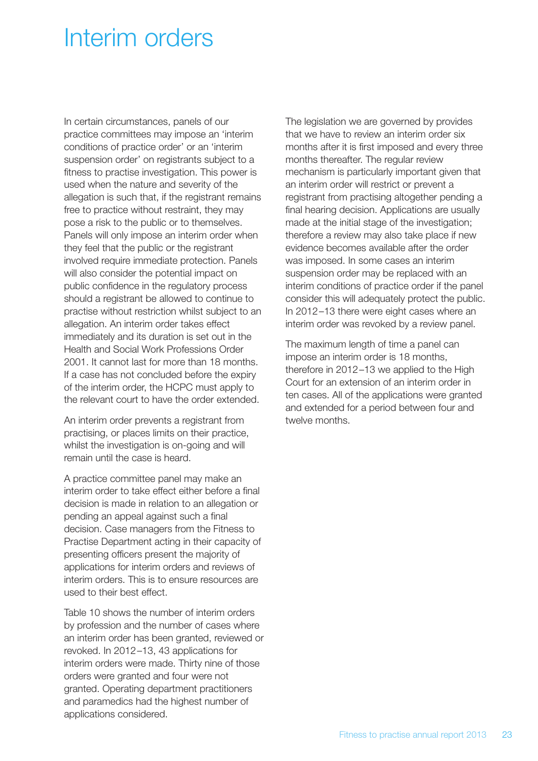# Interim orders

In certain circumstances, panels of our practice committees may impose an 'interim conditions of practice order' or an 'interim suspension order' on registrants subject to a fitness to practise investigation. This power is used when the nature and severity of the allegation is such that, if the registrant remains free to practice without restraint, they may pose a risk to the public or to themselves. Panels will only impose an interim order when they feel that the public or the registrant involved require immediate protection. Panels will also consider the potential impact on public confidence in the regulatory process should a registrant be allowed to continue to practise without restriction whilst subject to an allegation. An interim order takes effect immediately and its duration is set out in the Health and Social Work Professions Order 2001. It cannot last for more than 18 months. If a case has not concluded before the expiry of the interim order, the HCPC must apply to the relevant court to have the order extended.

An interim order prevents a registrant from practising, or places limits on their practice, whilst the investigation is on-going and will remain until the case is heard.

A practice committee panel may make an interim order to take effect either before a final decision is made in relation to an allegation or pending an appeal against such a final decision. Case managers from the Fitness to Practise Department acting in their capacity of presenting officers present the majority of applications for interim orders and reviews of interim orders. This is to ensure resources are used to their best effect.

Table 10 shows the number of interim orders by profession and the number of cases where an interim order has been granted, reviewed or revoked. In 2012–13, 43 applications for interim orders were made. Thirty nine of those orders were granted and four were not granted. Operating department practitioners and paramedics had the highest number of applications considered.

The legislation we are governed by provides that we have to review an interim order six months after it is first imposed and every three months thereafter. The regular review mechanism is particularly important given that an interim order will restrict or prevent a registrant from practising altogether pending a final hearing decision. Applications are usually made at the initial stage of the investigation; therefore a review may also take place if new evidence becomes available after the order was imposed. In some cases an interim suspension order may be replaced with an interim conditions of practice order if the panel consider this will adequately protect the public. In 2012–13 there were eight cases where an interim order was revoked by a review panel.

The maximum length of time a panel can impose an interim order is 18 months, therefore in 2012–13 we applied to the High Court for an extension of an interim order in ten cases. All of the applications were granted and extended for a period between four and twelve months.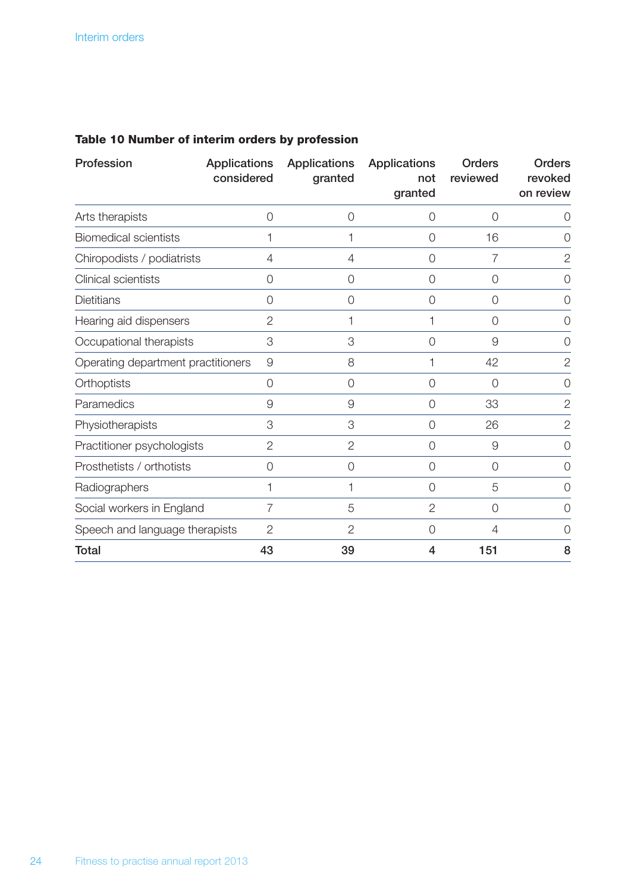**Table 10 Number of interim orders by profession**

| Profession | Applications considered | Applications granted | Applications not granted | Orders reviewed | Orders revoked on review |
|---|---|---|---|---|---|
| Arts therapists | 0 | 0 | 0 | 0 | 0 |
| Biomedical scientists | 1 | 1 | 0 | 16 | 0 |
| Chiropodists / podiatrists | 4 | 4 | 0 | 7 | 2 |
| Clinical scientists | 0 | 0 | 0 | 0 | 0 |
| Dietitians | 0 | 0 | 0 | 0 | 0 |
| Hearing aid dispensers | 2 | 1 | 1 | 0 | 0 |
| Occupational therapists | 3 | 3 | 0 | 9 | 0 |
| Operating department practitioners | 9 | 8 | 1 | 42 | 2 |
| Orthoptists | 0 | 0 | 0 | 0 | 0 |
| Paramedics | 9 | 9 | 0 | 33 | 2 |
| Physiotherapists | 3 | 3 | 0 | 26 | 2 |
| Practitioner psychologists | 2 | 2 | 0 | 9 | 0 |
| Prosthetists / orthotists | 0 | 0 | 0 | 0 | 0 |
| Radiographers | 1 | 1 | 0 | 5 | 0 |
| Social workers in England | 7 | 5 | 2 | 0 | 0 |
| Speech and language therapists | 2 | 2 | 0 | 4 | 0 |
| **Total** | **43** | **39** | **4** | **151** | **8** |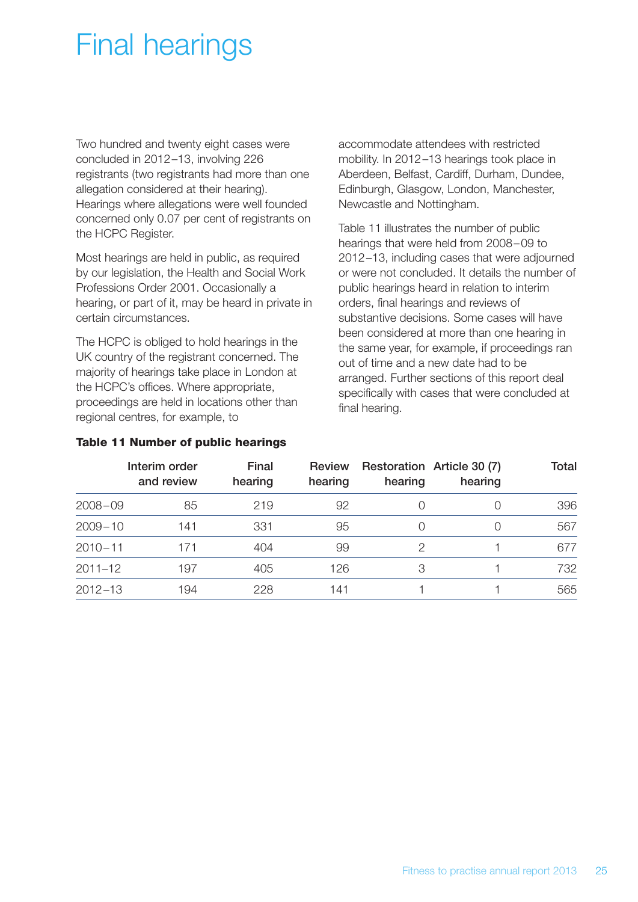# Final hearings

Two hundred and twenty eight cases were concluded in 2012–13, involving 226 registrants (two registrants had more than one allegation considered at their hearing). Hearings where allegations were well founded concerned only 0.07 per cent of registrants on the HCPC Register.

Most hearings are held in public, as required by our legislation, the Health and Social Work Professions Order 2001. Occasionally a hearing, or part of it, may be heard in private in certain circumstances.

The HCPC is obliged to hold hearings in the UK country of the registrant concerned. The majority of hearings take place in London at the HCPC's offices. Where appropriate, proceedings are held in locations other than regional centres, for example, to accommodate attendees with restricted mobility. In 2012–13 hearings took place in Aberdeen, Belfast, Cardiff, Durham, Dundee, Edinburgh, Glasgow, London, Manchester, Newcastle and Nottingham.

Table 11 illustrates the number of public hearings that were held from 2008–09 to 2012–13, including cases that were adjourned or were not concluded. It details the number of public hearings heard in relation to interim orders, final hearings and reviews of substantive decisions. Some cases will have been considered at more than one hearing in the same year, for example, if proceedings ran out of time and a new date had to be arranged. Further sections of this report deal specifically with cases that were concluded at final hearing.

**Table 11 Number of public hearings**

| | Interim order and review | Final hearing | Review hearing | Restoration hearing | Article 30 (7) hearing | Total |
|---|---|---|---|---|---|---|
| 2008–09 | 85 | 219 | 92 | 0 | 0 | 396 |
| 2009–10 | 141 | 331 | 95 | 0 | 0 | 567 |
| 2010–11 | 171 | 404 | 99 | 2 | 1 | 677 |
| 2011–12 | 197 | 405 | 126 | 3 | 1 | 732 |
| 2012–13 | 194 | 228 | 141 | 1 | 1 | 565 |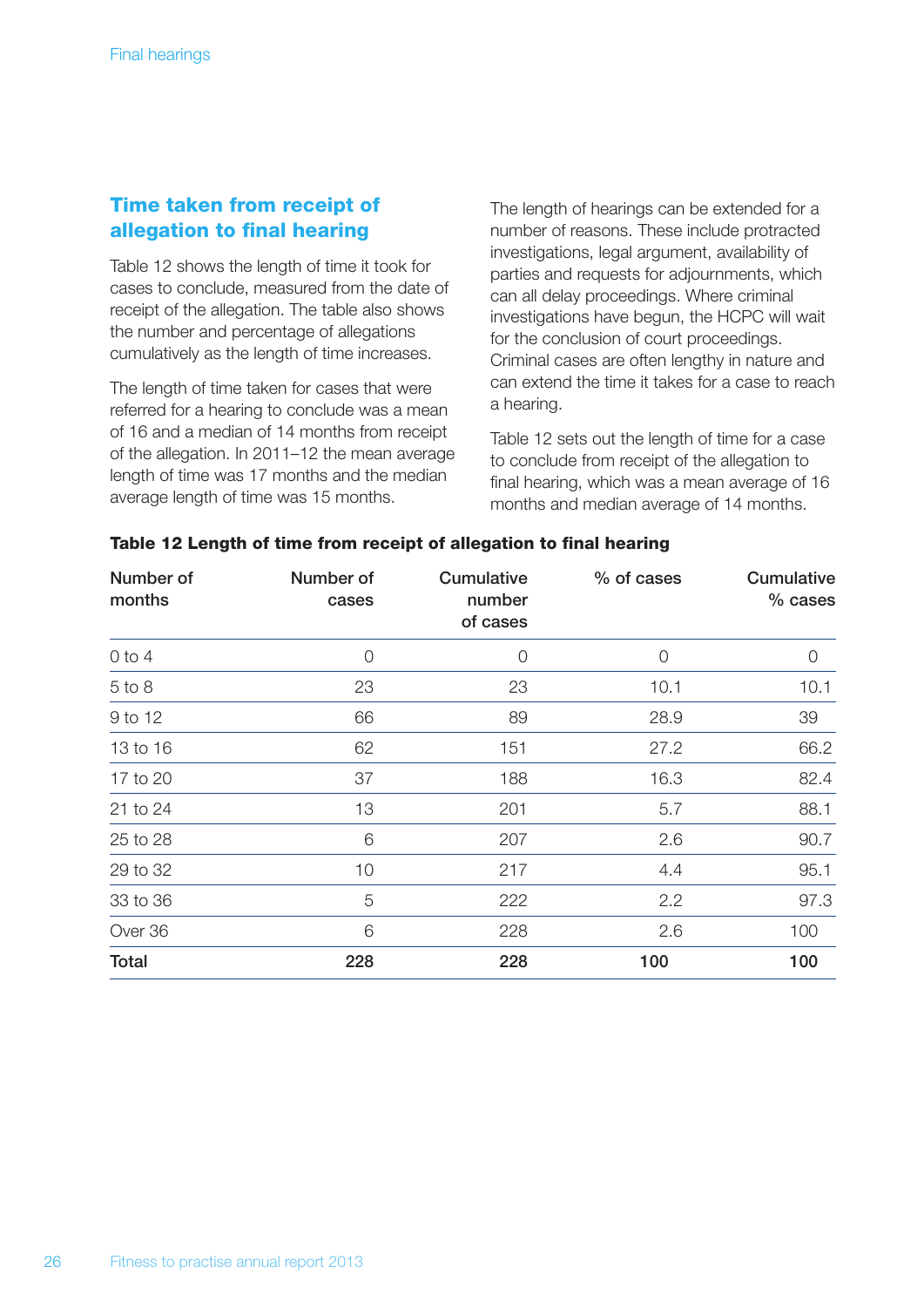## Time taken from receipt of allegation to final hearing

Table 12 shows the length of time it took for cases to conclude, measured from the date of receipt of the allegation. The table also shows the number and percentage of allegations cumulatively as the length of time increases.

The length of time taken for cases that were referred for a hearing to conclude was a mean of 16 and a median of 14 months from receipt of the allegation. In 2011–12 the mean average length of time was 17 months and the median average length of time was 15 months.

The length of hearings can be extended for a number of reasons. These include protracted investigations, legal argument, availability of parties and requests for adjournments, which can all delay proceedings. Where criminal investigations have begun, the HCPC will wait for the conclusion of court proceedings. Criminal cases are often lengthy in nature and can extend the time it takes for a case to reach a hearing.

Table 12 sets out the length of time for a case to conclude from receipt of the allegation to final hearing, which was a mean average of 16 months and median average of 14 months.

**Table 12 Length of time from receipt of allegation to final hearing**

| Number of months | Number of cases | Cumulative number of cases | % of cases | Cumulative % cases |
|---|---|---|---|---|
| 0 to 4 | 0 | 0 | 0 | 0 |
| 5 to 8 | 23 | 23 | 10.1 | 10.1 |
| 9 to 12 | 66 | 89 | 28.9 | 39 |
| 13 to 16 | 62 | 151 | 27.2 | 66.2 |
| 17 to 20 | 37 | 188 | 16.3 | 82.4 |
| 21 to 24 | 13 | 201 | 5.7 | 88.1 |
| 25 to 28 | 6 | 207 | 2.6 | 90.7 |
| 29 to 32 | 10 | 217 | 4.4 | 95.1 |
| 33 to 36 | 5 | 222 | 2.2 | 97.3 |
| Over 36 | 6 | 228 | 2.6 | 100 |
| **Total** | **228** | **228** | **100** | **100** |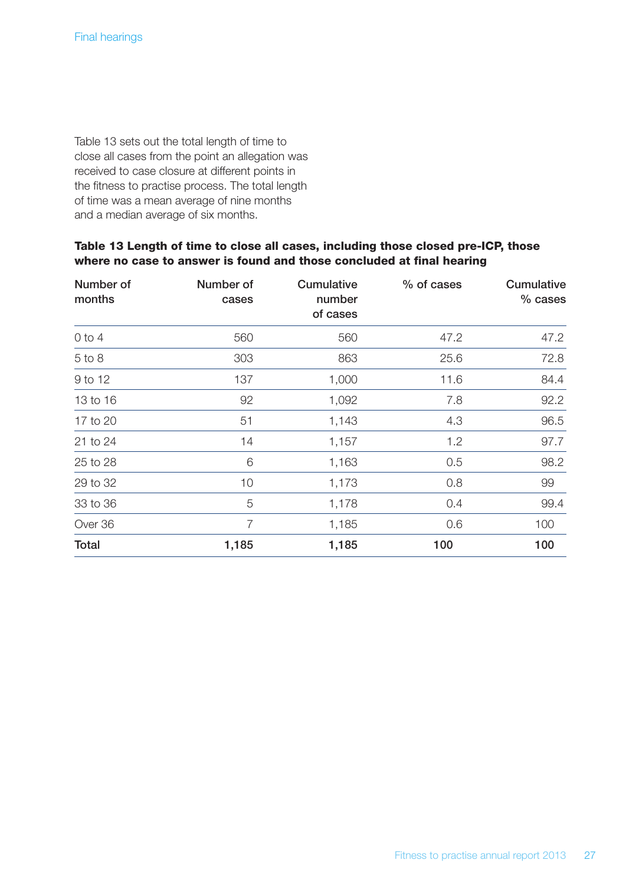Table 13 sets out the total length of time to close all cases from the point an allegation was received to case closure at different points in the fitness to practise process. The total length of time was a mean average of nine months and a median average of six months.

**Table 13 Length of time to close all cases, including those closed pre-ICP, those where no case to answer is found and those concluded at final hearing**

| Number of months | Number of cases | Cumulative number of cases | % of cases | Cumulative % cases |
|---|---|---|---|---|
| 0 to 4 | 560 | 560 | 47.2 | 47.2 |
| 5 to 8 | 303 | 863 | 25.6 | 72.8 |
| 9 to 12 | 137 | 1,000 | 11.6 | 84.4 |
| 13 to 16 | 92 | 1,092 | 7.8 | 92.2 |
| 17 to 20 | 51 | 1,143 | 4.3 | 96.5 |
| 21 to 24 | 14 | 1,157 | 1.2 | 97.7 |
| 25 to 28 | 6 | 1,163 | 0.5 | 98.2 |
| 29 to 32 | 10 | 1,173 | 0.8 | 99 |
| 33 to 36 | 5 | 1,178 | 0.4 | 99.4 |
| Over 36 | 7 | 1,185 | 0.6 | 100 |
| **Total** | **1,185** | **1,185** | **100** | **100** |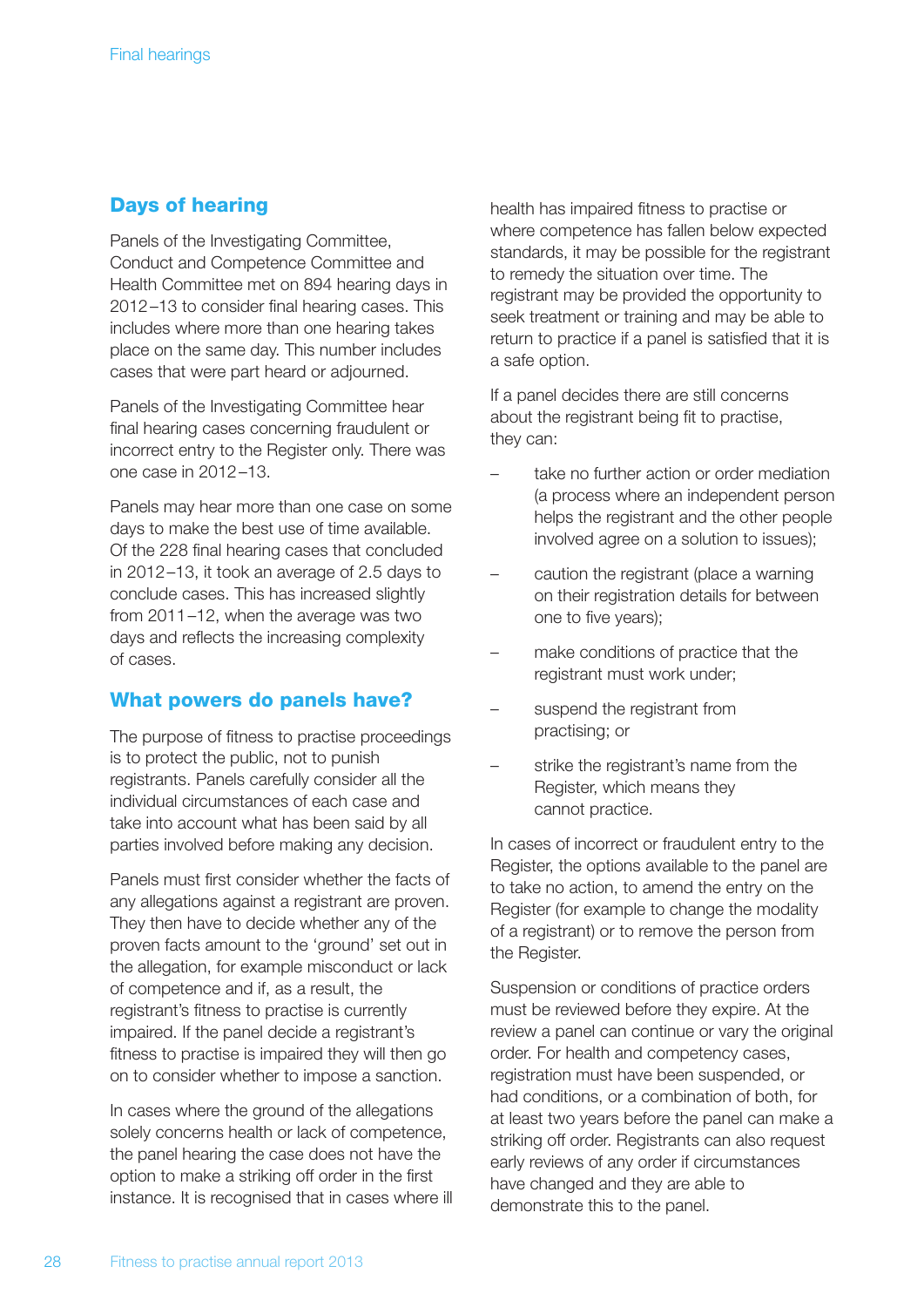## Days of hearing

Panels of the Investigating Committee, Conduct and Competence Committee and Health Committee met on 894 hearing days in 2012–13 to consider final hearing cases. This includes where more than one hearing takes place on the same day. This number includes cases that were part heard or adjourned.

Panels of the Investigating Committee hear final hearing cases concerning fraudulent or incorrect entry to the Register only. There was one case in 2012–13.

Panels may hear more than one case on some days to make the best use of time available. Of the 228 final hearing cases that concluded in 2012–13, it took an average of 2.5 days to conclude cases. This has increased slightly from 2011–12, when the average was two days and reflects the increasing complexity of cases.

## What powers do panels have?

The purpose of fitness to practise proceedings is to protect the public, not to punish registrants. Panels carefully consider all the individual circumstances of each case and take into account what has been said by all parties involved before making any decision.

Panels must first consider whether the facts of any allegations against a registrant are proven. They then have to decide whether any of the proven facts amount to the 'ground' set out in the allegation, for example misconduct or lack of competence and if, as a result, the registrant's fitness to practise is currently impaired. If the panel decide a registrant's fitness to practise is impaired they will then go on to consider whether to impose a sanction.

In cases where the ground of the allegations solely concerns health or lack of competence, the panel hearing the case does not have the option to make a striking off order in the first instance. It is recognised that in cases where ill health has impaired fitness to practise or where competence has fallen below expected standards, it may be possible for the registrant to remedy the situation over time. The registrant may be provided the opportunity to seek treatment or training and may be able to return to practice if a panel is satisfied that it is a safe option.

If a panel decides there are still concerns about the registrant being fit to practise, they can:

- take no further action or order mediation (a process where an independent person helps the registrant and the other people involved agree on a solution to issues);
- caution the registrant (place a warning on their registration details for between one to five years);
- make conditions of practice that the registrant must work under;
- suspend the registrant from practising; or
- strike the registrant's name from the Register, which means they cannot practice.

In cases of incorrect or fraudulent entry to the Register, the options available to the panel are to take no action, to amend the entry on the Register (for example to change the modality of a registrant) or to remove the person from the Register.

Suspension or conditions of practice orders must be reviewed before they expire. At the review a panel can continue or vary the original order. For health and competency cases, registration must have been suspended, or had conditions, or a combination of both, for at least two years before the panel can make a striking off order. Registrants can also request early reviews of any order if circumstances have changed and they are able to demonstrate this to the panel.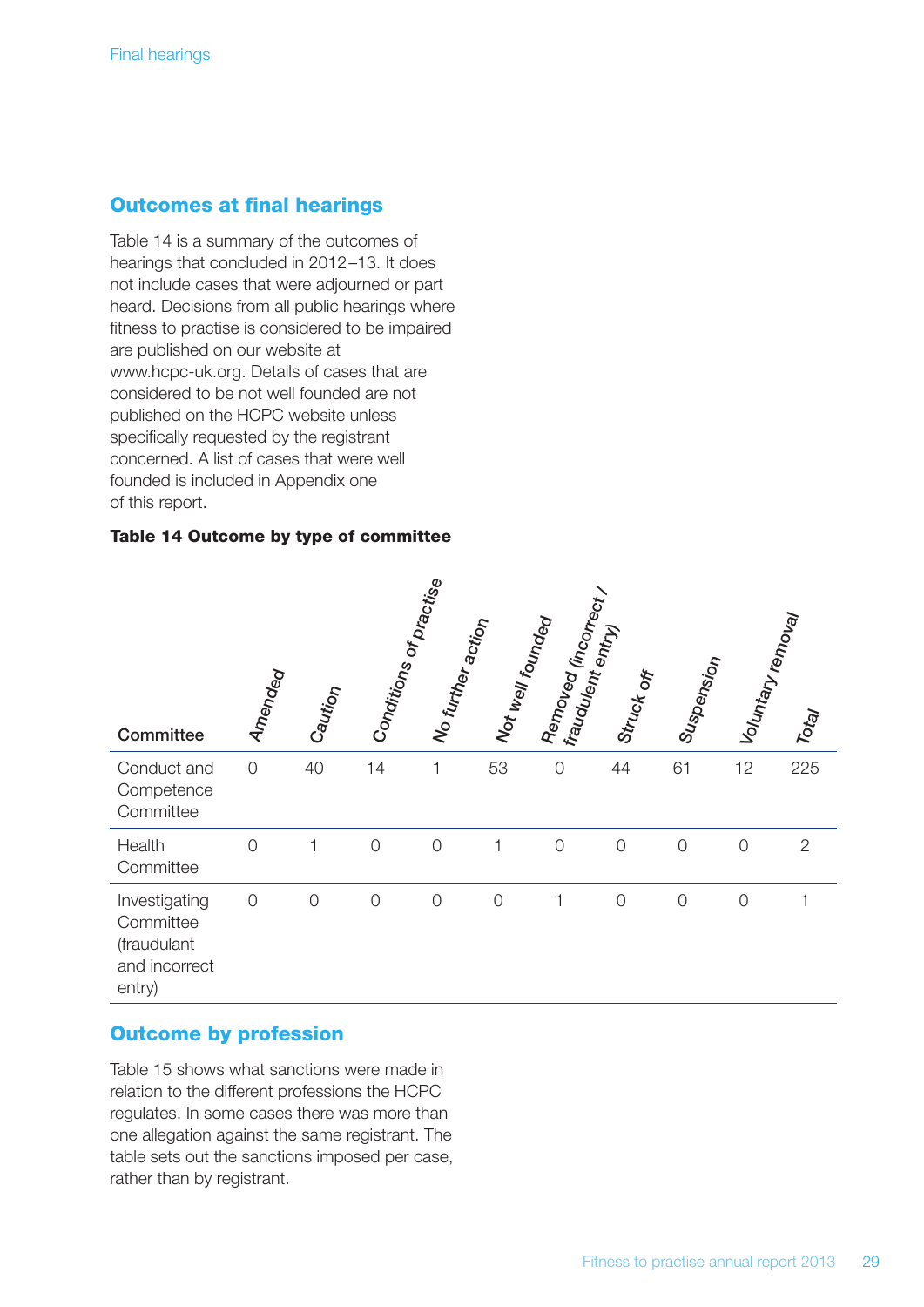## Outcomes at final hearings

Table 14 is a summary of the outcomes of hearings that concluded in 2012–13. It does not include cases that were adjourned or part heard. Decisions from all public hearings where fitness to practise is considered to be impaired are published on our website at www.hcpc-uk.org. Details of cases that are considered to be not well founded are not published on the HCPC website unless specifically requested by the registrant concerned. A list of cases that were well founded is included in Appendix one of this report.

**Table 14 Outcome by type of committee**

| Committee | *Amended* | *Caution* | *Conditions of practise* | *No further action* | *Not well founded* | *Removed (incorrect / fraudulent entry)* | *Struck off* | *Suspension* | *Voluntary removal* | *Total* |
|---|---|---|---|---|---|---|---|---|---|---|
| Conduct and Competence Committee | 0 | 40 | 14 | 1 | 53 | 0 | 44 | 61 | 12 | 225 |
| Health Committee | 0 | 1 | 0 | 0 | 1 | 0 | 0 | 0 | 0 | 2 |
| Investigating Committee (fraudulant and incorrect entry) | 0 | 0 | 0 | 0 | 0 | 1 | 0 | 0 | 0 | 1 |

## Outcome by profession

Table 15 shows what sanctions were made in relation to the different professions the HCPC regulates. In some cases there was more than one allegation against the same registrant. The table sets out the sanctions imposed per case, rather than by registrant.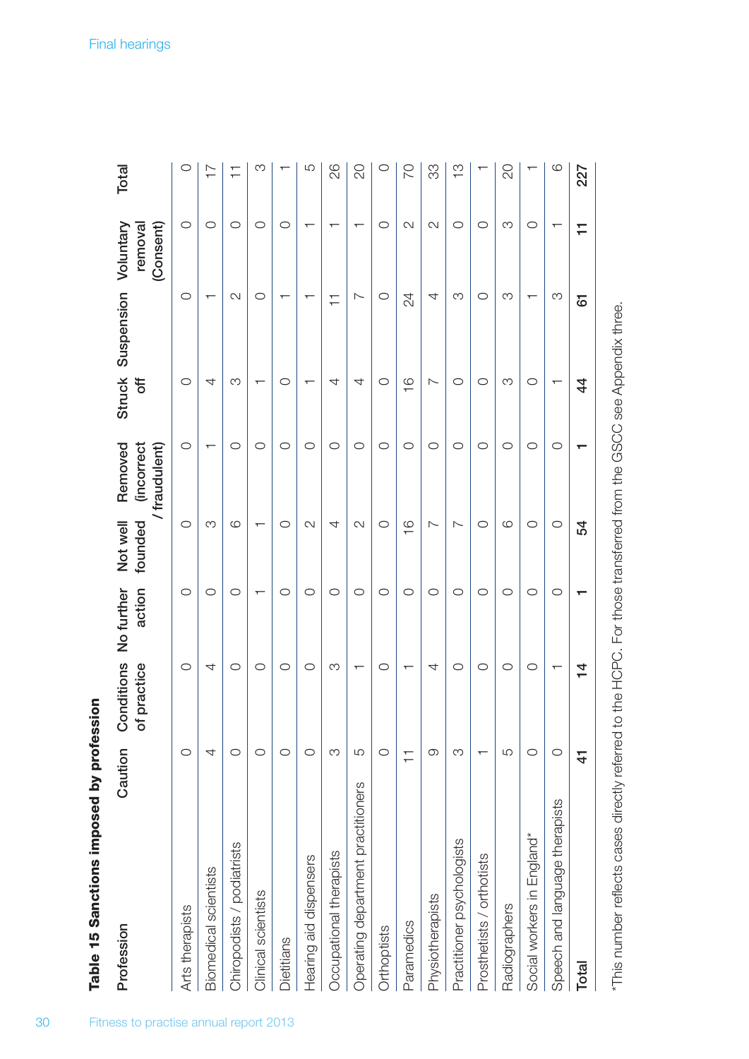**Table 15 Sanctions imposed by profession**

| Profession | Caution | Conditions of practice | No further action | Not well founded | Removed (incorrect / fraudulent) | Struck off | Suspension | Voluntary removal (Consent) | Total |
|---|---|---|---|---|---|---|---|---|---|
| Arts therapists | 0 | 0 | 0 | 0 | 0 | 0 | 0 | 0 | 0 |
| Biomedical scientists | 4 | 4 | 0 | 3 | 1 | 4 | 1 | 0 | 17 |
| Chiropodists / podiatrists | 0 | 0 | 0 | 6 | 0 | 3 | 2 | 0 | 11 |
| Clinical scientists | 0 | 0 | 1 | 1 | 0 | 1 | 0 | 0 | 3 |
| Dietitians | 0 | 0 | 0 | 0 | 0 | 0 | 1 | 0 | 1 |
| Hearing aid dispensers | 0 | 0 | 0 | 2 | 0 | 1 | 1 | 1 | 5 |
| Occupational therapists | 3 | 3 | 0 | 4 | 0 | 4 | 11 | 1 | 26 |
| Operating department practitioners | 5 | 1 | 0 | 2 | 0 | 4 | 7 | 1 | 20 |
| Orthoptists | 0 | 0 | 0 | 0 | 0 | 0 | 0 | 0 | 0 |
| Paramedics | 11 | 1 | 0 | 16 | 0 | 16 | 24 | 2 | 70 |
| Physiotherapists | 9 | 4 | 0 | 7 | 0 | 7 | 4 | 2 | 33 |
| Practitioner psychologists | 3 | 0 | 0 | 7 | 0 | 0 | 3 | 0 | 13 |
| Prosthetists / orthotists | 1 | 0 | 0 | 0 | 0 | 0 | 0 | 0 | 1 |
| Radiographers | 5 | 0 | 0 | 6 | 0 | 3 | 3 | 3 | 20 |
| Social workers in England* | 0 | 0 | 0 | 0 | 0 | 0 | 1 | 0 | 1 |
| Speech and language therapists | 0 | 1 | 0 | 0 | 0 | 1 | 3 | 1 | 6 |
| **Total** | **41** | **14** | **1** | **54** | **1** | **44** | **61** | **11** | **227** |

*This number reflects cases directly referred to the HCPC. For those transferred from the GSCC see Appendix three.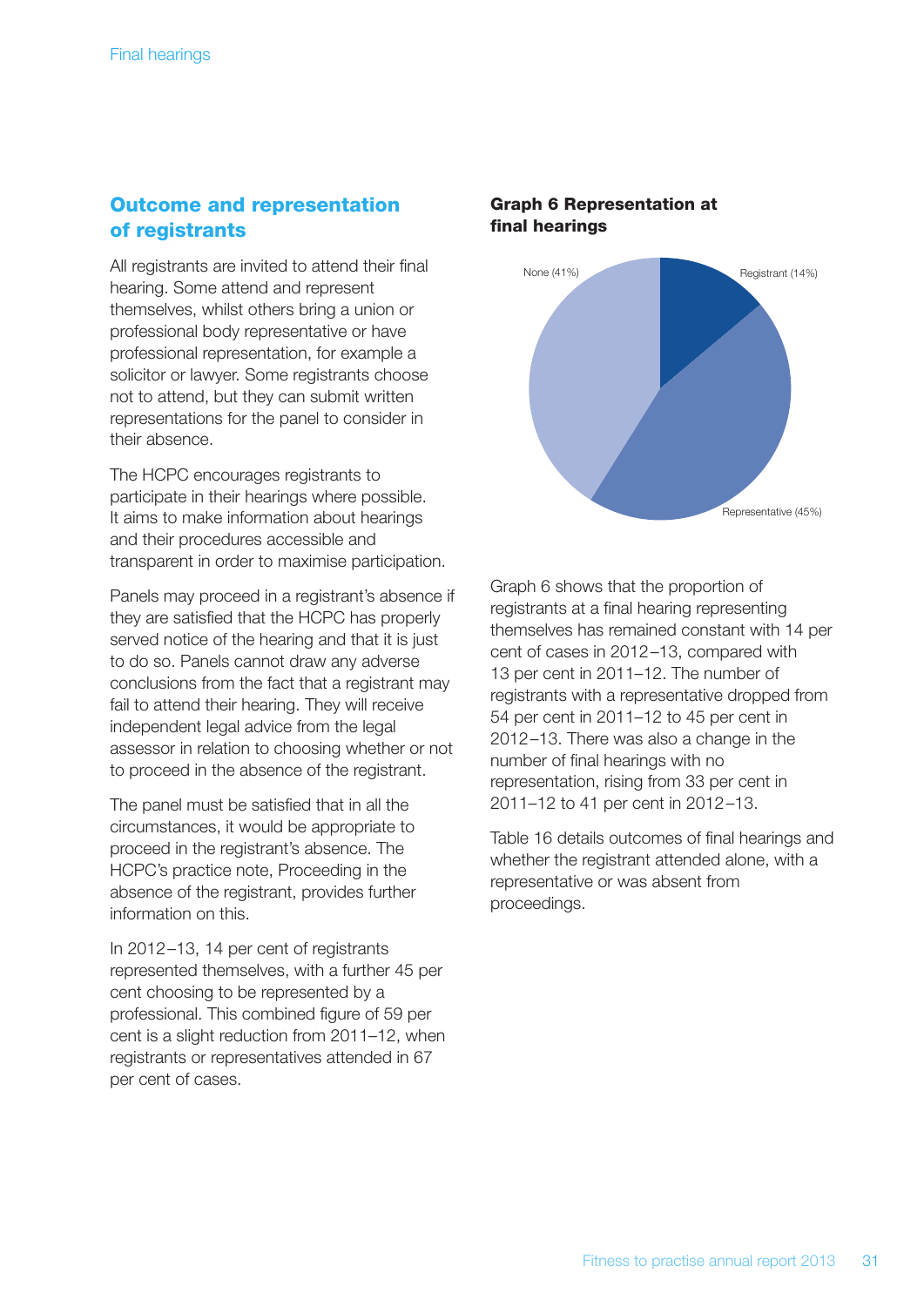## Outcome and representation of registrants

All registrants are invited to attend their final hearing. Some attend and represent themselves, whilst others bring a union or professional body representative or have professional representation, for example a solicitor or lawyer. Some registrants choose not to attend, but they can submit written representations for the panel to consider in their absence.

The HCPC encourages registrants to participate in their hearings where possible. It aims to make information about hearings and their procedures accessible and transparent in order to maximise participation.

Panels may proceed in a registrant's absence if they are satisfied that the HCPC has properly served notice of the hearing and that it is just to do so. Panels cannot draw any adverse conclusions from the fact that a registrant may fail to attend their hearing. They will receive independent legal advice from the legal assessor in relation to choosing whether or not to proceed in the absence of the registrant.

The panel must be satisfied that in all the circumstances, it would be appropriate to proceed in the registrant's absence. The HCPC's practice note, Proceeding in the absence of the registrant, provides further information on this.

In 2012–13, 14 per cent of registrants represented themselves, with a further 45 per cent choosing to be represented by a professional. This combined figure of 59 per cent is a slight reduction from 2011–12, when registrants or representatives attended in 67 per cent of cases.

**Graph 6 Representation at final hearings**

| Representation | Percentage |
|---|---|
| Registrant | 14% |
| Representative | 45% |
| None | 41% |

Graph 6 shows that the proportion of registrants at a final hearing representing themselves has remained constant with 14 per cent of cases in 2012–13, compared with 13 per cent in 2011–12. The number of registrants with a representative dropped from 54 per cent in 2011–12 to 45 per cent in 2012–13. There was also a change in the number of final hearings with no representation, rising from 33 per cent in 2011–12 to 41 per cent in 2012–13.

Table 16 details outcomes of final hearings and whether the registrant attended alone, with a representative or was absent from proceedings.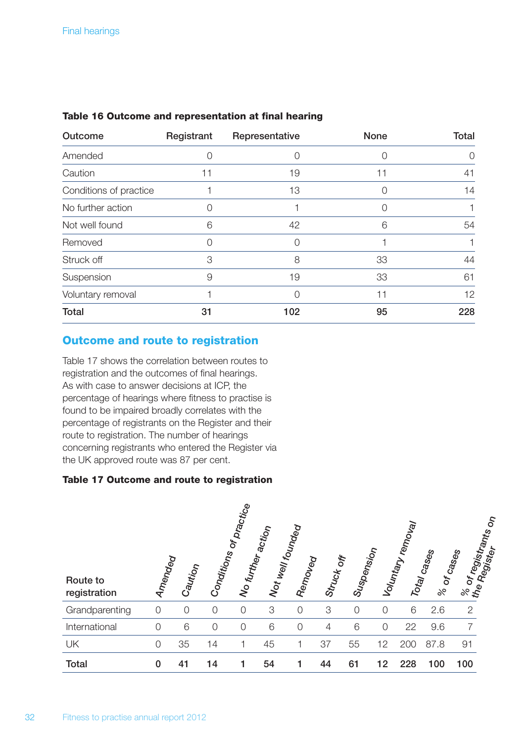Final hearings

**Table 16 Outcome and representation at final hearing**

| Outcome | Registrant | Representative | None | Total |
|---|---|---|---|---|
| Amended | 0 | 0 | 0 | 0 |
| Caution | 11 | 19 | 11 | 41 |
| Conditions of practice | 1 | 13 | 0 | 14 |
| No further action | 0 | 1 | 0 | 1 |
| Not well found | 6 | 42 | 6 | 54 |
| Removed | 0 | 0 | 1 | 1 |
| Struck off | 3 | 8 | 33 | 44 |
| Suspension | 9 | 19 | 33 | 61 |
| Voluntary removal | 1 | 0 | 11 | 12 |
| **Total** | **31** | **102** | **95** | **228** |

## Outcome and route to registration

Table 17 shows the correlation between routes to registration and the outcomes of final hearings. As with case to answer decisions at ICP, the percentage of hearings where fitness to practise is found to be impaired broadly correlates with the percentage of registrants on the Register and their route to registration. The number of hearings concerning registrants who entered the Register via the UK approved route was 87 per cent.

**Table 17 Outcome and route to registration**

| Route to registration | Amended | Caution | Conditions of practice | No further action | Not well founded | Removed | Struck off | Suspension | Voluntary removal | Total cases | % of cases | % of registrants on the Register |
|---|---|---|---|---|---|---|---|---|---|---|---|---|
| Grandparenting | 0 | 0 | 0 | 0 | 3 | 0 | 3 | 0 | 0 | 6 | 2.6 | 2 |
| International | 0 | 6 | 0 | 0 | 6 | 0 | 4 | 6 | 0 | 22 | 9.6 | 7 |
| UK | 0 | 35 | 14 | 1 | 45 | 1 | 37 | 55 | 12 | 200 | 87.8 | 91 |
| **Total** | **0** | **41** | **14** | **1** | **54** | **1** | **44** | **61** | **12** | **228** | **100** | **100** |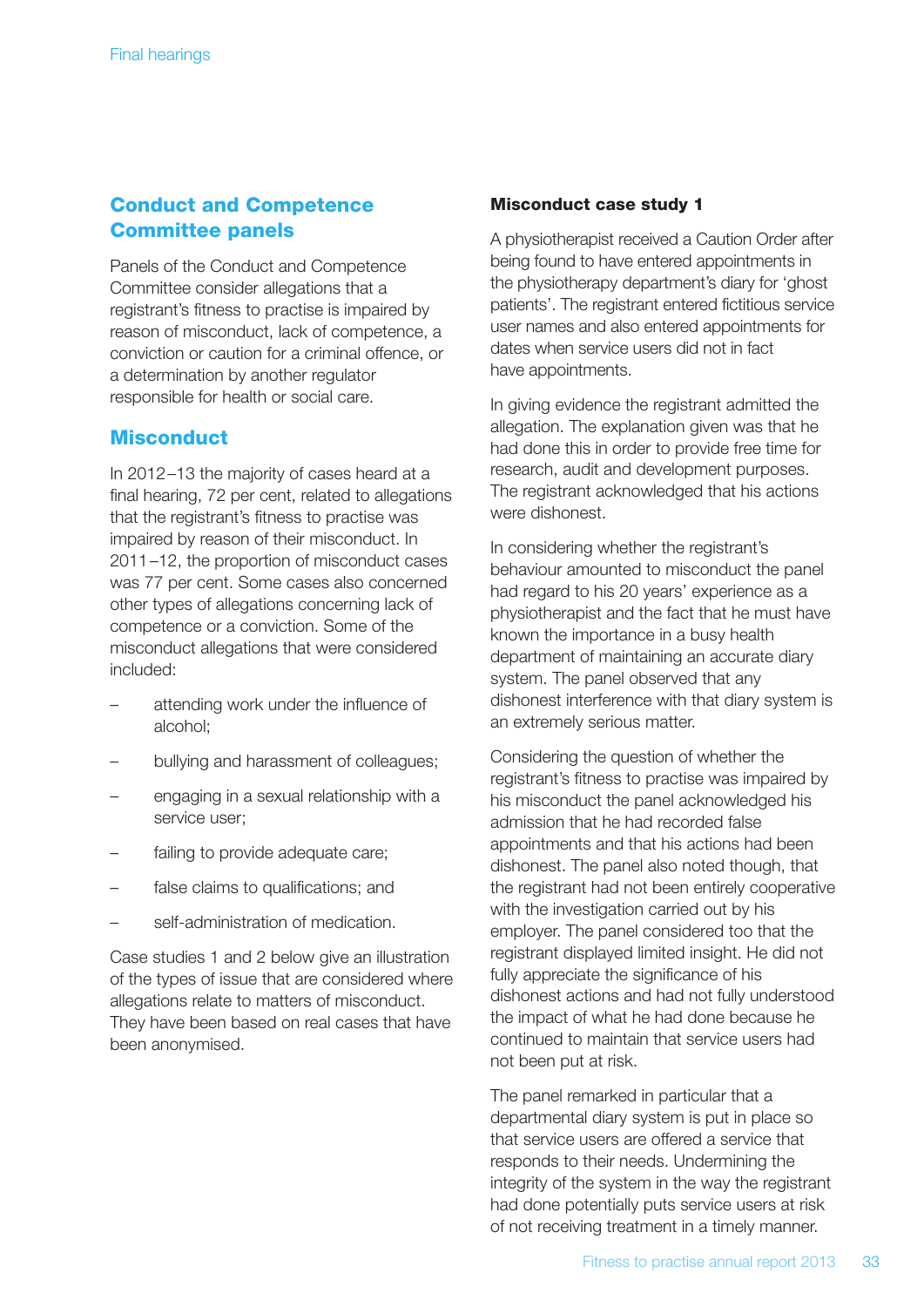## Conduct and Competence Committee panels

Panels of the Conduct and Competence Committee consider allegations that a registrant's fitness to practise is impaired by reason of misconduct, lack of competence, a conviction or caution for a criminal offence, or a determination by another regulator responsible for health or social care.

## Misconduct

In 2012–13 the majority of cases heard at a final hearing, 72 per cent, related to allegations that the registrant's fitness to practise was impaired by reason of their misconduct. In 2011–12, the proportion of misconduct cases was 77 per cent. Some cases also concerned other types of allegations concerning lack of competence or a conviction. Some of the misconduct allegations that were considered included:

- attending work under the influence of alcohol;
- bullying and harassment of colleagues;
- engaging in a sexual relationship with a service user;
- failing to provide adequate care;
- false claims to qualifications; and
- self-administration of medication.

Case studies 1 and 2 below give an illustration of the types of issue that are considered where allegations relate to matters of misconduct. They have been based on real cases that have been anonymised.

### Misconduct case study 1

A physiotherapist received a Caution Order after being found to have entered appointments in the physiotherapy department's diary for 'ghost patients'. The registrant entered fictitious service user names and also entered appointments for dates when service users did not in fact have appointments.

In giving evidence the registrant admitted the allegation. The explanation given was that he had done this in order to provide free time for research, audit and development purposes. The registrant acknowledged that his actions were dishonest.

In considering whether the registrant's behaviour amounted to misconduct the panel had regard to his 20 years' experience as a physiotherapist and the fact that he must have known the importance in a busy health department of maintaining an accurate diary system. The panel observed that any dishonest interference with that diary system is an extremely serious matter.

Considering the question of whether the registrant's fitness to practise was impaired by his misconduct the panel acknowledged his admission that he had recorded false appointments and that his actions had been dishonest. The panel also noted though, that the registrant had not been entirely cooperative with the investigation carried out by his employer. The panel considered too that the registrant displayed limited insight. He did not fully appreciate the significance of his dishonest actions and had not fully understood the impact of what he had done because he continued to maintain that service users had not been put at risk.

The panel remarked in particular that a departmental diary system is put in place so that service users are offered a service that responds to their needs. Undermining the integrity of the system in the way the registrant had done potentially puts service users at risk of not receiving treatment in a timely manner.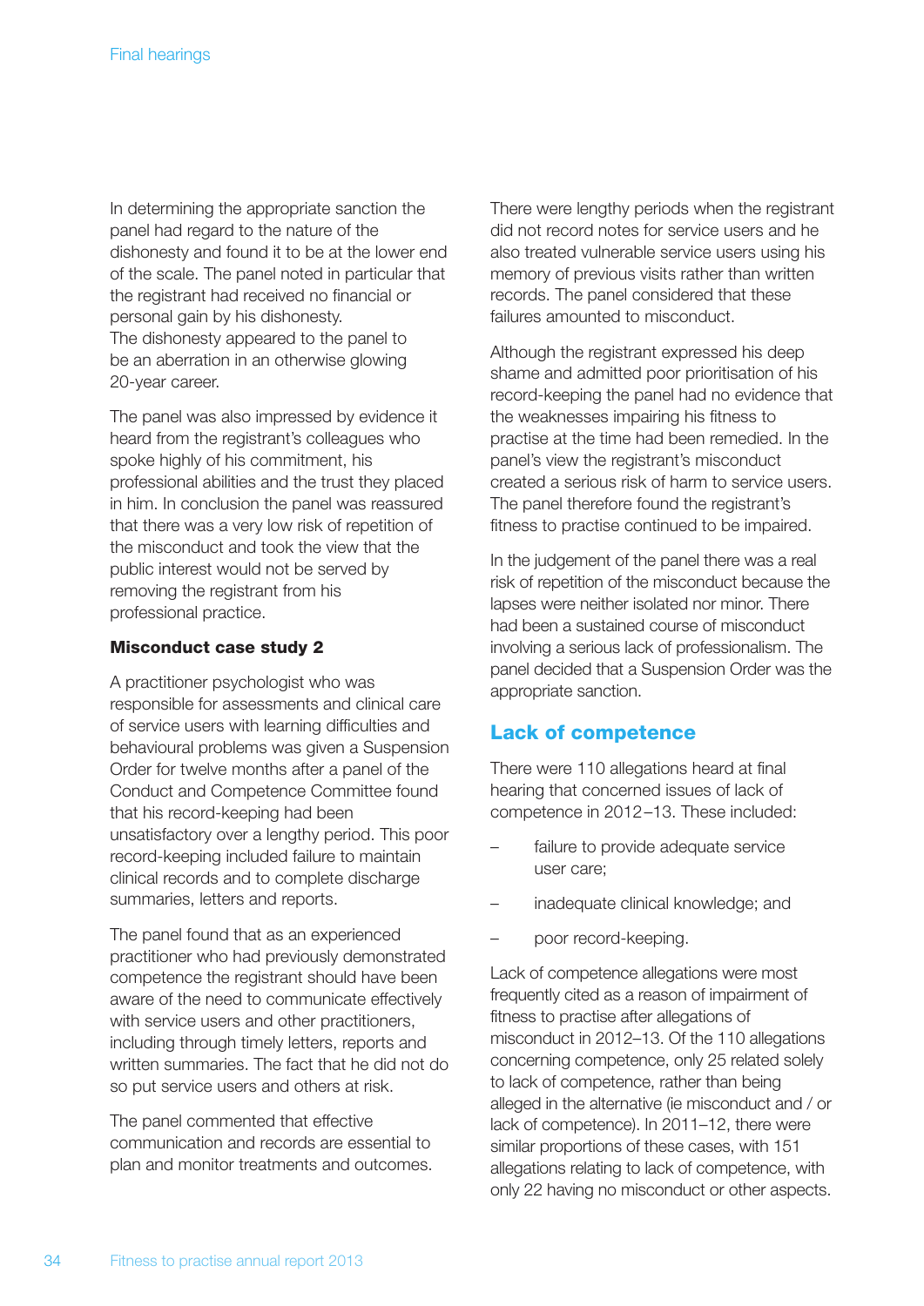In determining the appropriate sanction the panel had regard to the nature of the dishonesty and found it to be at the lower end of the scale. The panel noted in particular that the registrant had received no financial or personal gain by his dishonesty. The dishonesty appeared to the panel to be an aberration in an otherwise glowing 20-year career.

The panel was also impressed by evidence it heard from the registrant's colleagues who spoke highly of his commitment, his professional abilities and the trust they placed in him. In conclusion the panel was reassured that there was a very low risk of repetition of the misconduct and took the view that the public interest would not be served by removing the registrant from his professional practice.

**Misconduct case study 2**

A practitioner psychologist who was responsible for assessments and clinical care of service users with learning difficulties and behavioural problems was given a Suspension Order for twelve months after a panel of the Conduct and Competence Committee found that his record-keeping had been unsatisfactory over a lengthy period. This poor record-keeping included failure to maintain clinical records and to complete discharge summaries, letters and reports.

The panel found that as an experienced practitioner who had previously demonstrated competence the registrant should have been aware of the need to communicate effectively with service users and other practitioners, including through timely letters, reports and written summaries. The fact that he did not do so put service users and others at risk.

The panel commented that effective communication and records are essential to plan and monitor treatments and outcomes.

There were lengthy periods when the registrant did not record notes for service users and he also treated vulnerable service users using his memory of previous visits rather than written records. The panel considered that these failures amounted to misconduct.

Although the registrant expressed his deep shame and admitted poor prioritisation of his record-keeping the panel had no evidence that the weaknesses impairing his fitness to practise at the time had been remedied. In the panel's view the registrant's misconduct created a serious risk of harm to service users. The panel therefore found the registrant's fitness to practise continued to be impaired.

In the judgement of the panel there was a real risk of repetition of the misconduct because the lapses were neither isolated nor minor. There had been a sustained course of misconduct involving a serious lack of professionalism. The panel decided that a Suspension Order was the appropriate sanction.

## Lack of competence

There were 110 allegations heard at final hearing that concerned issues of lack of competence in 2012–13. These included:

- failure to provide adequate service user care;
- inadequate clinical knowledge; and
- poor record-keeping.

Lack of competence allegations were most frequently cited as a reason of impairment of fitness to practise after allegations of misconduct in 2012–13. Of the 110 allegations concerning competence, only 25 related solely to lack of competence, rather than being alleged in the alternative (ie misconduct and / or lack of competence). In 2011–12, there were similar proportions of these cases, with 151 allegations relating to lack of competence, with only 22 having no misconduct or other aspects.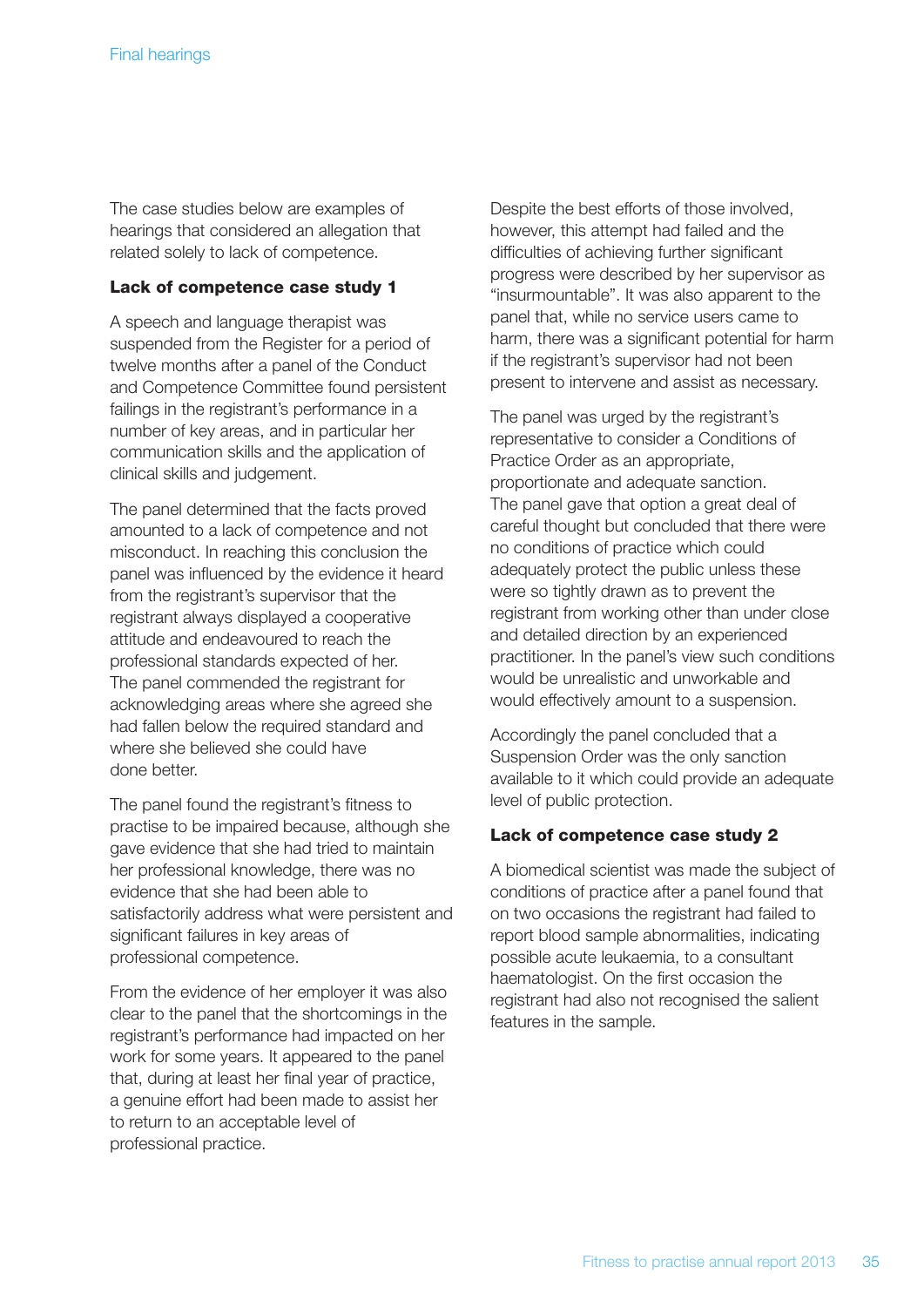The case studies below are examples of hearings that considered an allegation that related solely to lack of competence.

### Lack of competence case study 1

A speech and language therapist was suspended from the Register for a period of twelve months after a panel of the Conduct and Competence Committee found persistent failings in the registrant's performance in a number of key areas, and in particular her communication skills and the application of clinical skills and judgement.

The panel determined that the facts proved amounted to a lack of competence and not misconduct. In reaching this conclusion the panel was influenced by the evidence it heard from the registrant's supervisor that the registrant always displayed a cooperative attitude and endeavoured to reach the professional standards expected of her. The panel commended the registrant for acknowledging areas where she agreed she had fallen below the required standard and where she believed she could have done better.

The panel found the registrant's fitness to practise to be impaired because, although she gave evidence that she had tried to maintain her professional knowledge, there was no evidence that she had been able to satisfactorily address what were persistent and significant failures in key areas of professional competence.

From the evidence of her employer it was also clear to the panel that the shortcomings in the registrant's performance had impacted on her work for some years. It appeared to the panel that, during at least her final year of practice, a genuine effort had been made to assist her to return to an acceptable level of professional practice.

Despite the best efforts of those involved, however, this attempt had failed and the difficulties of achieving further significant progress were described by her supervisor as "insurmountable". It was also apparent to the panel that, while no service users came to harm, there was a significant potential for harm if the registrant's supervisor had not been present to intervene and assist as necessary.

The panel was urged by the registrant's representative to consider a Conditions of Practice Order as an appropriate, proportionate and adequate sanction. The panel gave that option a great deal of careful thought but concluded that there were no conditions of practice which could adequately protect the public unless these were so tightly drawn as to prevent the registrant from working other than under close and detailed direction by an experienced practitioner. In the panel's view such conditions would be unrealistic and unworkable and would effectively amount to a suspension.

Accordingly the panel concluded that a Suspension Order was the only sanction available to it which could provide an adequate level of public protection.

### Lack of competence case study 2

A biomedical scientist was made the subject of conditions of practice after a panel found that on two occasions the registrant had failed to report blood sample abnormalities, indicating possible acute leukaemia, to a consultant haematologist. On the first occasion the registrant had also not recognised the salient features in the sample.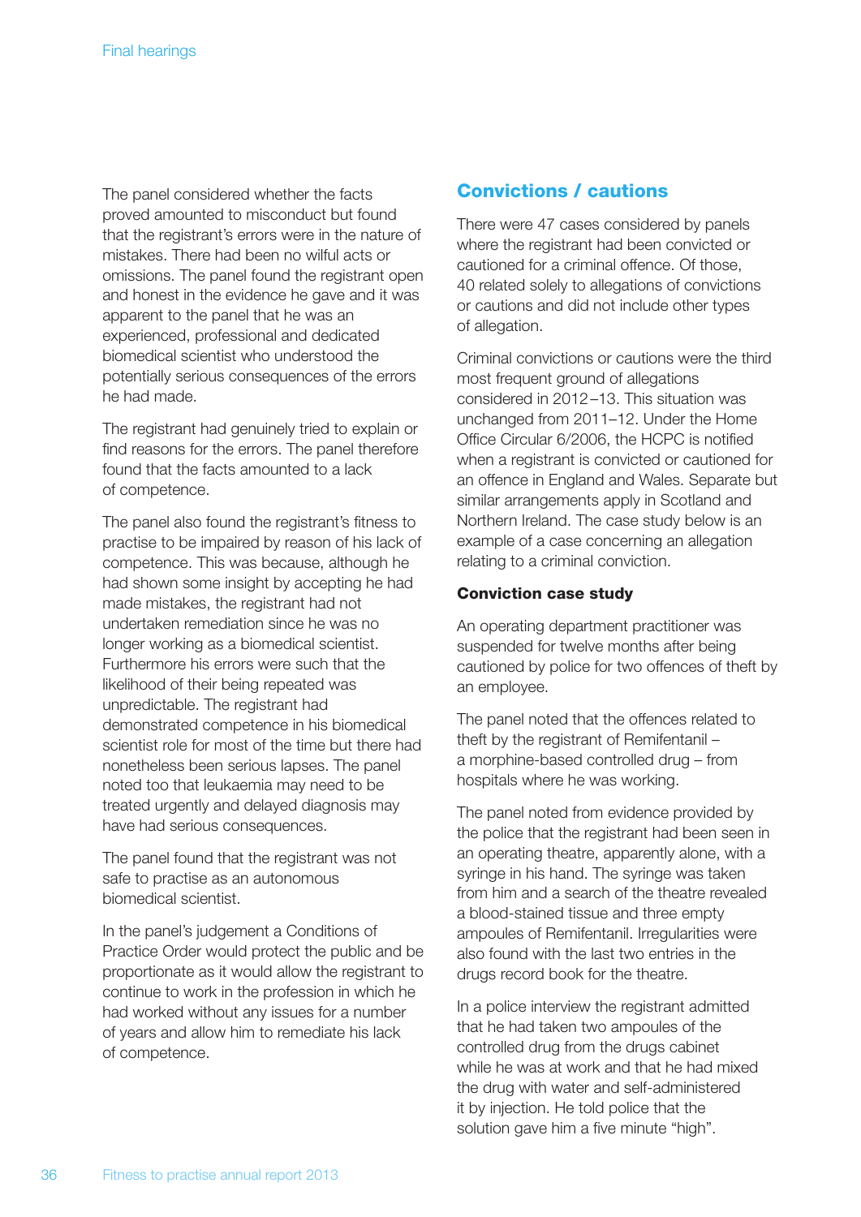The panel considered whether the facts proved amounted to misconduct but found that the registrant's errors were in the nature of mistakes. There had been no wilful acts or omissions. The panel found the registrant open and honest in the evidence he gave and it was apparent to the panel that he was an experienced, professional and dedicated biomedical scientist who understood the potentially serious consequences of the errors he had made.

The registrant had genuinely tried to explain or find reasons for the errors. The panel therefore found that the facts amounted to a lack of competence.

The panel also found the registrant's fitness to practise to be impaired by reason of his lack of competence. This was because, although he had shown some insight by accepting he had made mistakes, the registrant had not undertaken remediation since he was no longer working as a biomedical scientist. Furthermore his errors were such that the likelihood of their being repeated was unpredictable. The registrant had demonstrated competence in his biomedical scientist role for most of the time but there had nonetheless been serious lapses. The panel noted too that leukaemia may need to be treated urgently and delayed diagnosis may have had serious consequences.

The panel found that the registrant was not safe to practise as an autonomous biomedical scientist.

In the panel's judgement a Conditions of Practice Order would protect the public and be proportionate as it would allow the registrant to continue to work in the profession in which he had worked without any issues for a number of years and allow him to remediate his lack of competence.

## Convictions / cautions

There were 47 cases considered by panels where the registrant had been convicted or cautioned for a criminal offence. Of those, 40 related solely to allegations of convictions or cautions and did not include other types of allegation.

Criminal convictions or cautions were the third most frequent ground of allegations considered in 2012–13. This situation was unchanged from 2011–12. Under the Home Office Circular 6/2006, the HCPC is notified when a registrant is convicted or cautioned for an offence in England and Wales. Separate but similar arrangements apply in Scotland and Northern Ireland. The case study below is an example of a case concerning an allegation relating to a criminal conviction.

### Conviction case study

An operating department practitioner was suspended for twelve months after being cautioned by police for two offences of theft by an employee.

The panel noted that the offences related to theft by the registrant of Remifentanil – a morphine-based controlled drug – from hospitals where he was working.

The panel noted from evidence provided by the police that the registrant had been seen in an operating theatre, apparently alone, with a syringe in his hand. The syringe was taken from him and a search of the theatre revealed a blood-stained tissue and three empty ampoules of Remifentanil. Irregularities were also found with the last two entries in the drugs record book for the theatre.

In a police interview the registrant admitted that he had taken two ampoules of the controlled drug from the drugs cabinet while he was at work and that he had mixed the drug with water and self-administered it by injection. He told police that the solution gave him a five minute "high".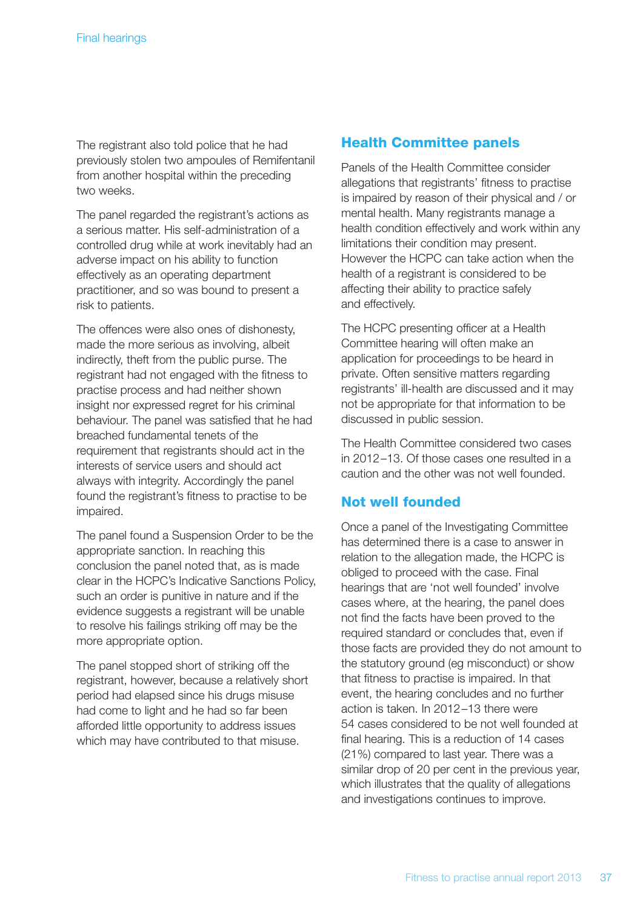The registrant also told police that he had previously stolen two ampoules of Remifentanil from another hospital within the preceding two weeks.

The panel regarded the registrant's actions as a serious matter. His self-administration of a controlled drug while at work inevitably had an adverse impact on his ability to function effectively as an operating department practitioner, and so was bound to present a risk to patients.

The offences were also ones of dishonesty, made the more serious as involving, albeit indirectly, theft from the public purse. The registrant had not engaged with the fitness to practise process and had neither shown insight nor expressed regret for his criminal behaviour. The panel was satisfied that he had breached fundamental tenets of the requirement that registrants should act in the interests of service users and should act always with integrity. Accordingly the panel found the registrant's fitness to practise to be impaired.

The panel found a Suspension Order to be the appropriate sanction. In reaching this conclusion the panel noted that, as is made clear in the HCPC's Indicative Sanctions Policy, such an order is punitive in nature and if the evidence suggests a registrant will be unable to resolve his failings striking off may be the more appropriate option.

The panel stopped short of striking off the registrant, however, because a relatively short period had elapsed since his drugs misuse had come to light and he had so far been afforded little opportunity to address issues which may have contributed to that misuse.

## Health Committee panels

Panels of the Health Committee consider allegations that registrants' fitness to practise is impaired by reason of their physical and / or mental health. Many registrants manage a health condition effectively and work within any limitations their condition may present. However the HCPC can take action when the health of a registrant is considered to be affecting their ability to practice safely and effectively.

The HCPC presenting officer at a Health Committee hearing will often make an application for proceedings to be heard in private. Often sensitive matters regarding registrants' ill-health are discussed and it may not be appropriate for that information to be discussed in public session.

The Health Committee considered two cases in 2012–13. Of those cases one resulted in a caution and the other was not well founded.

## Not well founded

Once a panel of the Investigating Committee has determined there is a case to answer in relation to the allegation made, the HCPC is obliged to proceed with the case. Final hearings that are 'not well founded' involve cases where, at the hearing, the panel does not find the facts have been proved to the required standard or concludes that, even if those facts are provided they do not amount to the statutory ground (eg misconduct) or show that fitness to practise is impaired. In that event, the hearing concludes and no further action is taken. In 2012–13 there were 54 cases considered to be not well founded at final hearing. This is a reduction of 14 cases (21%) compared to last year. There was a similar drop of 20 per cent in the previous year, which illustrates that the quality of allegations and investigations continues to improve.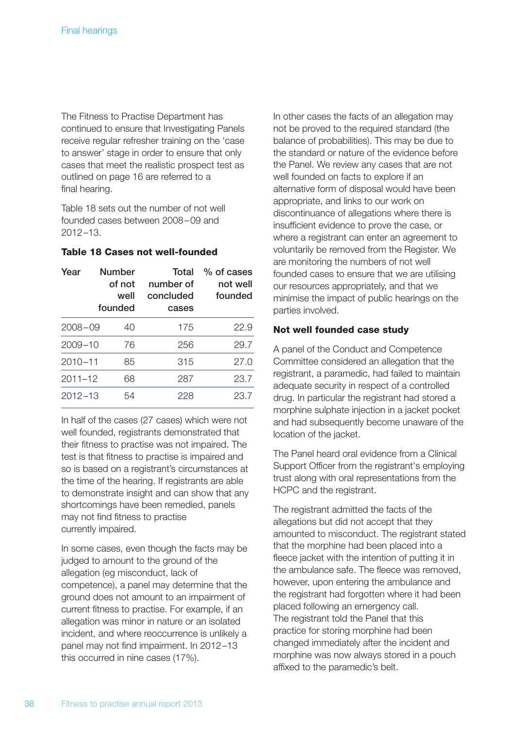The Fitness to Practise Department has continued to ensure that Investigating Panels receive regular refresher training on the 'case to answer' stage in order to ensure that only cases that meet the realistic prospect test as outlined on page 16 are referred to a final hearing.

Table 18 sets out the number of not well founded cases between 2008–09 and 2012–13.

**Table 18 Cases not well-founded**

| Year | Number of not well founded | Total number of concluded cases | % of cases not well founded |
|---|---|---|---|
| 2008–09 | 40 | 175 | 22.9 |
| 2009–10 | 76 | 256 | 29.7 |
| 2010–11 | 85 | 315 | 27.0 |
| 2011–12 | 68 | 287 | 23.7 |
| 2012–13 | 54 | 228 | 23.7 |

In half of the cases (27 cases) which were not well founded, registrants demonstrated that their fitness to practise was not impaired. The test is that fitness to practise is impaired and so is based on a registrant's circumstances at the time of the hearing. If registrants are able to demonstrate insight and can show that any shortcomings have been remedied, panels may not find fitness to practise currently impaired.

In some cases, even though the facts may be judged to amount to the ground of the allegation (eg misconduct, lack of competence), a panel may determine that the ground does not amount to an impairment of current fitness to practise. For example, if an allegation was minor in nature or an isolated incident, and where reoccurrence is unlikely a panel may not find impairment. In 2012–13 this occurred in nine cases (17%).

In other cases the facts of an allegation may not be proved to the required standard (the balance of probabilities). This may be due to the standard or nature of the evidence before the Panel. We review any cases that are not well founded on facts to explore if an alternative form of disposal would have been appropriate, and links to our work on discontinuance of allegations where there is insufficient evidence to prove the case, or where a registrant can enter an agreement to voluntarily be removed from the Register. We are monitoring the numbers of not well founded cases to ensure that we are utilising our resources appropriately, and that we minimise the impact of public hearings on the parties involved.

**Not well founded case study**

A panel of the Conduct and Competence Committee considered an allegation that the registrant, a paramedic, had failed to maintain adequate security in respect of a controlled drug. In particular the registrant had stored a morphine sulphate injection in a jacket pocket and had subsequently become unaware of the location of the jacket.

The Panel heard oral evidence from a Clinical Support Officer from the registrant's employing trust along with oral representations from the HCPC and the registrant.

The registrant admitted the facts of the allegations but did not accept that they amounted to misconduct. The registrant stated that the morphine had been placed into a fleece jacket with the intention of putting it in the ambulance safe. The fleece was removed, however, upon entering the ambulance and the registrant had forgotten where it had been placed following an emergency call. The registrant told the Panel that this practice for storing morphine had been changed immediately after the incident and morphine was now always stored in a pouch affixed to the paramedic's belt.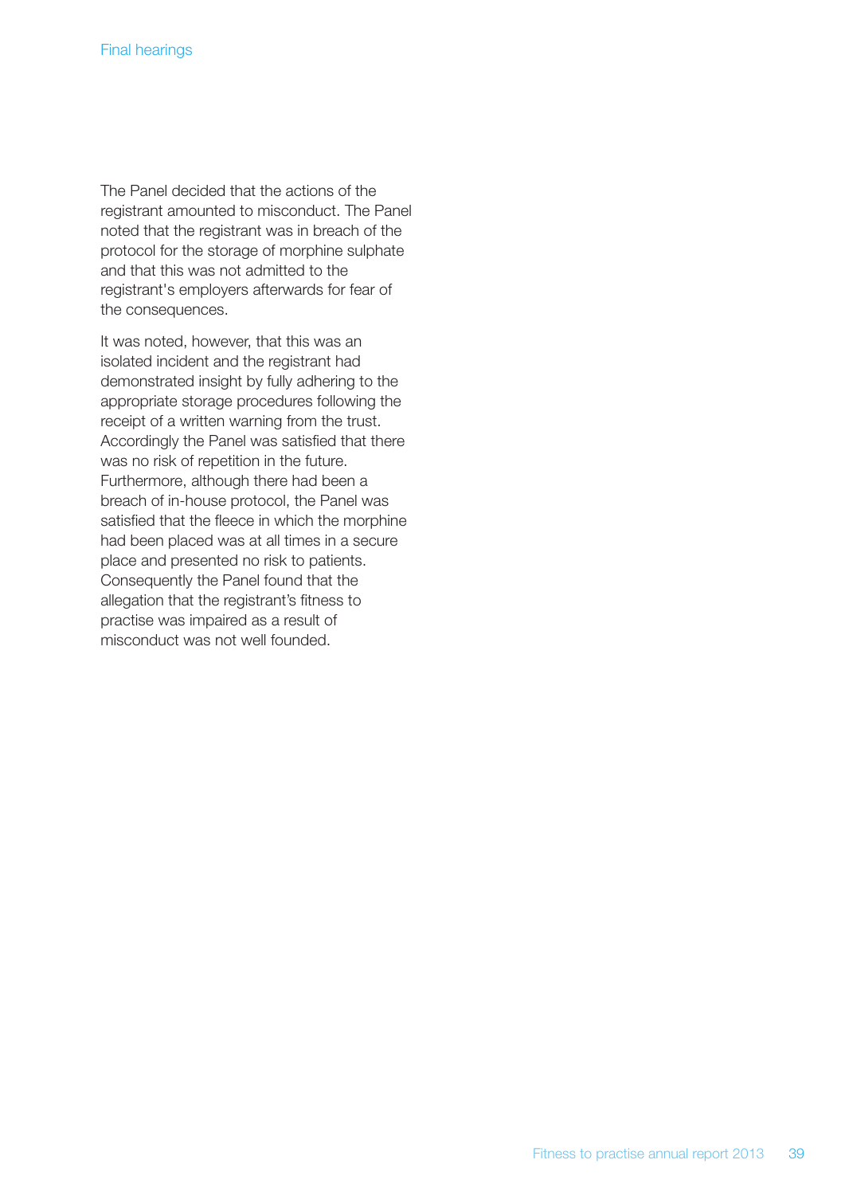The Panel decided that the actions of the registrant amounted to misconduct. The Panel noted that the registrant was in breach of the protocol for the storage of morphine sulphate and that this was not admitted to the registrant's employers afterwards for fear of the consequences.

It was noted, however, that this was an isolated incident and the registrant had demonstrated insight by fully adhering to the appropriate storage procedures following the receipt of a written warning from the trust. Accordingly the Panel was satisfied that there was no risk of repetition in the future. Furthermore, although there had been a breach of in-house protocol, the Panel was satisfied that the fleece in which the morphine had been placed was at all times in a secure place and presented no risk to patients. Consequently the Panel found that the allegation that the registrant's fitness to practise was impaired as a result of misconduct was not well founded.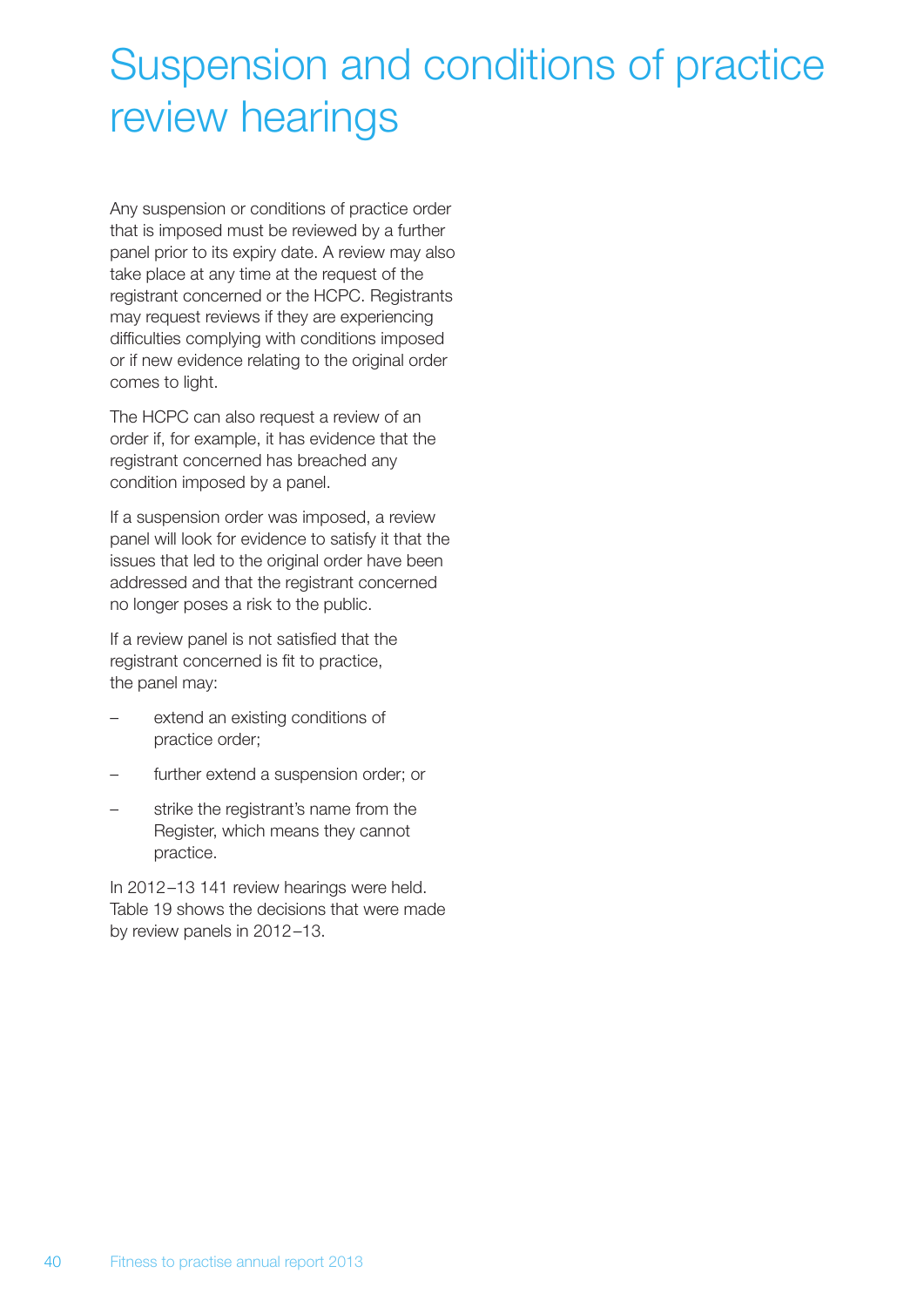# Suspension and conditions of practice review hearings

Any suspension or conditions of practice order that is imposed must be reviewed by a further panel prior to its expiry date. A review may also take place at any time at the request of the registrant concerned or the HCPC. Registrants may request reviews if they are experiencing difficulties complying with conditions imposed or if new evidence relating to the original order comes to light.

The HCPC can also request a review of an order if, for example, it has evidence that the registrant concerned has breached any condition imposed by a panel.

If a suspension order was imposed, a review panel will look for evidence to satisfy it that the issues that led to the original order have been addressed and that the registrant concerned no longer poses a risk to the public.

If a review panel is not satisfied that the registrant concerned is fit to practice, the panel may:

- extend an existing conditions of practice order;
- further extend a suspension order; or
- strike the registrant's name from the Register, which means they cannot practice.

In 2012–13 141 review hearings were held. Table 19 shows the decisions that were made by review panels in 2012–13.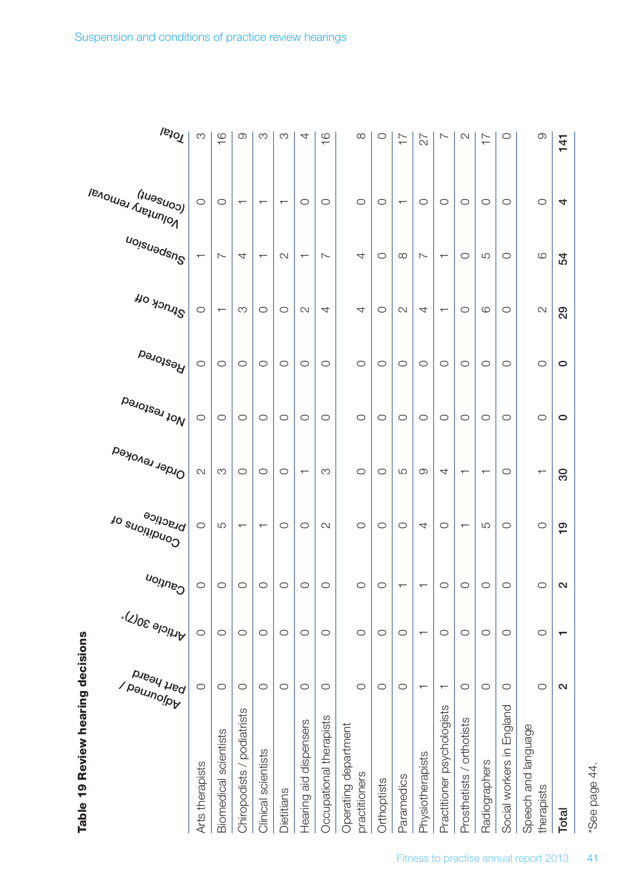### Table 19 Review hearing decisions

| | Adjourned / Part heard | Article 30(7)* | Caution | Conditions of practice | Order revoked | Not restored | Restored | Struck off | Suspension | Voluntary removal (consent) | Total |
|---|---|---|---|---|---|---|---|---|---|---|---|
| Arts therapists | 0 | 0 | 0 | 0 | 2 | 0 | 0 | 0 | 1 | 0 | 3 |
| Biomedical scientists | 0 | 0 | 0 | 5 | 3 | 0 | 0 | 1 | 7 | 0 | 16 |
| Chiropodists / podiatrists | 0 | 0 | 0 | 1 | 0 | 0 | 0 | 3 | 4 | 1 | 9 |
| Clinical scientists | 0 | 0 | 0 | 1 | 0 | 0 | 0 | 0 | 1 | 1 | 3 |
| Dietitians | 0 | 0 | 0 | 0 | 0 | 0 | 0 | 0 | 2 | 1 | 3 |
| Hearing aid dispensers | 0 | 0 | 0 | 0 | 1 | 0 | 0 | 2 | 1 | 0 | 4 |
| Occupational therapists | 0 | 0 | 0 | 2 | 3 | 0 | 0 | 4 | 7 | 0 | 16 |
| Operating department practitioners | 0 | 0 | 0 | 0 | 0 | 0 | 0 | 4 | 4 | 0 | 8 |
| Orthoptists | 0 | 0 | 0 | 0 | 0 | 0 | 0 | 0 | 0 | 0 | 0 |
| Paramedics | 0 | 0 | 1 | 0 | 5 | 0 | 0 | 2 | 8 | 1 | 17 |
| Physiotherapists | 1 | 1 | 1 | 4 | 9 | 0 | 0 | 4 | 7 | 0 | 27 |
| Practitioner psychologists | 1 | 0 | 0 | 0 | 4 | 0 | 0 | 1 | 1 | 0 | 7 |
| Prosthetists / orthotists | 0 | 0 | 0 | 1 | 1 | 0 | 0 | 0 | 0 | 0 | 2 |
| Radiographers | 0 | 0 | 0 | 5 | 1 | 0 | 0 | 6 | 5 | 0 | 17 |
| Social workers in England | 0 | 0 | 0 | 0 | 0 | 0 | 0 | 0 | 0 | 0 | 0 |
| Speech and language therapists | 0 | 0 | 0 | 0 | 1 | 0 | 0 | 2 | 6 | 0 | 9 |
| **Total** | **2** | **1** | **2** | **19** | **30** | **0** | **0** | **29** | **54** | **4** | **141** |

*See page 44.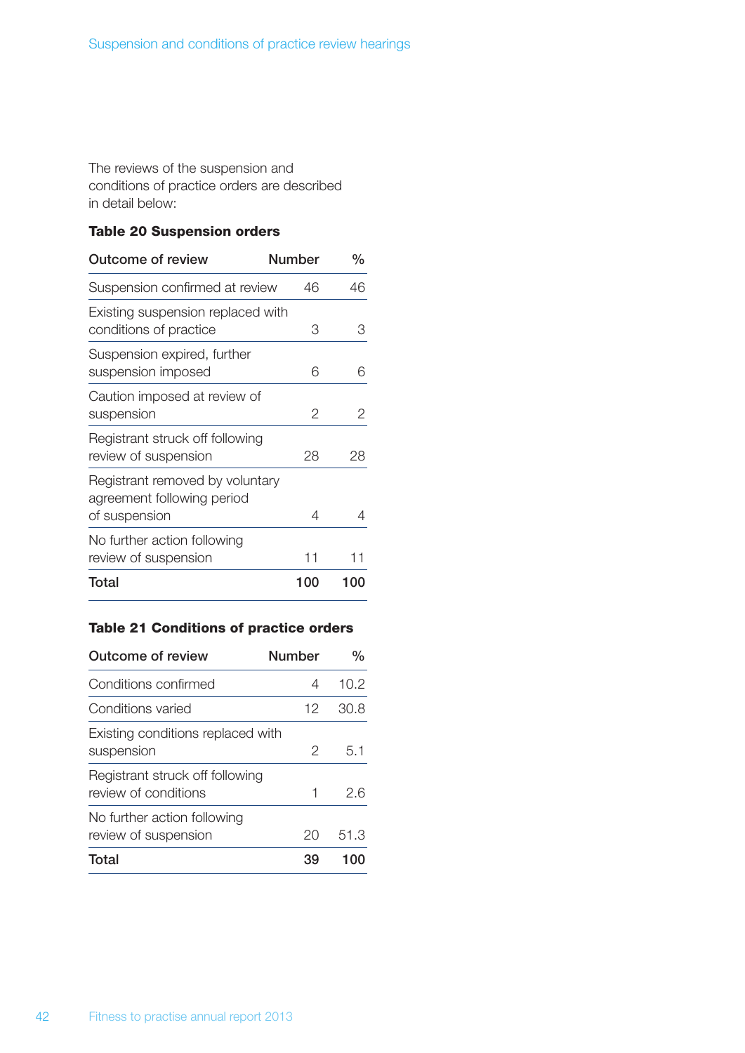The reviews of the suspension and conditions of practice orders are described in detail below:

**Table 20 Suspension orders**

| Outcome of review | Number | % |
|---|---|---|
| Suspension confirmed at review | 46 | 46 |
| Existing suspension replaced with conditions of practice | 3 | 3 |
| Suspension expired, further suspension imposed | 6 | 6 |
| Caution imposed at review of suspension | 2 | 2 |
| Registrant struck off following review of suspension | 28 | 28 |
| Registrant removed by voluntary agreement following period of suspension | 4 | 4 |
| No further action following review of suspension | 11 | 11 |
| **Total** | **100** | **100** |

**Table 21 Conditions of practice orders**

| Outcome of review | Number | % |
|---|---|---|
| Conditions confirmed | 4 | 10.2 |
| Conditions varied | 12 | 30.8 |
| Existing conditions replaced with suspension | 2 | 5.1 |
| Registrant struck off following review of conditions | 1 | 2.6 |
| No further action following review of suspension | 20 | 51.3 |
| **Total** | **39** | **100** |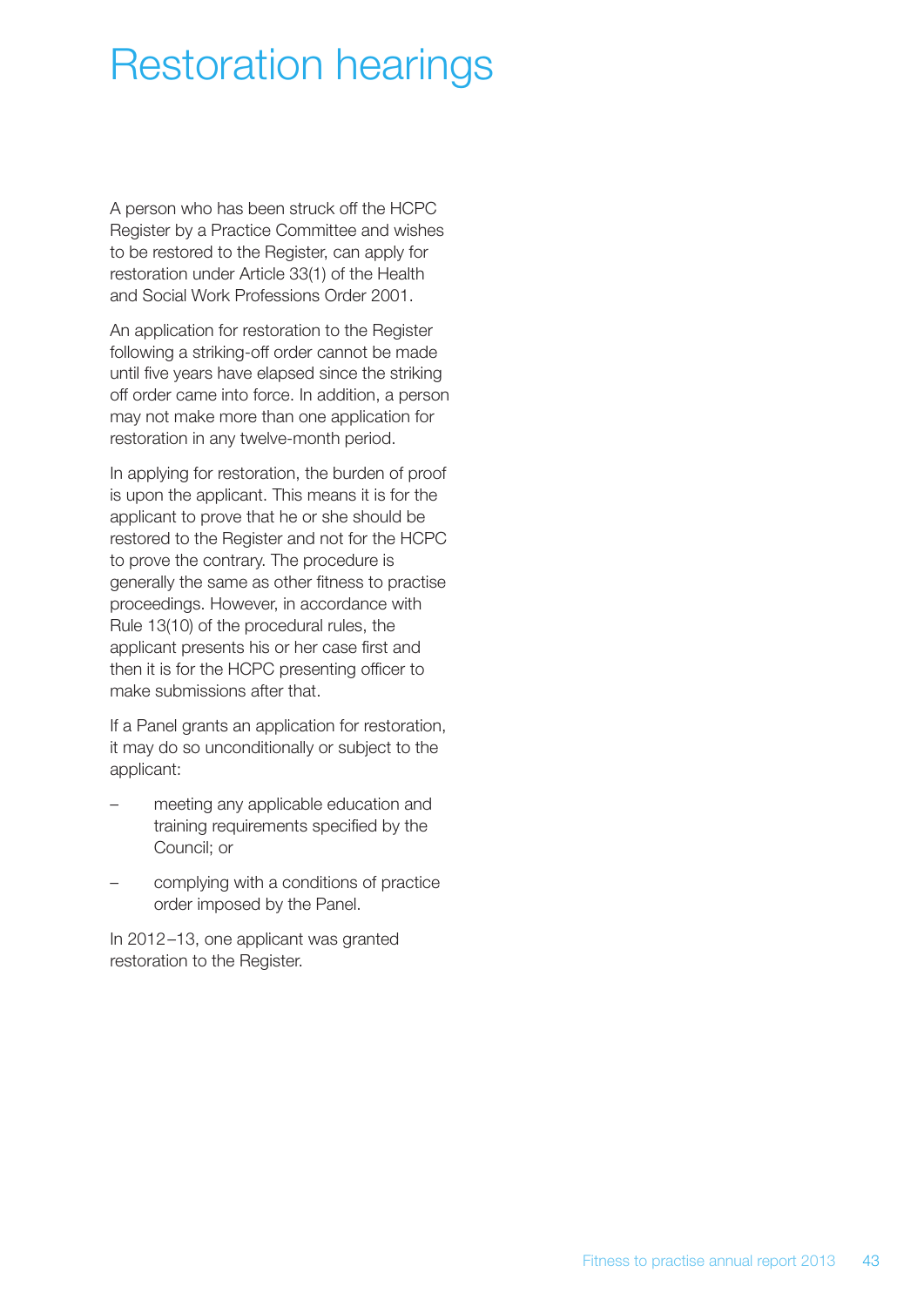# Restoration hearings

A person who has been struck off the HCPC Register by a Practice Committee and wishes to be restored to the Register, can apply for restoration under Article 33(1) of the Health and Social Work Professions Order 2001.

An application for restoration to the Register following a striking-off order cannot be made until five years have elapsed since the striking off order came into force. In addition, a person may not make more than one application for restoration in any twelve-month period.

In applying for restoration, the burden of proof is upon the applicant. This means it is for the applicant to prove that he or she should be restored to the Register and not for the HCPC to prove the contrary. The procedure is generally the same as other fitness to practise proceedings. However, in accordance with Rule 13(10) of the procedural rules, the applicant presents his or her case first and then it is for the HCPC presenting officer to make submissions after that.

If a Panel grants an application for restoration, it may do so unconditionally or subject to the applicant:

– meeting any applicable education and training requirements specified by the Council; or

– complying with a conditions of practice order imposed by the Panel.

In 2012–13, one applicant was granted restoration to the Register.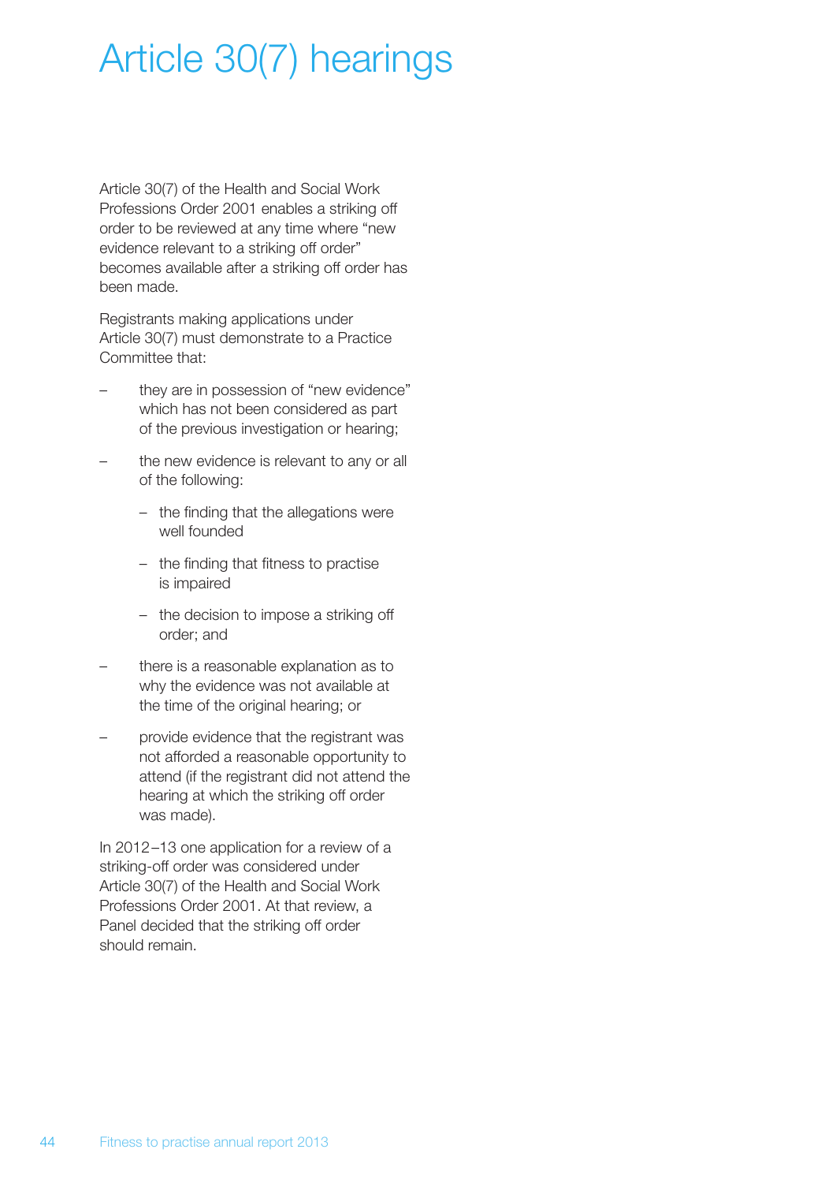# Article 30(7) hearings

Article 30(7) of the Health and Social Work Professions Order 2001 enables a striking off order to be reviewed at any time where "new evidence relevant to a striking off order" becomes available after a striking off order has been made.

Registrants making applications under Article 30(7) must demonstrate to a Practice Committee that:

- they are in possession of "new evidence" which has not been considered as part of the previous investigation or hearing;
- the new evidence is relevant to any or all of the following:
  - the finding that the allegations were well founded
  - the finding that fitness to practise is impaired
  - the decision to impose a striking off order; and
- there is a reasonable explanation as to why the evidence was not available at the time of the original hearing; or
- provide evidence that the registrant was not afforded a reasonable opportunity to attend (if the registrant did not attend the hearing at which the striking off order was made).

In 2012–13 one application for a review of a striking-off order was considered under Article 30(7) of the Health and Social Work Professions Order 2001. At that review, a Panel decided that the striking off order should remain.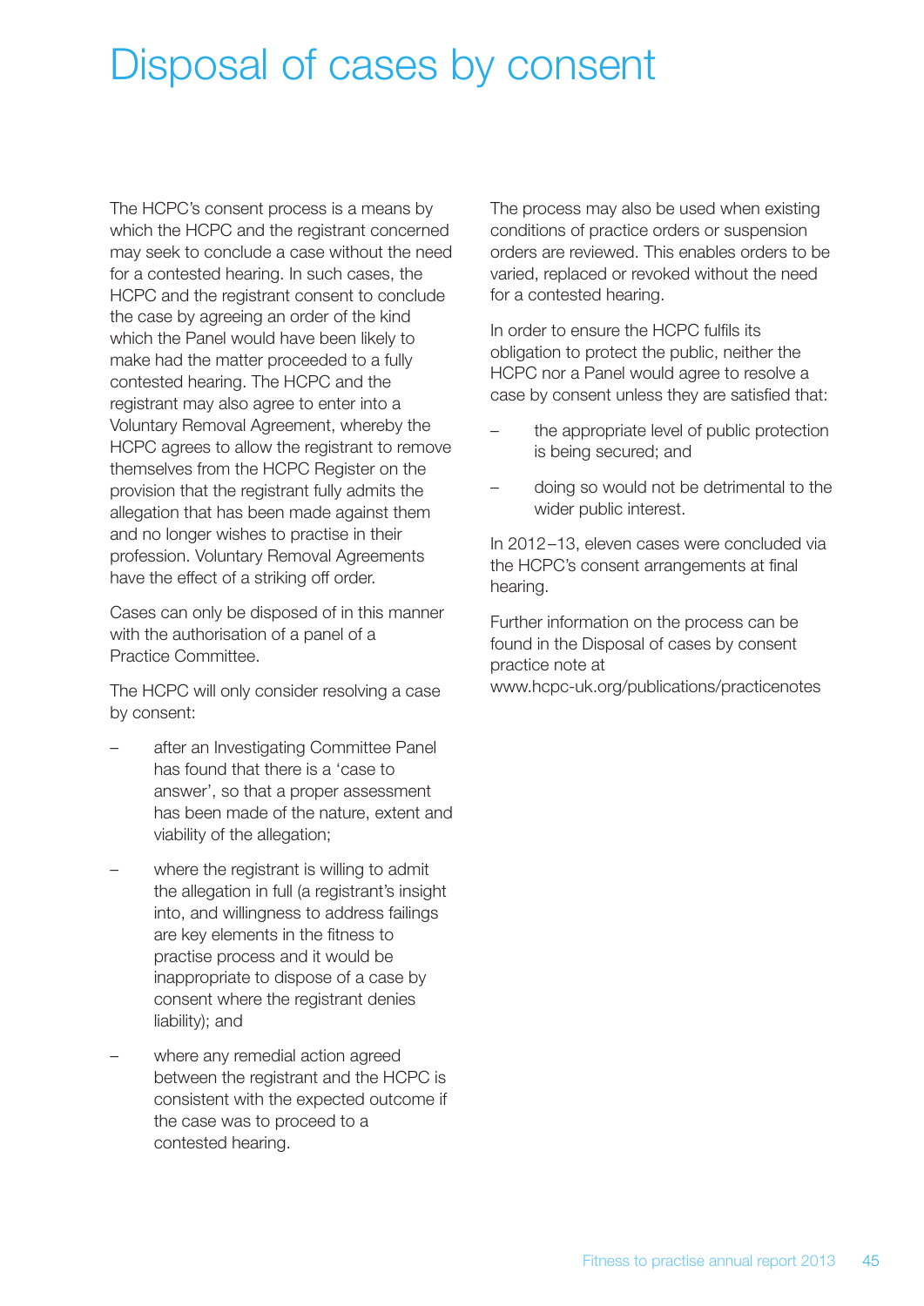# Disposal of cases by consent

The HCPC's consent process is a means by which the HCPC and the registrant concerned may seek to conclude a case without the need for a contested hearing. In such cases, the HCPC and the registrant consent to conclude the case by agreeing an order of the kind which the Panel would have been likely to make had the matter proceeded to a fully contested hearing. The HCPC and the registrant may also agree to enter into a Voluntary Removal Agreement, whereby the HCPC agrees to allow the registrant to remove themselves from the HCPC Register on the provision that the registrant fully admits the allegation that has been made against them and no longer wishes to practise in their profession. Voluntary Removal Agreements have the effect of a striking off order.

Cases can only be disposed of in this manner with the authorisation of a panel of a Practice Committee.

The HCPC will only consider resolving a case by consent:

- after an Investigating Committee Panel has found that there is a 'case to answer', so that a proper assessment has been made of the nature, extent and viability of the allegation;
- where the registrant is willing to admit the allegation in full (a registrant's insight into, and willingness to address failings are key elements in the fitness to practise process and it would be inappropriate to dispose of a case by consent where the registrant denies liability); and
- where any remedial action agreed between the registrant and the HCPC is consistent with the expected outcome if the case was to proceed to a contested hearing.

The process may also be used when existing conditions of practice orders or suspension orders are reviewed. This enables orders to be varied, replaced or revoked without the need for a contested hearing.

In order to ensure the HCPC fulfils its obligation to protect the public, neither the HCPC nor a Panel would agree to resolve a case by consent unless they are satisfied that:

- the appropriate level of public protection is being secured; and
- doing so would not be detrimental to the wider public interest.

In 2012–13, eleven cases were concluded via the HCPC's consent arrangements at final hearing.

Further information on the process can be found in the Disposal of cases by consent practice note at www.hcpc-uk.org/publications/practicenotes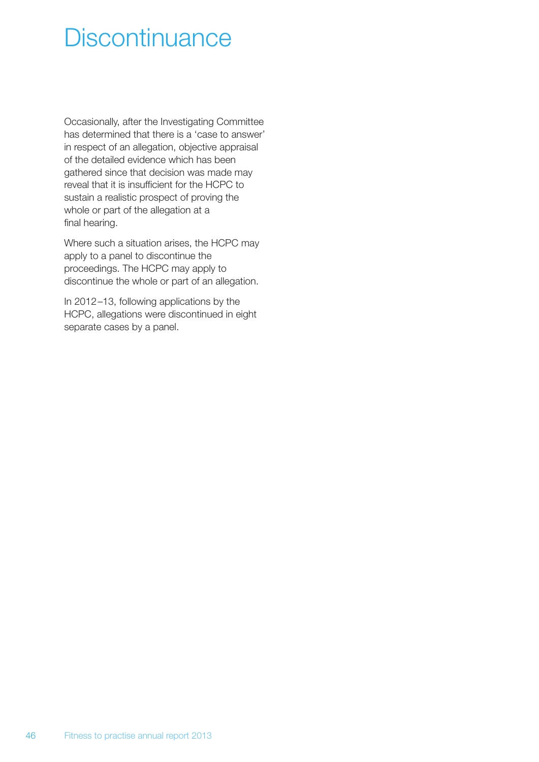# Discontinuance

Occasionally, after the Investigating Committee has determined that there is a 'case to answer' in respect of an allegation, objective appraisal of the detailed evidence which has been gathered since that decision was made may reveal that it is insufficient for the HCPC to sustain a realistic prospect of proving the whole or part of the allegation at a final hearing.

Where such a situation arises, the HCPC may apply to a panel to discontinue the proceedings. The HCPC may apply to discontinue the whole or part of an allegation.

In 2012–13, following applications by the HCPC, allegations were discontinued in eight separate cases by a panel.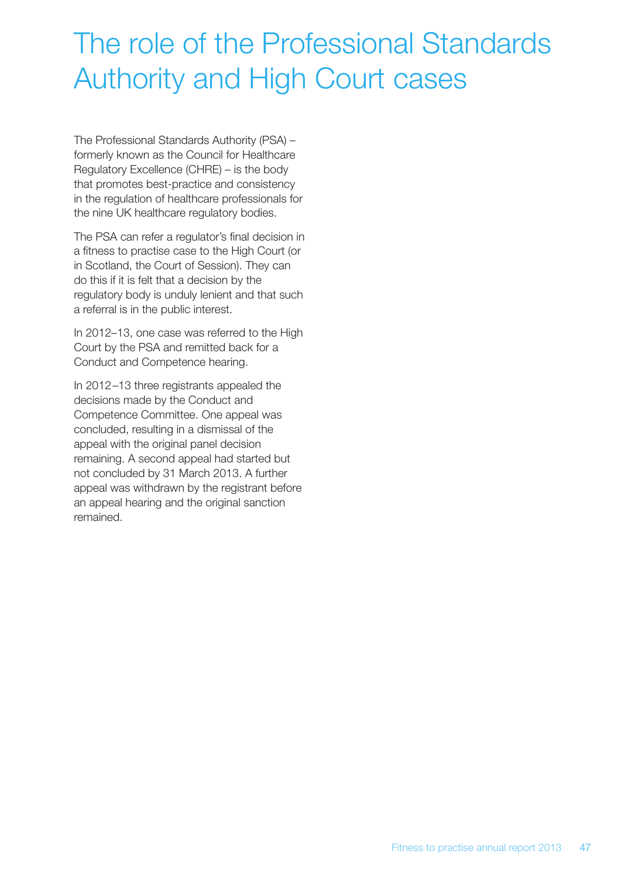# The role of the Professional Standards Authority and High Court cases

The Professional Standards Authority (PSA) – formerly known as the Council for Healthcare Regulatory Excellence (CHRE) – is the body that promotes best-practice and consistency in the regulation of healthcare professionals for the nine UK healthcare regulatory bodies.

The PSA can refer a regulator's final decision in a fitness to practise case to the High Court (or in Scotland, the Court of Session). They can do this if it is felt that a decision by the regulatory body is unduly lenient and that such a referral is in the public interest.

In 2012–13, one case was referred to the High Court by the PSA and remitted back for a Conduct and Competence hearing.

In 2012–13 three registrants appealed the decisions made by the Conduct and Competence Committee. One appeal was concluded, resulting in a dismissal of the appeal with the original panel decision remaining. A second appeal had started but not concluded by 31 March 2013. A further appeal was withdrawn by the registrant before an appeal hearing and the original sanction remained.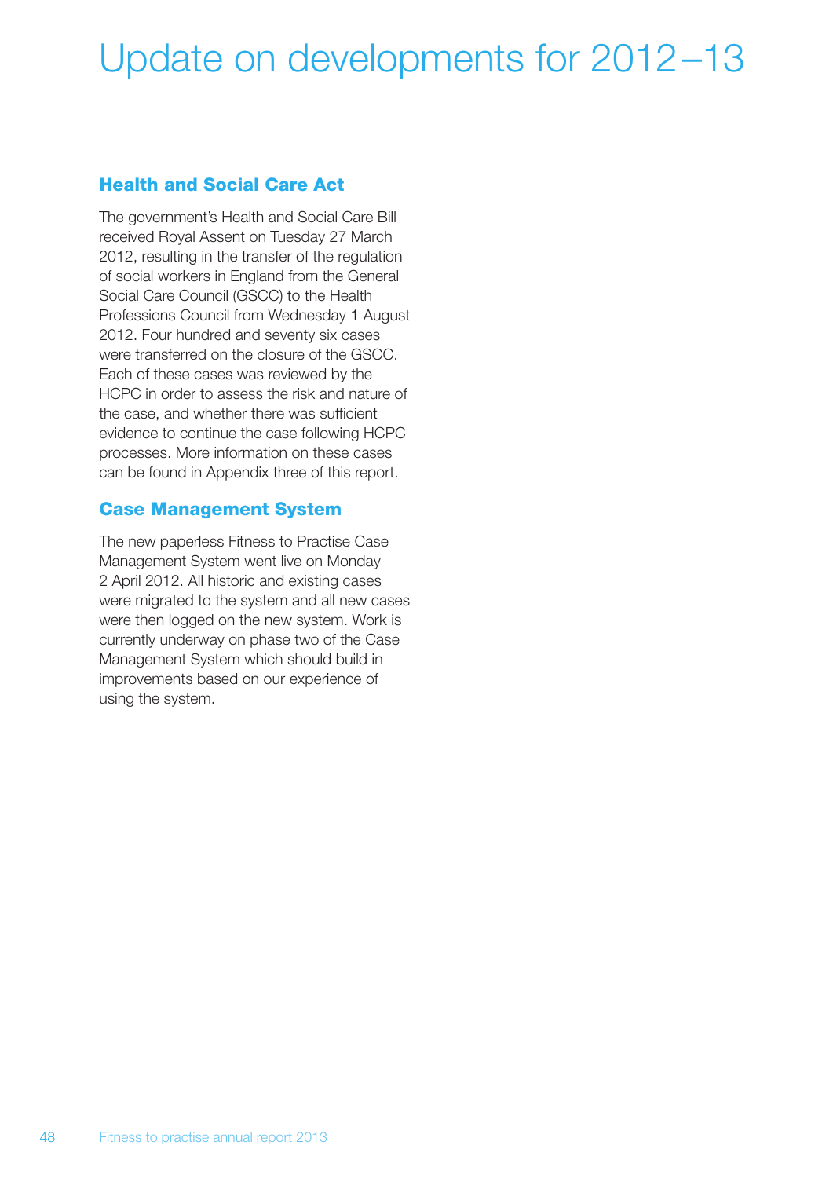# Update on developments for 2012–13

## Health and Social Care Act

The government's Health and Social Care Bill received Royal Assent on Tuesday 27 March 2012, resulting in the transfer of the regulation of social workers in England from the General Social Care Council (GSCC) to the Health Professions Council from Wednesday 1 August 2012. Four hundred and seventy six cases were transferred on the closure of the GSCC. Each of these cases was reviewed by the HCPC in order to assess the risk and nature of the case, and whether there was sufficient evidence to continue the case following HCPC processes. More information on these cases can be found in Appendix three of this report.

## Case Management System

The new paperless Fitness to Practise Case Management System went live on Monday 2 April 2012. All historic and existing cases were migrated to the system and all new cases were then logged on the new system. Work is currently underway on phase two of the Case Management System which should build in improvements based on our experience of using the system.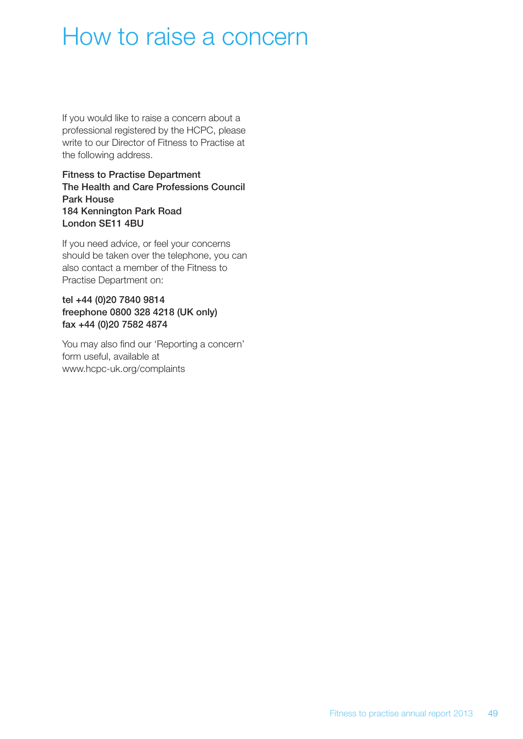# How to raise a concern

If you would like to raise a concern about a professional registered by the HCPC, please write to our Director of Fitness to Practise at the following address.

**Fitness to Practise Department**
**The Health and Care Professions Council**
**Park House**
**184 Kennington Park Road**
**London SE11 4BU**

If you need advice, or feel your concerns should be taken over the telephone, you can also contact a member of the Fitness to Practise Department on:

**tel +44 (0)20 7840 9814**
**freephone 0800 328 4218 (UK only)**
**fax +44 (0)20 7582 4874**

You may also find our 'Reporting a concern' form useful, available at www.hcpc-uk.org/complaints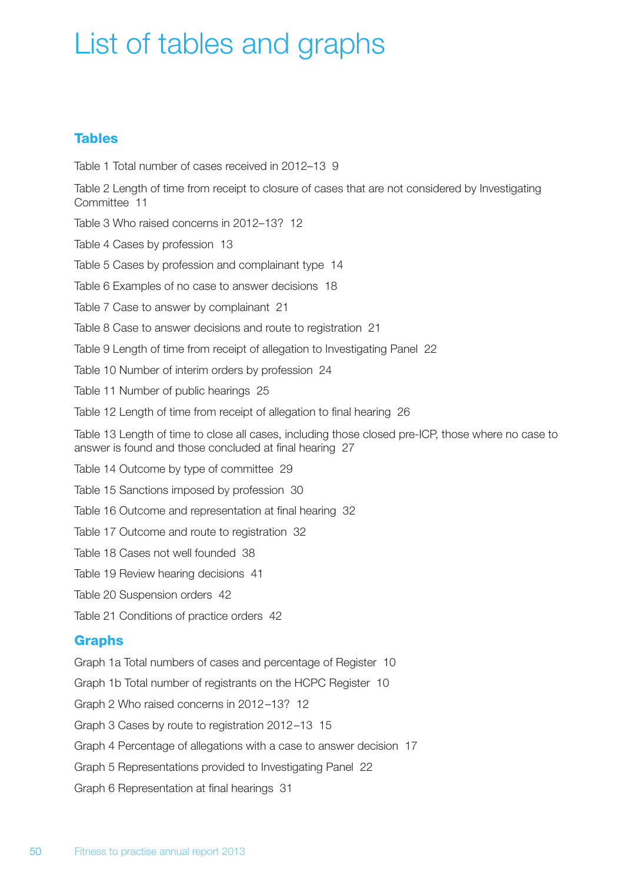# List of tables and graphs

## Tables

Table 1 Total number of cases received in 2012–13 9

Table 2 Length of time from receipt to closure of cases that are not considered by Investigating Committee 11

Table 3 Who raised concerns in 2012–13? 12

Table 4 Cases by profession 13

Table 5 Cases by profession and complainant type 14

Table 6 Examples of no case to answer decisions 18

Table 7 Case to answer by complainant 21

Table 8 Case to answer decisions and route to registration 21

Table 9 Length of time from receipt of allegation to Investigating Panel 22

Table 10 Number of interim orders by profession 24

Table 11 Number of public hearings 25

Table 12 Length of time from receipt of allegation to final hearing 26

Table 13 Length of time to close all cases, including those closed pre-ICP, those where no case to answer is found and those concluded at final hearing 27

Table 14 Outcome by type of committee 29

Table 15 Sanctions imposed by profession 30

Table 16 Outcome and representation at final hearing 32

Table 17 Outcome and route to registration 32

Table 18 Cases not well founded 38

Table 19 Review hearing decisions 41

Table 20 Suspension orders 42

Table 21 Conditions of practice orders 42

## Graphs

Graph 1a Total numbers of cases and percentage of Register 10

Graph 1b Total number of registrants on the HCPC Register 10

Graph 2 Who raised concerns in 2012–13? 12

Graph 3 Cases by route to registration 2012–13 15

Graph 4 Percentage of allegations with a case to answer decision 17

Graph 5 Representations provided to Investigating Panel 22

Graph 6 Representation at final hearings 31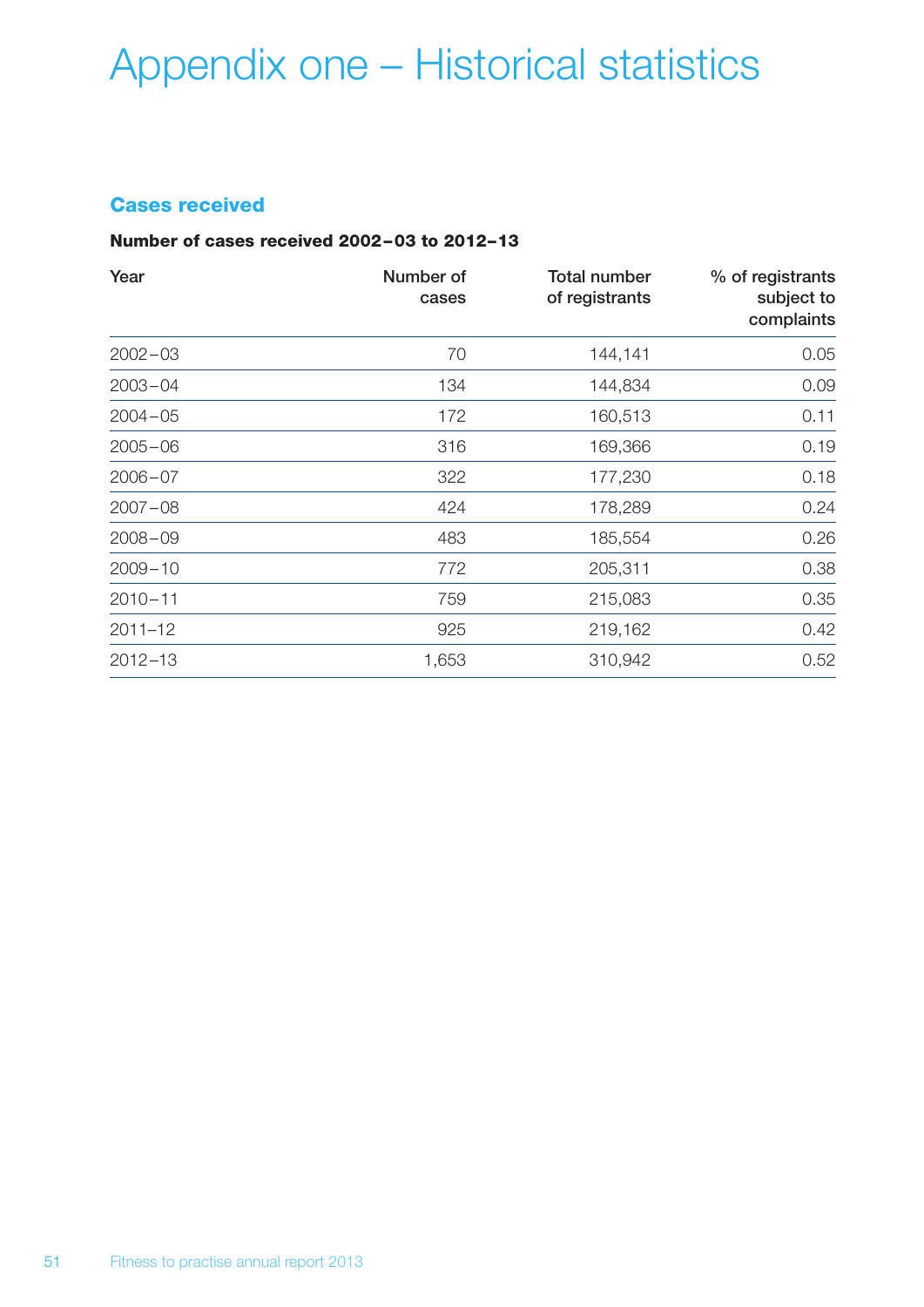# Appendix one – Historical statistics

## Cases received

**Number of cases received 2002–03 to 2012–13**

| Year | Number of cases | Total number of registrants | % of registrants subject to complaints |
|---|---|---|---|
| 2002–03 | 70 | 144,141 | 0.05 |
| 2003–04 | 134 | 144,834 | 0.09 |
| 2004–05 | 172 | 160,513 | 0.11 |
| 2005–06 | 316 | 169,366 | 0.19 |
| 2006–07 | 322 | 177,230 | 0.18 |
| 2007–08 | 424 | 178,289 | 0.24 |
| 2008–09 | 483 | 185,554 | 0.26 |
| 2009–10 | 772 | 205,311 | 0.38 |
| 2010–11 | 759 | 215,083 | 0.35 |
| 2011–12 | 925 | 219,162 | 0.42 |
| 2012–13 | 1,653 | 310,942 | 0.52 |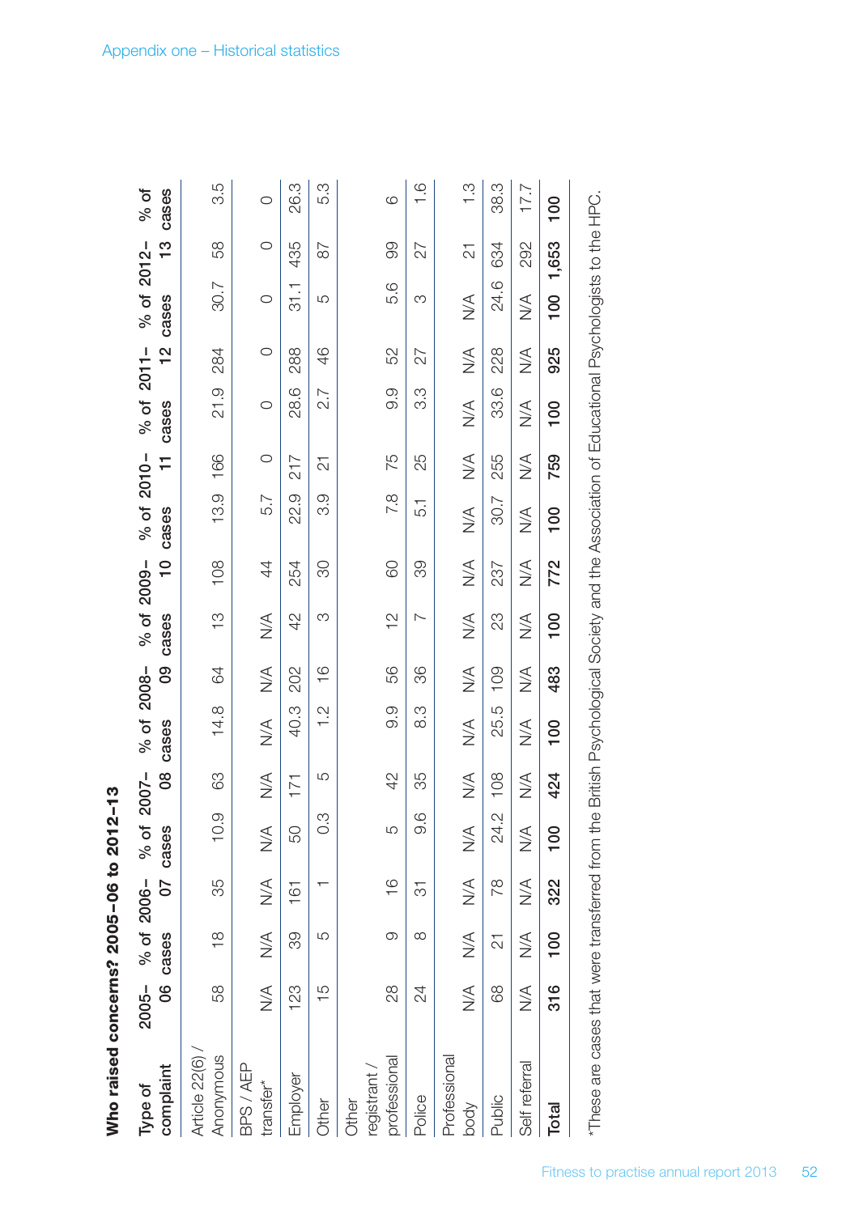Appendix one – Historical statistics

## Who raised concerns? 2005–06 to 2012–13

| Type of complaint | 2005–06 | % of cases | 2006–07 | % of cases | 2007–08 | % of cases | 2008–09 | % of cases | 2009–10 | % of cases | 2010–11 | % of cases | 2011–12 | % of cases | 2012–13 | % of cases |
|---|---|---|---|---|---|---|---|---|---|---|---|---|---|---|---|---|
| Article 22(6) / Anonymous | 58 | 18 | 35 | 10.9 | 63 | 14.8 | 64 | 13 | 108 | 13.9 | 166 | 21.9 | 284 | 30.7 | 58 | 3.5 |
| BPS / AEP transfer* | N/A | N/A | N/A | N/A | N/A | N/A | N/A | N/A | 44 | 5.7 | 0 | 0 | 0 | 0 | 0 | 0 |
| Employer | 123 | 39 | 161 | 50 | 171 | 40.3 | 202 | 42 | 254 | 22.9 | 217 | 28.6 | 288 | 31.1 | 435 | 26.3 |
| Other | 15 | 5 | 1 | 0.3 | 5 | 1.2 | 16 | 3 | 30 | 3.9 | 21 | 2.7 | 46 | 5 | 87 | 5.3 |
| Other registrant / professional | 28 | 9 | 16 | 5 | 42 | 9.9 | 56 | 12 | 60 | 7.8 | 75 | 9.9 | 52 | 5.6 | 99 | 6 |
| Police | 24 | 8 | 31 | 9.6 | 35 | 8.3 | 36 | 7 | 39 | 5.1 | 25 | 3.3 | 27 | 3 | 27 | 1.6 |
| Professional body | N/A | N/A | N/A | N/A | N/A | N/A | N/A | N/A | N/A | N/A | N/A | N/A | N/A | N/A | 21 | 1.3 |
| Public | 68 | 21 | 78 | 24.2 | 108 | 25.5 | 109 | 23 | 237 | 30.7 | 255 | 33.6 | 228 | 24.6 | 634 | 38.3 |
| Self referral | N/A | N/A | N/A | N/A | N/A | N/A | N/A | N/A | N/A | N/A | N/A | N/A | N/A | N/A | 292 | 17.7 |
| **Total** | **316** | **100** | **322** | **100** | **424** | **100** | **483** | **100** | **772** | **100** | **759** | **100** | **925** | **100** | **1,653** | **100** |

*These are cases that were transferred from the British Psychological Society and the Association of Educational Psychologists to the HPC.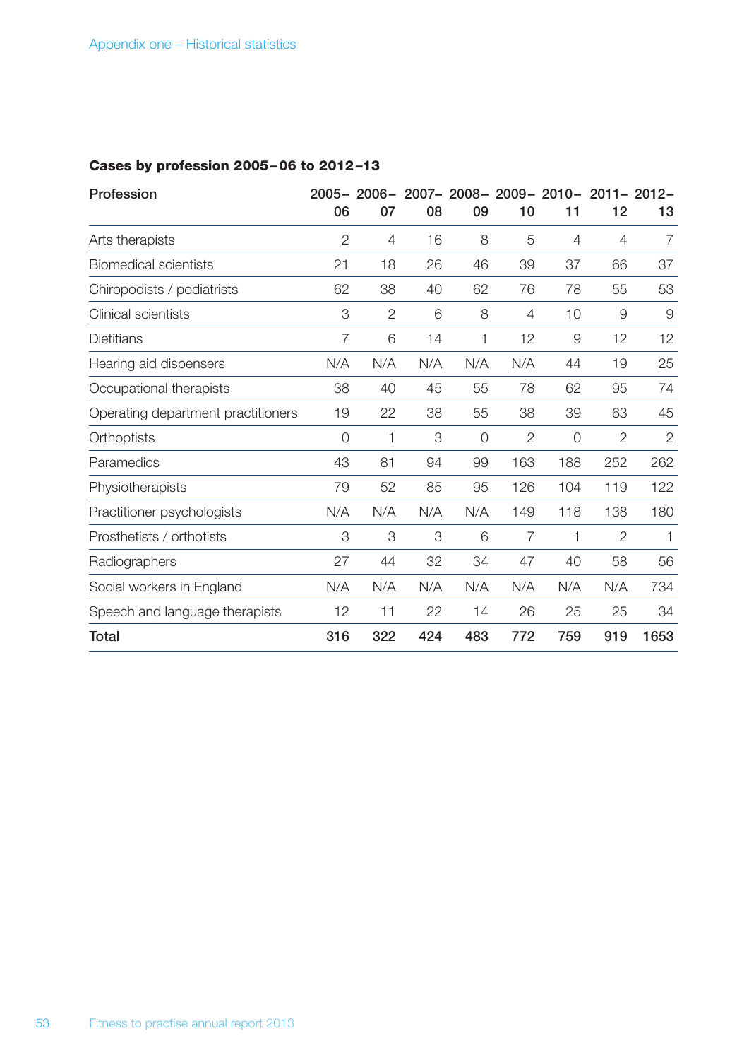Appendix one – Historical statistics

**Cases by profession 2005–06 to 2012–13**

| Profession | 2005–06 | 2006–07 | 2007–08 | 2008–09 | 2009–10 | 2010–11 | 2011–12 | 2012–13 |
|---|---|---|---|---|---|---|---|---|
| Arts therapists | 2 | 4 | 16 | 8 | 5 | 4 | 4 | 7 |
| Biomedical scientists | 21 | 18 | 26 | 46 | 39 | 37 | 66 | 37 |
| Chiropodists / podiatrists | 62 | 38 | 40 | 62 | 76 | 78 | 55 | 53 |
| Clinical scientists | 3 | 2 | 6 | 8 | 4 | 10 | 9 | 9 |
| Dietitians | 7 | 6 | 14 | 1 | 12 | 9 | 12 | 12 |
| Hearing aid dispensers | N/A | N/A | N/A | N/A | N/A | 44 | 19 | 25 |
| Occupational therapists | 38 | 40 | 45 | 55 | 78 | 62 | 95 | 74 |
| Operating department practitioners | 19 | 22 | 38 | 55 | 38 | 39 | 63 | 45 |
| Orthoptists | 0 | 1 | 3 | 0 | 2 | 0 | 2 | 2 |
| Paramedics | 43 | 81 | 94 | 99 | 163 | 188 | 252 | 262 |
| Physiotherapists | 79 | 52 | 85 | 95 | 126 | 104 | 119 | 122 |
| Practitioner psychologists | N/A | N/A | N/A | N/A | 149 | 118 | 138 | 180 |
| Prosthetists / orthotists | 3 | 3 | 3 | 6 | 7 | 1 | 2 | 1 |
| Radiographers | 27 | 44 | 32 | 34 | 47 | 40 | 58 | 56 |
| Social workers in England | N/A | N/A | N/A | N/A | N/A | N/A | N/A | 734 |
| Speech and language therapists | 12 | 11 | 22 | 14 | 26 | 25 | 25 | 34 |
| **Total** | **316** | **322** | **424** | **483** | **772** | **759** | **919** | **1653** |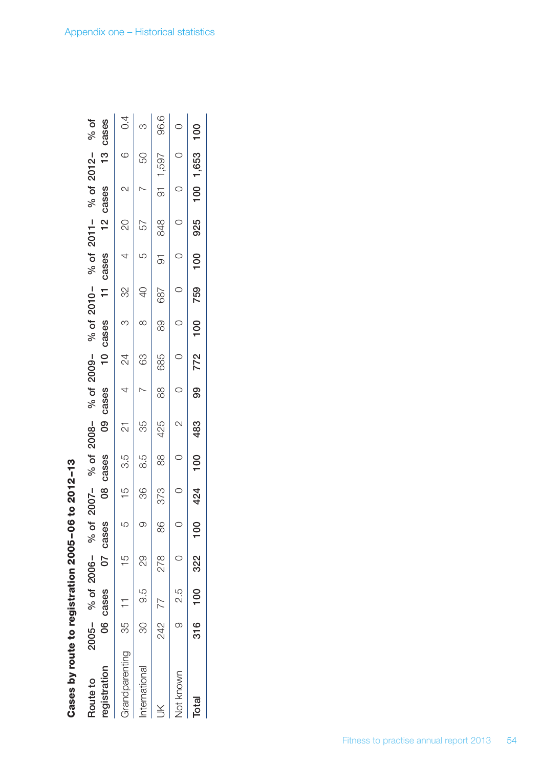## Cases by route to registration 2005–06 to 2012–13

| Route to registration | 2005–06 | % of cases | 2006–07 | % of cases | 2007–08 | % of cases | 2008–09 | % of cases | 2009–10 | % of cases | 2010–11 | % of cases | 2011–12 | % of cases | 2012–13 | % of cases |
|---|---|---|---|---|---|---|---|---|---|---|---|---|---|---|---|---|
| Grandparenting | 35 | 11 | 15 | 5 | 15 | 3.5 | 21 | 4 | 24 | 3 | 32 | 4 | 20 | 2 | 6 | 0.4 |
| International | 30 | 9.5 | 29 | 9 | 36 | 8.5 | 35 | 7 | 63 | 8 | 40 | 5 | 57 | 7 | 50 | 3 |
| UK | 242 | 77 | 278 | 86 | 373 | 88 | 425 | 88 | 685 | 89 | 687 | 91 | 848 | 91 | 1,597 | 96.6 |
| Not known | 9 | 2.5 | 0 | 0 | 0 | 0 | 2 | 0 | 0 | 0 | 0 | 0 | 0 | 0 | 0 | 0 |
| **Total** | **316** | **100** | **322** | **100** | **424** | **100** | **483** | **99** | **772** | **100** | **759** | **100** | **925** | **100** | **1,653** | **100** |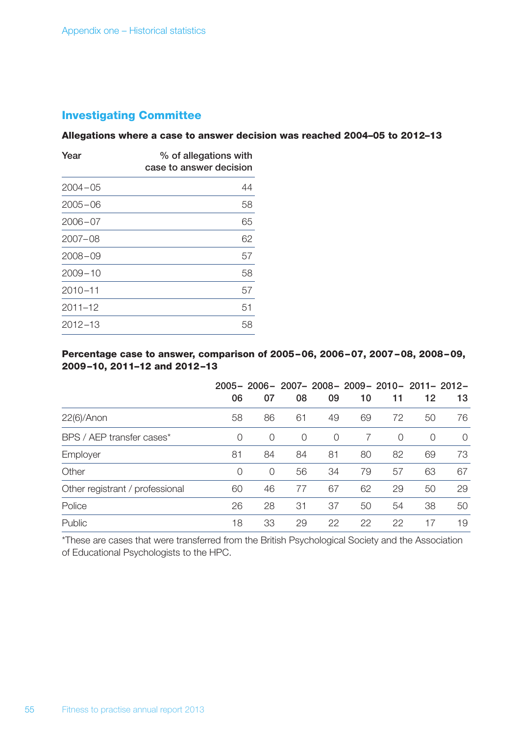## Investigating Committee

**Allegations where a case to answer decision was reached 2004–05 to 2012–13**

| Year | % of allegations with case to answer decision |
|---|---|
| 2004–05 | 44 |
| 2005–06 | 58 |
| 2006–07 | 65 |
| 2007–08 | 62 |
| 2008–09 | 57 |
| 2009–10 | 58 |
| 2010–11 | 57 |
| 2011–12 | 51 |
| 2012–13 | 58 |

**Percentage case to answer, comparison of 2005–06, 2006–07, 2007–08, 2008–09, 2009–10, 2011–12 and 2012–13**

| | 2005–06 | 2006–07 | 2007–08 | 2008–09 | 2009–10 | 2010–11 | 2011–12 | 2012–13 |
|---|---|---|---|---|---|---|---|---|
| 22(6)/Anon | 58 | 86 | 61 | 49 | 69 | 72 | 50 | 76 |
| BPS / AEP transfer cases* | 0 | 0 | 0 | 0 | 7 | 0 | 0 | 0 |
| Employer | 81 | 84 | 84 | 81 | 80 | 82 | 69 | 73 |
| Other | 0 | 0 | 56 | 34 | 79 | 57 | 63 | 67 |
| Other registrant / professional | 60 | 46 | 77 | 67 | 62 | 29 | 50 | 29 |
| Police | 26 | 28 | 31 | 37 | 50 | 54 | 38 | 50 |
| Public | 18 | 33 | 29 | 22 | 22 | 22 | 17 | 19 |

*These are cases that were transferred from the British Psychological Society and the Association of Educational Psychologists to the HPC.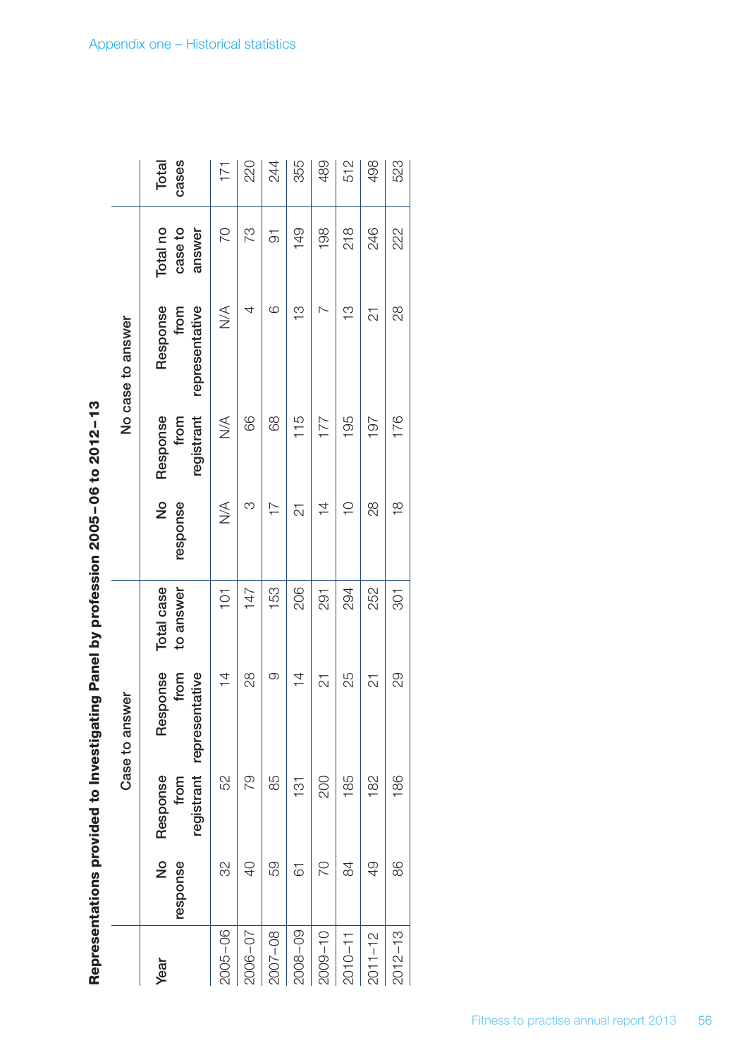## Representations provided to Investigating Panel by profession 2005–06 to 2012–13

| Year | Case to answer | | | | No case to answer | | | | Total cases |
|---|---|---|---|---|---|---|---|---|---|
| | No response | Response from registrant | Response from representative | Total case to answer | No response | Response from registrant | Response from representative | Total no case to answer | |
| 2005–06 | 32 | 52 | 14 | 101 | N/A | N/A | N/A | 70 | 171 |
| 2006–07 | 40 | 79 | 28 | 147 | 3 | 66 | 4 | 73 | 220 |
| 2007–08 | 59 | 85 | 9 | 153 | 17 | 68 | 6 | 91 | 244 |
| 2008–09 | 61 | 131 | 14 | 206 | 21 | 115 | 13 | 149 | 355 |
| 2009–10 | 70 | 200 | 21 | 291 | 14 | 177 | 7 | 198 | 489 |
| 2010–11 | 84 | 185 | 25 | 294 | 10 | 195 | 13 | 218 | 512 |
| 2011–12 | 49 | 182 | 21 | 252 | 28 | 197 | 21 | 246 | 498 |
| 2012–13 | 86 | 186 | 29 | 301 | 18 | 176 | 28 | 222 | 523 |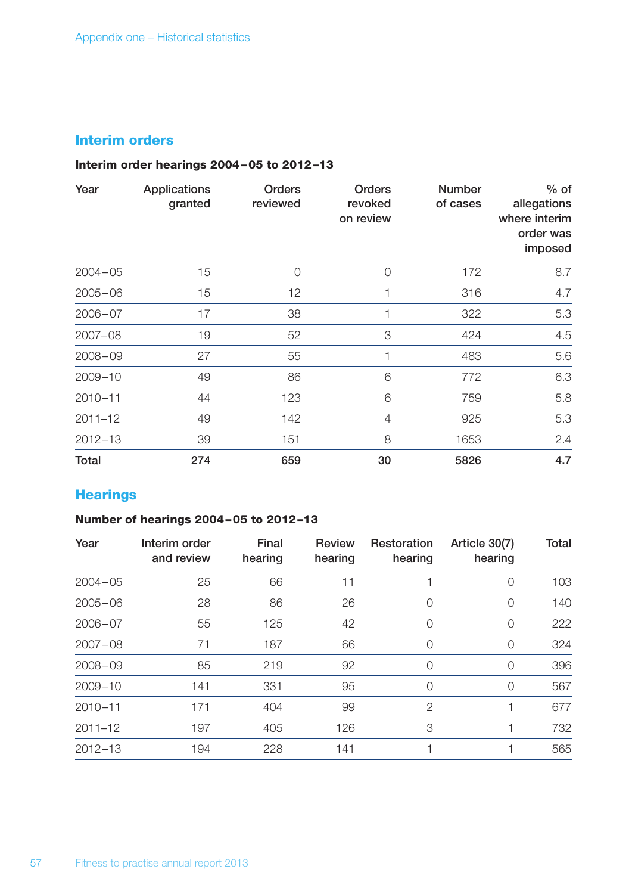## Interim orders

**Interim order hearings 2004–05 to 2012–13**

| Year | Applications granted | Orders reviewed | Orders revoked on review | Number of cases | % of allegations where interim order was imposed |
|---|---|---|---|---|---|
| 2004–05 | 15 | 0 | 0 | 172 | 8.7 |
| 2005–06 | 15 | 12 | 1 | 316 | 4.7 |
| 2006–07 | 17 | 38 | 1 | 322 | 5.3 |
| 2007–08 | 19 | 52 | 3 | 424 | 4.5 |
| 2008–09 | 27 | 55 | 1 | 483 | 5.6 |
| 2009–10 | 49 | 86 | 6 | 772 | 6.3 |
| 2010–11 | 44 | 123 | 6 | 759 | 5.8 |
| 2011–12 | 49 | 142 | 4 | 925 | 5.3 |
| 2012–13 | 39 | 151 | 8 | 1653 | 2.4 |
| **Total** | **274** | **659** | **30** | **5826** | **4.7** |

## Hearings

**Number of hearings 2004–05 to 2012–13**

| Year | Interim order and review | Final hearing | Review hearing | Restoration hearing | Article 30(7) hearing | Total |
|---|---|---|---|---|---|---|
| 2004–05 | 25 | 66 | 11 | 1 | 0 | 103 |
| 2005–06 | 28 | 86 | 26 | 0 | 0 | 140 |
| 2006–07 | 55 | 125 | 42 | 0 | 0 | 222 |
| 2007–08 | 71 | 187 | 66 | 0 | 0 | 324 |
| 2008–09 | 85 | 219 | 92 | 0 | 0 | 396 |
| 2009–10 | 141 | 331 | 95 | 0 | 0 | 567 |
| 2010–11 | 171 | 404 | 99 | 2 | 1 | 677 |
| 2011–12 | 197 | 405 | 126 | 3 | 1 | 732 |
| 2012–13 | 194 | 228 | 141 | 1 | 1 | 565 |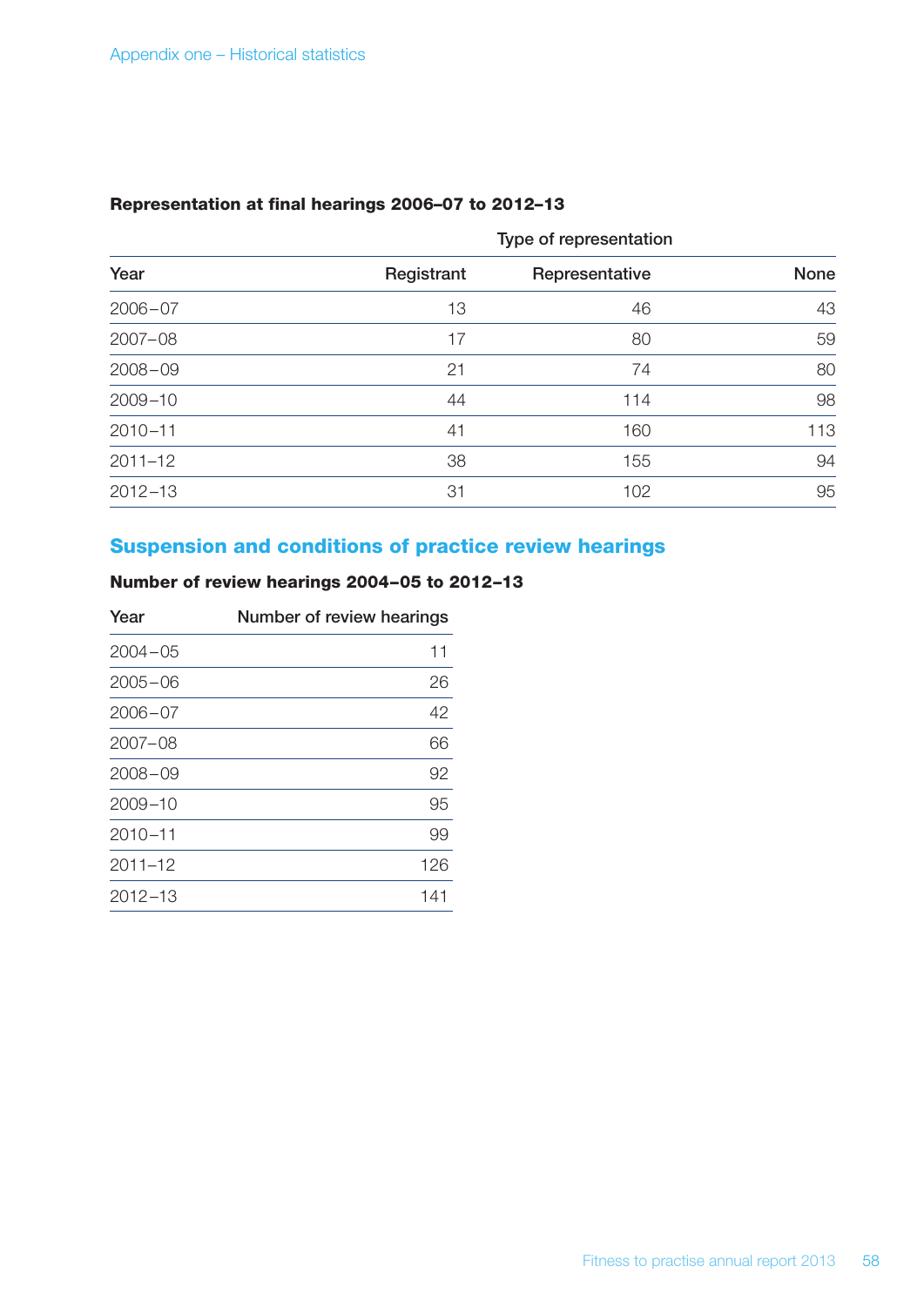**Representation at final hearings 2006–07 to 2012–13**

| | Type of representation | | |
|---|---|---|---|
| Year | Registrant | Representative | None |
| 2006–07 | 13 | 46 | 43 |
| 2007–08 | 17 | 80 | 59 |
| 2008–09 | 21 | 74 | 80 |
| 2009–10 | 44 | 114 | 98 |
| 2010–11 | 41 | 160 | 113 |
| 2011–12 | 38 | 155 | 94 |
| 2012–13 | 31 | 102 | 95 |

## Suspension and conditions of practice review hearings

**Number of review hearings 2004–05 to 2012–13**

| Year | Number of review hearings |
|---|---|
| 2004–05 | 11 |
| 2005–06 | 26 |
| 2006–07 | 42 |
| 2007–08 | 66 |
| 2008–09 | 92 |
| 2009–10 | 95 |
| 2010–11 | 99 |
| 2011–12 | 126 |
| 2012–13 | 141 |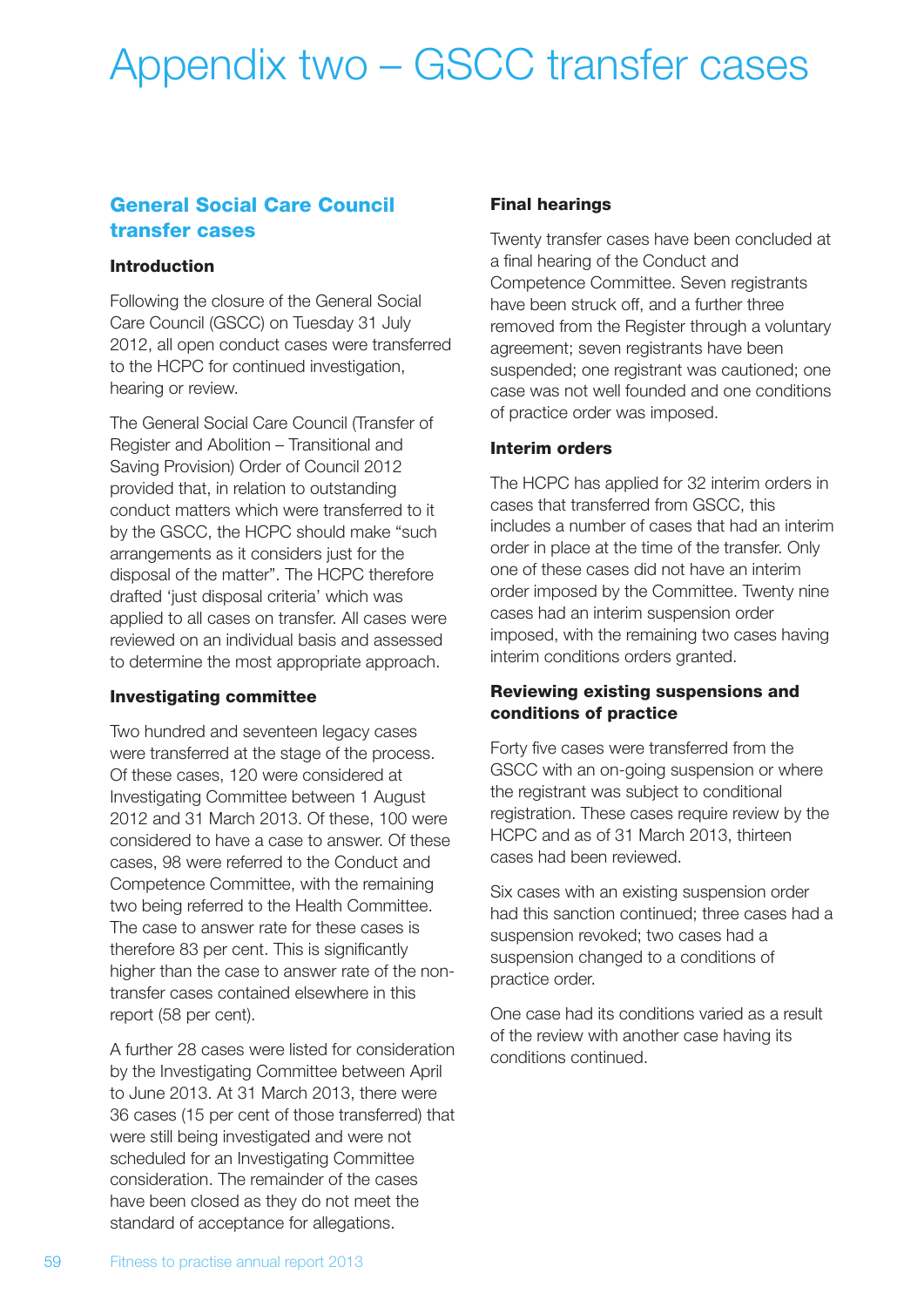# Appendix two – GSCC transfer cases

## General Social Care Council transfer cases

### Introduction

Following the closure of the General Social Care Council (GSCC) on Tuesday 31 July 2012, all open conduct cases were transferred to the HCPC for continued investigation, hearing or review.

The General Social Care Council (Transfer of Register and Abolition – Transitional and Saving Provision) Order of Council 2012 provided that, in relation to outstanding conduct matters which were transferred to it by the GSCC, the HCPC should make "such arrangements as it considers just for the disposal of the matter". The HCPC therefore drafted 'just disposal criteria' which was applied to all cases on transfer. All cases were reviewed on an individual basis and assessed to determine the most appropriate approach.

### Investigating committee

Two hundred and seventeen legacy cases were transferred at the stage of the process. Of these cases, 120 were considered at Investigating Committee between 1 August 2012 and 31 March 2013. Of these, 100 were considered to have a case to answer. Of these cases, 98 were referred to the Conduct and Competence Committee, with the remaining two being referred to the Health Committee. The case to answer rate for these cases is therefore 83 per cent. This is significantly higher than the case to answer rate of the non-transfer cases contained elsewhere in this report (58 per cent).

A further 28 cases were listed for consideration by the Investigating Committee between April to June 2013. At 31 March 2013, there were 36 cases (15 per cent of those transferred) that were still being investigated and were not scheduled for an Investigating Committee consideration. The remainder of the cases have been closed as they do not meet the standard of acceptance for allegations.

### Final hearings

Twenty transfer cases have been concluded at a final hearing of the Conduct and Competence Committee. Seven registrants have been struck off, and a further three removed from the Register through a voluntary agreement; seven registrants have been suspended; one registrant was cautioned; one case was not well founded and one conditions of practice order was imposed.

### Interim orders

The HCPC has applied for 32 interim orders in cases that transferred from GSCC, this includes a number of cases that had an interim order in place at the time of the transfer. Only one of these cases did not have an interim order imposed by the Committee. Twenty nine cases had an interim suspension order imposed, with the remaining two cases having interim conditions orders granted.

### Reviewing existing suspensions and conditions of practice

Forty five cases were transferred from the GSCC with an on-going suspension or where the registrant was subject to conditional registration. These cases require review by the HCPC and as of 31 March 2013, thirteen cases had been reviewed.

Six cases with an existing suspension order had this sanction continued; three cases had a suspension revoked; two cases had a suspension changed to a conditions of practice order.

One case had its conditions varied as a result of the review with another case having its conditions continued.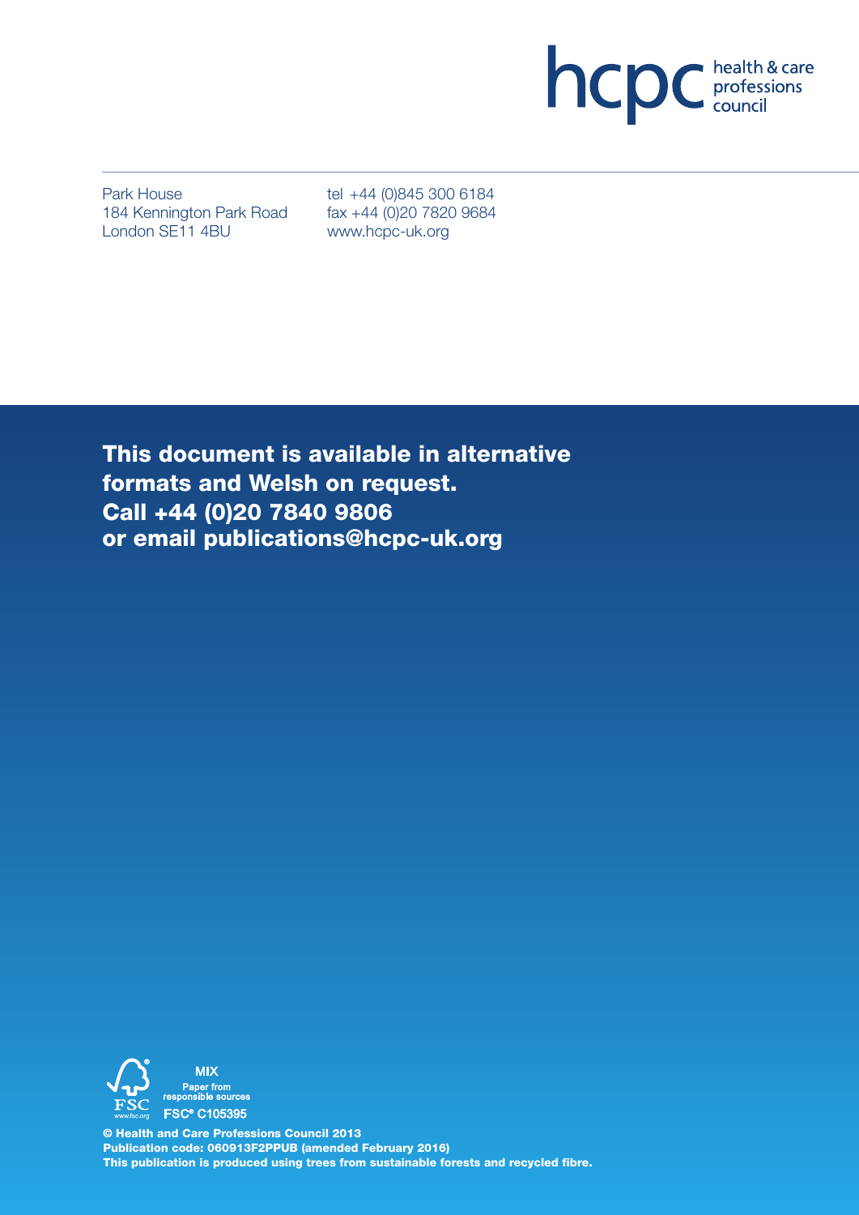hcpc health & care professions council

Park House
184 Kennington Park Road
London SE11 4BU

tel +44 (0)845 300 6184
fax +44 (0)20 7820 9684
www.hcpc-uk.org

**This document is available in alternative formats and Welsh on request.**
**Call +44 (0)20 7840 9806**
**or email publications@hcpc-uk.org**

MIX
Paper from responsible sources
FSC® C105395

**© Health and Care Professions Council 2013**
**Publication code: 060913F2PPUB (amended February 2016)**
**This publication is produced using trees from sustainable forests and recycled fibre.**